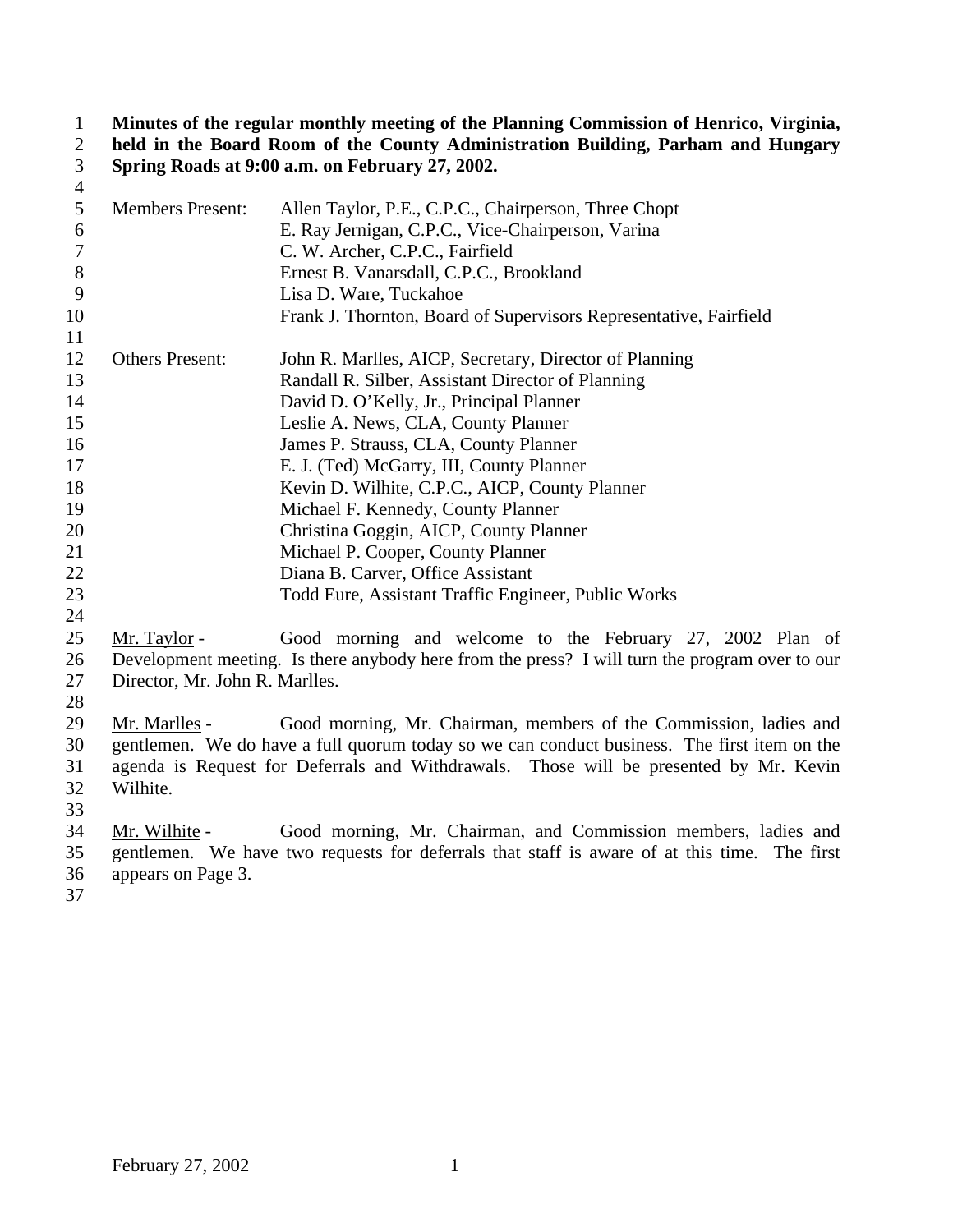**Minutes of the regular monthly meeting of the Planning Commission of Henrico, Virginia, held in the Board Room of the County Administration Building, Parham and Hungary Spring Roads at 9:00 a.m. on February 27, 2002.**

| | |
|---|---|
| Members Present: | Allen Taylor, P.E., C.P.C., Chairperson, Three Chopt |
| | E. Ray Jernigan, C.P.C., Vice-Chairperson, Varina |
| | C. W. Archer, C.P.C., Fairfield |
| | Ernest B. Vanarsdall, C.P.C., Brookland |
| | Lisa D. Ware, Tuckahoe |
| | Frank J. Thornton, Board of Supervisors Representative, Fairfield |
| Others Present: | John R. Marlles, AICP, Secretary, Director of Planning |
| | Randall R. Silber, Assistant Director of Planning |
| | David D. O'Kelly, Jr., Principal Planner |
| | Leslie A. News, CLA, County Planner |
| | James P. Strauss, CLA, County Planner |
| | E. J. (Ted) McGarry, III, County Planner |
| | Kevin D. Wilhite, C.P.C., AICP, County Planner |
| | Michael F. Kennedy, County Planner |
| | Christina Goggin, AICP, County Planner |
| | Michael P. Cooper, County Planner |
| | Diana B. Carver, Office Assistant |
| | Todd Eure, Assistant Traffic Engineer, Public Works |

Mr. Taylor - Good morning and welcome to the February 27, 2002 Plan of Development meeting. Is there anybody here from the press? I will turn the program over to our Director, Mr. John R. Marlles.

Mr. Marlles - Good morning, Mr. Chairman, members of the Commission, ladies and gentlemen. We do have a full quorum today so we can conduct business. The first item on the agenda is Request for Deferrals and Withdrawals. Those will be presented by Mr. Kevin Wilhite.

Mr. Wilhite - Good morning, Mr. Chairman, and Commission members, ladies and gentlemen. We have two requests for deferrals that staff is aware of at this time. The first appears on Page 3.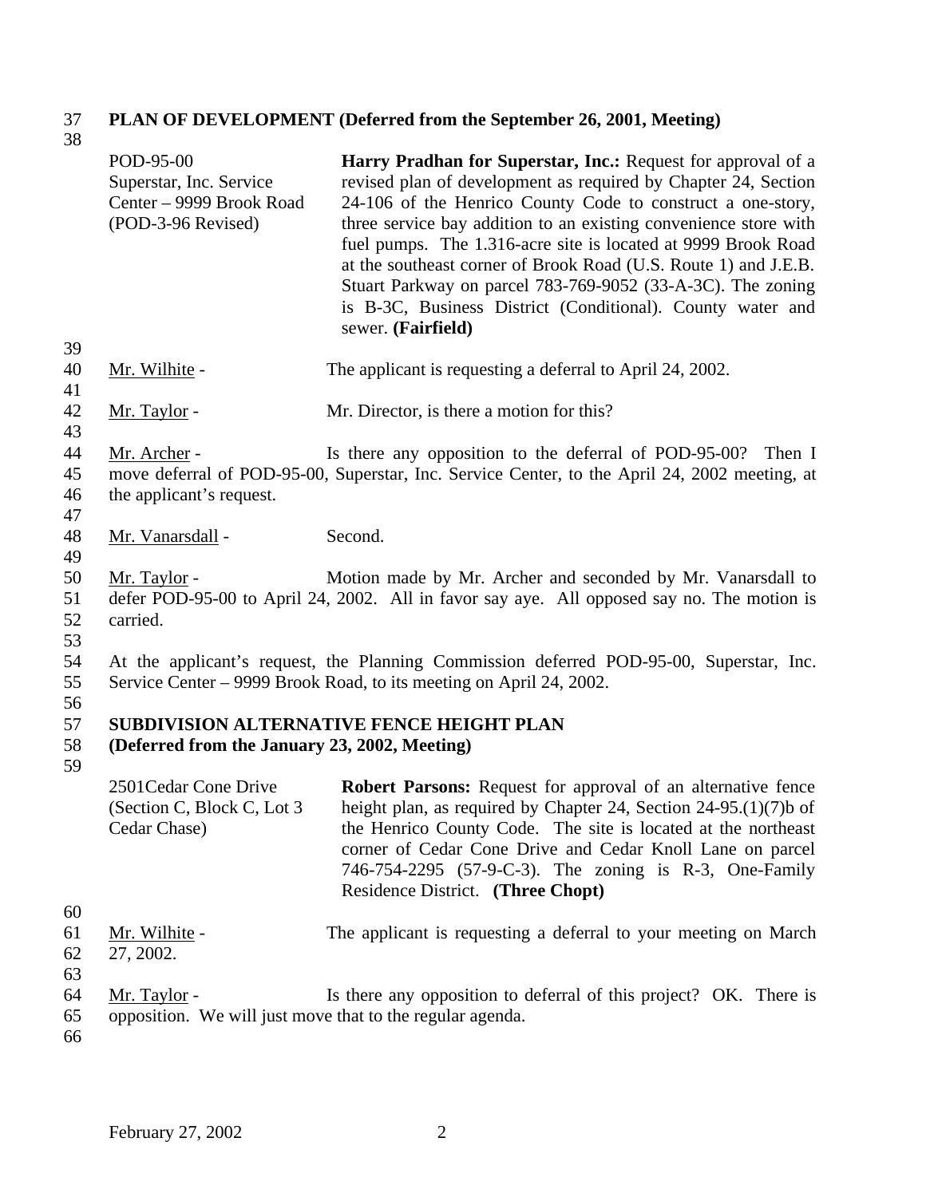**PLAN OF DEVELOPMENT (Deferred from the September 26, 2001, Meeting)**

| | |
|---|---|
| POD-95-00<br>Superstar, Inc. Service Center – 9999 Brook Road<br>(POD-3-96 Revised) | **Harry Pradhan for Superstar, Inc.:** Request for approval of a revised plan of development as required by Chapter 24, Section 24-106 of the Henrico County Code to construct a one-story, three service bay addition to an existing convenience store with fuel pumps. The 1.316-acre site is located at 9999 Brook Road at the southeast corner of Brook Road (U.S. Route 1) and J.E.B. Stuart Parkway on parcel 783-769-9052 (33-A-3C). The zoning is B-3C, Business District (Conditional). County water and sewer. **(Fairfield)** |

Mr. Wilhite - The applicant is requesting a deferral to April 24, 2002.

Mr. Taylor - Mr. Director, is there a motion for this?

Mr. Archer - Is there any opposition to the deferral of POD-95-00? Then I move deferral of POD-95-00, Superstar, Inc. Service Center, to the April 24, 2002 meeting, at the applicant's request.

Mr. Vanarsdall - Second.

Mr. Taylor - Motion made by Mr. Archer and seconded by Mr. Vanarsdall to defer POD-95-00 to April 24, 2002. All in favor say aye. All opposed say no. The motion is carried.

At the applicant's request, the Planning Commission deferred POD-95-00, Superstar, Inc. Service Center – 9999 Brook Road, to its meeting on April 24, 2002.

**SUBDIVISION ALTERNATIVE FENCE HEIGHT PLAN**
**(Deferred from the January 23, 2002, Meeting)**

| | |
|---|---|
| 2501Cedar Cone Drive<br>(Section C, Block C, Lot 3 Cedar Chase) | **Robert Parsons:** Request for approval of an alternative fence height plan, as required by Chapter 24, Section 24-95.(1)(7)b of the Henrico County Code. The site is located at the northeast corner of Cedar Cone Drive and Cedar Knoll Lane on parcel 746-754-2295 (57-9-C-3). The zoning is R-3, One-Family Residence District. **(Three Chopt)** |

Mr. Wilhite - The applicant is requesting a deferral to your meeting on March 27, 2002.

Mr. Taylor - Is there any opposition to deferral of this project? OK. There is opposition. We will just move that to the regular agenda.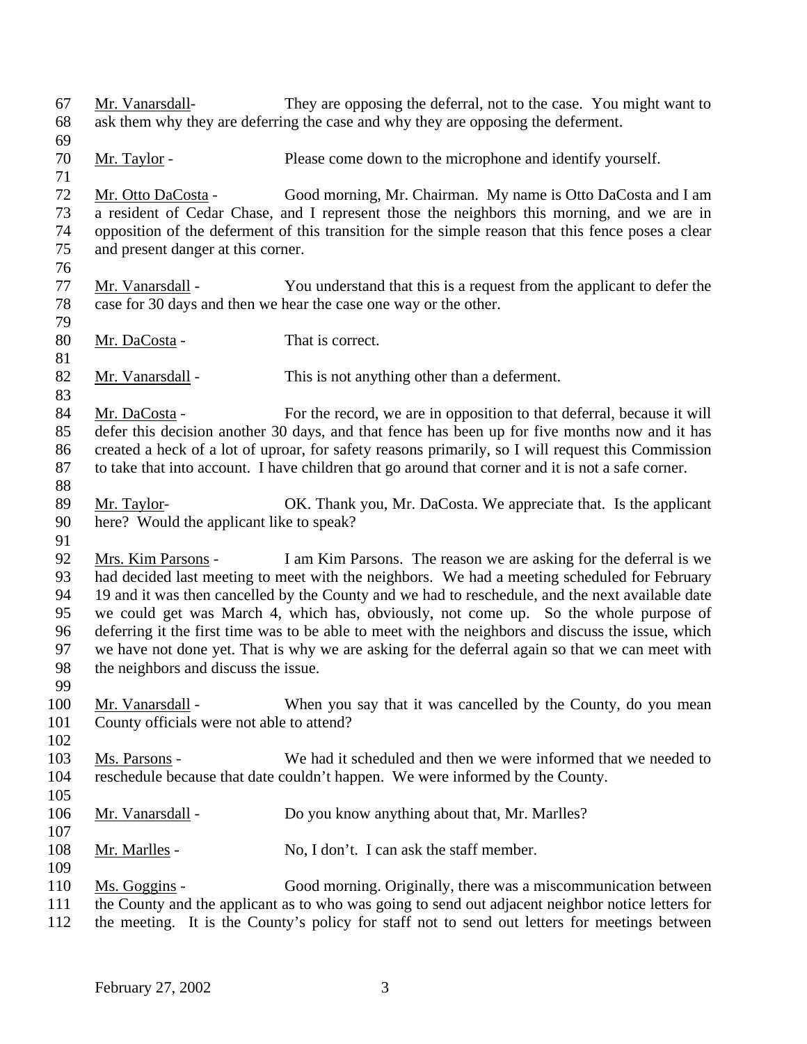Mr. Vanarsdall- They are opposing the deferral, not to the case. You might want to ask them why they are deferring the case and why they are opposing the deferment.

Mr. Taylor - Please come down to the microphone and identify yourself.

Mr. Otto DaCosta - Good morning, Mr. Chairman. My name is Otto DaCosta and I am a resident of Cedar Chase, and I represent those the neighbors this morning, and we are in opposition of the deferment of this transition for the simple reason that this fence poses a clear and present danger at this corner.

Mr. Vanarsdall - You understand that this is a request from the applicant to defer the case for 30 days and then we hear the case one way or the other.

Mr. DaCosta - That is correct.

Mr. Vanarsdall - This is not anything other than a deferment.

Mr. DaCosta - For the record, we are in opposition to that deferral, because it will defer this decision another 30 days, and that fence has been up for five months now and it has created a heck of a lot of uproar, for safety reasons primarily, so I will request this Commission to take that into account. I have children that go around that corner and it is not a safe corner.

Mr. Taylor- OK. Thank you, Mr. DaCosta. We appreciate that. Is the applicant here? Would the applicant like to speak?

Mrs. Kim Parsons - I am Kim Parsons. The reason we are asking for the deferral is we had decided last meeting to meet with the neighbors. We had a meeting scheduled for February 19 and it was then cancelled by the County and we had to reschedule, and the next available date we could get was March 4, which has, obviously, not come up. So the whole purpose of deferring it the first time was to be able to meet with the neighbors and discuss the issue, which we have not done yet. That is why we are asking for the deferral again so that we can meet with the neighbors and discuss the issue.

Mr. Vanarsdall - When you say that it was cancelled by the County, do you mean County officials were not able to attend?

Ms. Parsons - We had it scheduled and then we were informed that we needed to reschedule because that date couldn't happen. We were informed by the County.

Mr. Vanarsdall - Do you know anything about that, Mr. Marlles?

Mr. Marlles - No, I don't. I can ask the staff member.

Ms. Goggins - Good morning. Originally, there was a miscommunication between the County and the applicant as to who was going to send out adjacent neighbor notice letters for the meeting. It is the County's policy for staff not to send out letters for meetings between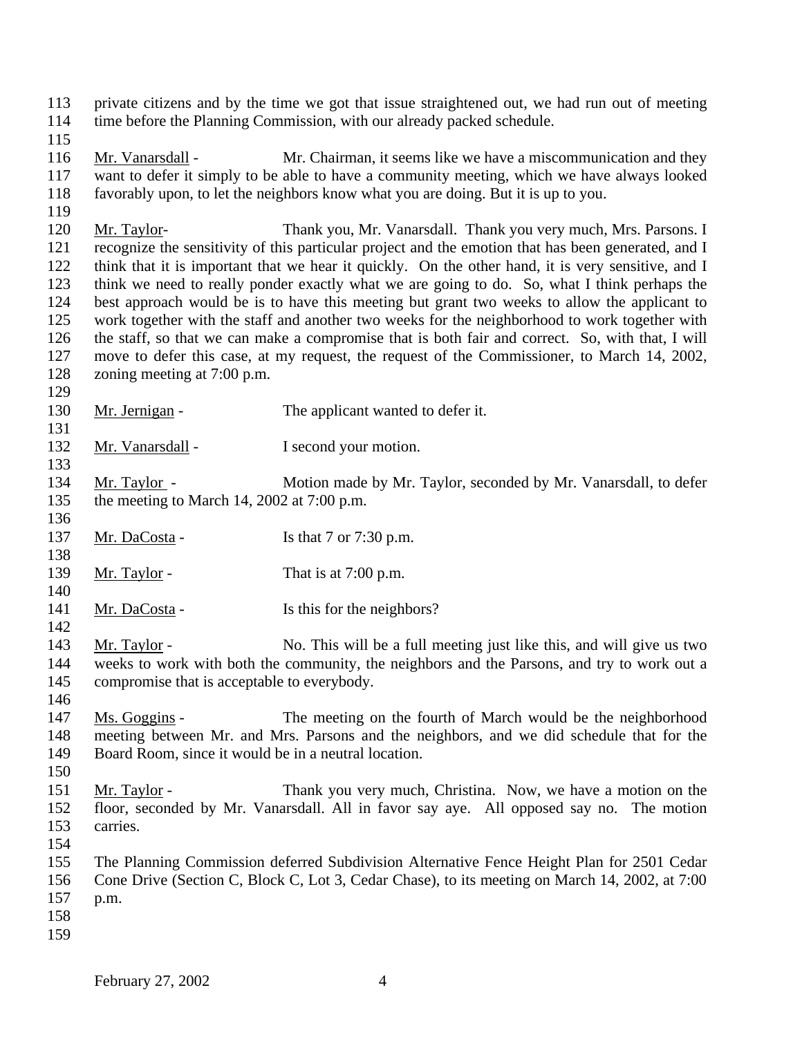private citizens and by the time we got that issue straightened out, we had run out of meeting time before the Planning Commission, with our already packed schedule.

Mr. Vanarsdall - Mr. Chairman, it seems like we have a miscommunication and they want to defer it simply to be able to have a community meeting, which we have always looked favorably upon, to let the neighbors know what you are doing. But it is up to you.

Mr. Taylor- Thank you, Mr. Vanarsdall. Thank you very much, Mrs. Parsons. I recognize the sensitivity of this particular project and the emotion that has been generated, and I think that it is important that we hear it quickly. On the other hand, it is very sensitive, and I think we need to really ponder exactly what we are going to do. So, what I think perhaps the best approach would be is to have this meeting but grant two weeks to allow the applicant to work together with the staff and another two weeks for the neighborhood to work together with the staff, so that we can make a compromise that is both fair and correct. So, with that, I will move to defer this case, at my request, the request of the Commissioner, to March 14, 2002, zoning meeting at 7:00 p.m.

Mr. Jernigan - The applicant wanted to defer it.

Mr. Vanarsdall - I second your motion.

Mr. Taylor - Motion made by Mr. Taylor, seconded by Mr. Vanarsdall, to defer the meeting to March 14, 2002 at 7:00 p.m.

Mr. DaCosta - Is that 7 or 7:30 p.m.

Mr. Taylor - That is at 7:00 p.m.

Mr. DaCosta - Is this for the neighbors?

Mr. Taylor - No. This will be a full meeting just like this, and will give us two weeks to work with both the community, the neighbors and the Parsons, and try to work out a compromise that is acceptable to everybody.

Ms. Goggins - The meeting on the fourth of March would be the neighborhood meeting between Mr. and Mrs. Parsons and the neighbors, and we did schedule that for the Board Room, since it would be in a neutral location.

Mr. Taylor - Thank you very much, Christina. Now, we have a motion on the floor, seconded by Mr. Vanarsdall. All in favor say aye. All opposed say no. The motion carries.

The Planning Commission deferred Subdivision Alternative Fence Height Plan for 2501 Cedar Cone Drive (Section C, Block C, Lot 3, Cedar Chase), to its meeting on March 14, 2002, at 7:00 p.m.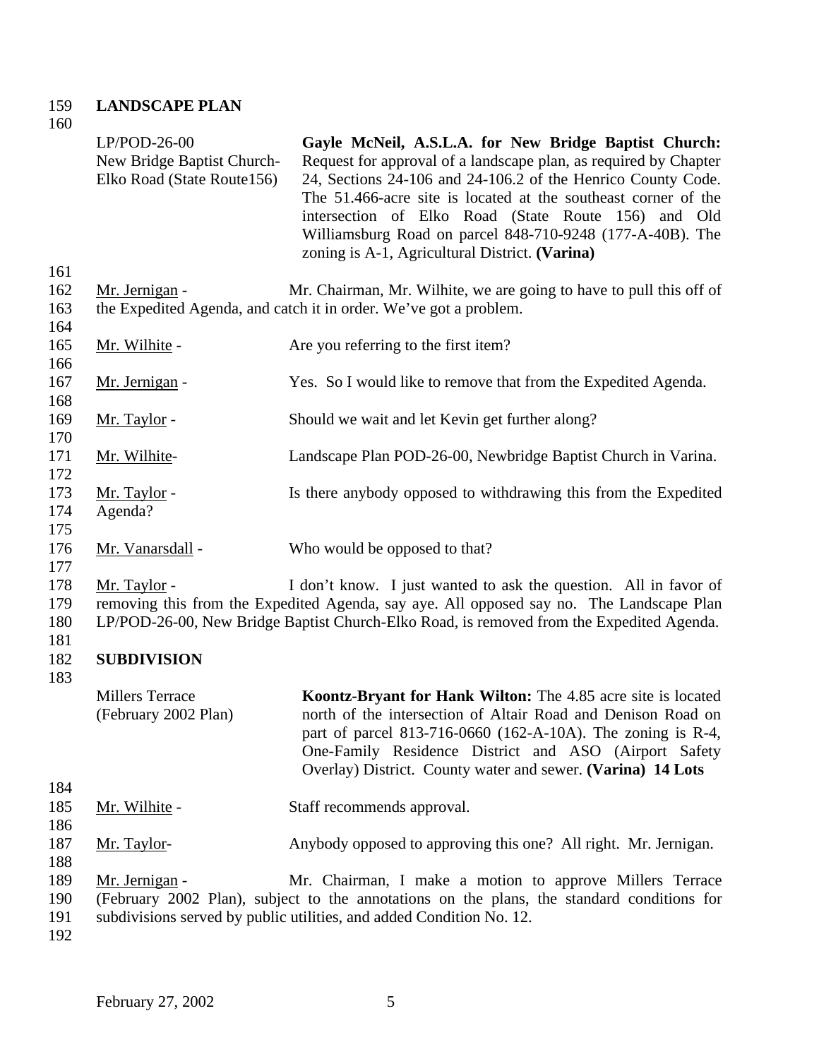**LANDSCAPE PLAN**

LP/POD-26-00
New Bridge Baptist Church-
Elko Road (State Route156)

**Gayle McNeil, A.S.L.A. for New Bridge Baptist Church:** Request for approval of a landscape plan, as required by Chapter 24, Sections 24-106 and 24-106.2 of the Henrico County Code. The 51.466-acre site is located at the southeast corner of the intersection of Elko Road (State Route 156) and Old Williamsburg Road on parcel 848-710-9248 (177-A-40B). The zoning is A-1, Agricultural District. **(Varina)**

Mr. Jernigan - Mr. Chairman, Mr. Wilhite, we are going to have to pull this off of the Expedited Agenda, and catch it in order. We've got a problem.

Mr. Wilhite - Are you referring to the first item?

Mr. Jernigan - Yes. So I would like to remove that from the Expedited Agenda.

Mr. Taylor - Should we wait and let Kevin get further along?

Mr. Wilhite- Landscape Plan POD-26-00, Newbridge Baptist Church in Varina.

Mr. Taylor - Is there anybody opposed to withdrawing this from the Expedited Agenda?

Mr. Vanarsdall - Who would be opposed to that?

Mr. Taylor - I don't know. I just wanted to ask the question. All in favor of removing this from the Expedited Agenda, say aye. All opposed say no. The Landscape Plan LP/POD-26-00, New Bridge Baptist Church-Elko Road, is removed from the Expedited Agenda.

**SUBDIVISION**

Millers Terrace
(February 2002 Plan)

**Koontz-Bryant for Hank Wilton:** The 4.85 acre site is located north of the intersection of Altair Road and Denison Road on part of parcel 813-716-0660 (162-A-10A). The zoning is R-4, One-Family Residence District and ASO (Airport Safety Overlay) District. County water and sewer. **(Varina) 14 Lots**

Mr. Wilhite - Staff recommends approval.

Mr. Taylor- Anybody opposed to approving this one? All right. Mr. Jernigan.

Mr. Jernigan - Mr. Chairman, I make a motion to approve Millers Terrace (February 2002 Plan), subject to the annotations on the plans, the standard conditions for subdivisions served by public utilities, and added Condition No. 12.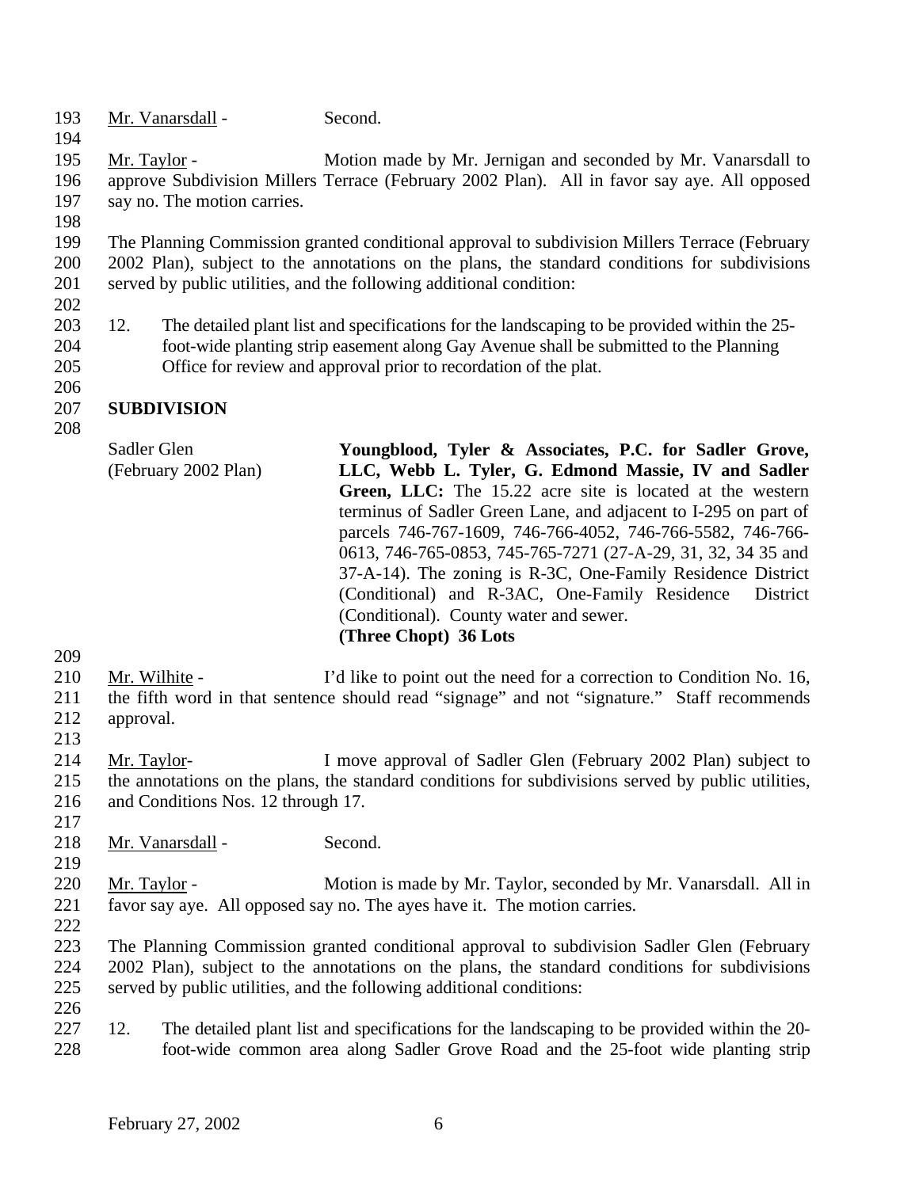Mr. Vanarsdall - Second.

Mr. Taylor - Motion made by Mr. Jernigan and seconded by Mr. Vanarsdall to approve Subdivision Millers Terrace (February 2002 Plan). All in favor say aye. All opposed say no. The motion carries.

The Planning Commission granted conditional approval to subdivision Millers Terrace (February 2002 Plan), subject to the annotations on the plans, the standard conditions for subdivisions served by public utilities, and the following additional condition:

12. The detailed plant list and specifications for the landscaping to be provided within the 25-foot-wide planting strip easement along Gay Avenue shall be submitted to the Planning Office for review and approval prior to recordation of the plat.

**SUBDIVISION**

Sadler Glen (February 2002 Plan)

**Youngblood, Tyler & Associates, P.C. for Sadler Grove, LLC, Webb L. Tyler, G. Edmond Massie, IV and Sadler Green, LLC:** The 15.22 acre site is located at the western terminus of Sadler Green Lane, and adjacent to I-295 on part of parcels 746-767-1609, 746-766-4052, 746-766-5582, 746-766-0613, 746-765-0853, 745-765-7271 (27-A-29, 31, 32, 34 35 and 37-A-14). The zoning is R-3C, One-Family Residence District (Conditional) and R-3AC, One-Family Residence District (Conditional). County water and sewer.
**(Three Chopt) 36 Lots**

Mr. Wilhite - I'd like to point out the need for a correction to Condition No. 16, the fifth word in that sentence should read "signage" and not "signature." Staff recommends approval.

Mr. Taylor- I move approval of Sadler Glen (February 2002 Plan) subject to the annotations on the plans, the standard conditions for subdivisions served by public utilities, and Conditions Nos. 12 through 17.

Mr. Vanarsdall - Second.

Mr. Taylor - Motion is made by Mr. Taylor, seconded by Mr. Vanarsdall. All in favor say aye. All opposed say no. The ayes have it. The motion carries.

The Planning Commission granted conditional approval to subdivision Sadler Glen (February 2002 Plan), subject to the annotations on the plans, the standard conditions for subdivisions served by public utilities, and the following additional conditions:

12. The detailed plant list and specifications for the landscaping to be provided within the 20-foot-wide common area along Sadler Grove Road and the 25-foot wide planting strip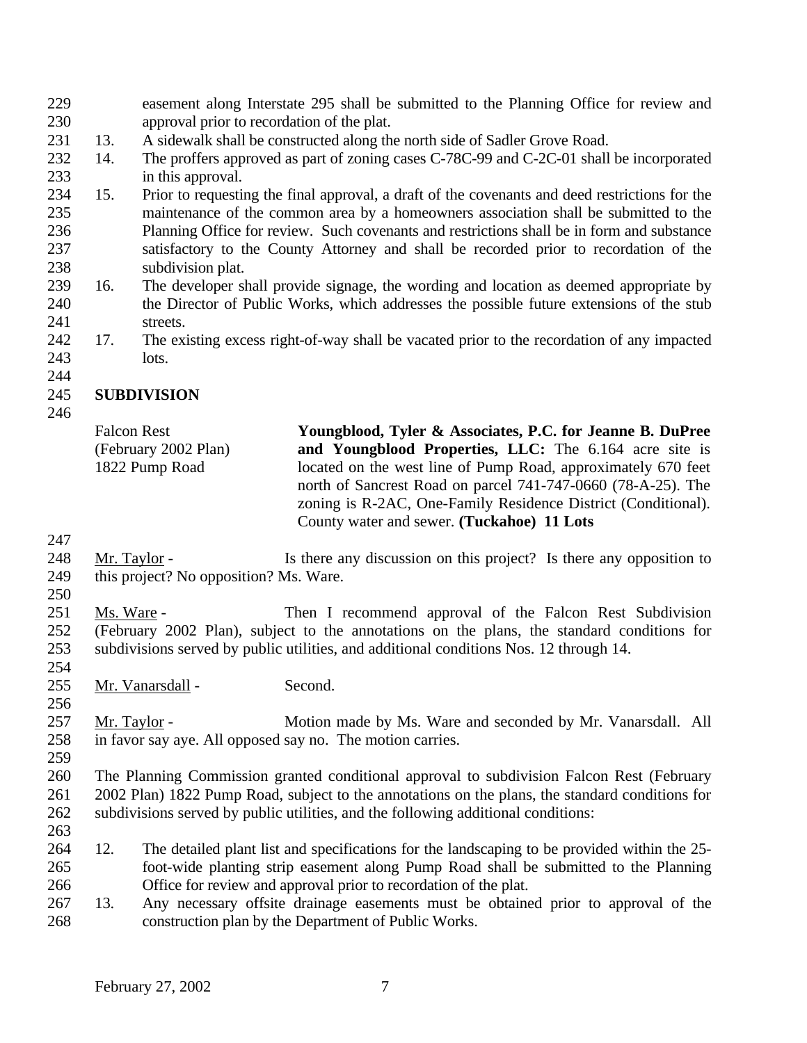easement along Interstate 295 shall be submitted to the Planning Office for review and approval prior to recordation of the plat.

13. A sidewalk shall be constructed along the north side of Sadler Grove Road.
14. The proffers approved as part of zoning cases C-78C-99 and C-2C-01 shall be incorporated in this approval.
15. Prior to requesting the final approval, a draft of the covenants and deed restrictions for the maintenance of the common area by a homeowners association shall be submitted to the Planning Office for review. Such covenants and restrictions shall be in form and substance satisfactory to the County Attorney and shall be recorded prior to recordation of the subdivision plat.
16. The developer shall provide signage, the wording and location as deemed appropriate by the Director of Public Works, which addresses the possible future extensions of the stub streets.
17. The existing excess right-of-way shall be vacated prior to the recordation of any impacted lots.

## SUBDIVISION

Falcon Rest
(February 2002 Plan)
1822 Pump Road

**Youngblood, Tyler & Associates, P.C. for Jeanne B. DuPree and Youngblood Properties, LLC:** The 6.164 acre site is located on the west line of Pump Road, approximately 670 feet north of Sancrest Road on parcel 741-747-0660 (78-A-25). The zoning is R-2AC, One-Family Residence District (Conditional). County water and sewer. **(Tuckahoe) 11 Lots**

Mr. Taylor - Is there any discussion on this project? Is there any opposition to this project? No opposition? Ms. Ware.

Ms. Ware - Then I recommend approval of the Falcon Rest Subdivision (February 2002 Plan), subject to the annotations on the plans, the standard conditions for subdivisions served by public utilities, and additional conditions Nos. 12 through 14.

Mr. Vanarsdall - Second.

Mr. Taylor - Motion made by Ms. Ware and seconded by Mr. Vanarsdall. All in favor say aye. All opposed say no. The motion carries.

The Planning Commission granted conditional approval to subdivision Falcon Rest (February 2002 Plan) 1822 Pump Road, subject to the annotations on the plans, the standard conditions for subdivisions served by public utilities, and the following additional conditions:

12. The detailed plant list and specifications for the landscaping to be provided within the 25-foot-wide planting strip easement along Pump Road shall be submitted to the Planning Office for review and approval prior to recordation of the plat.
13. Any necessary offsite drainage easements must be obtained prior to approval of the construction plan by the Department of Public Works.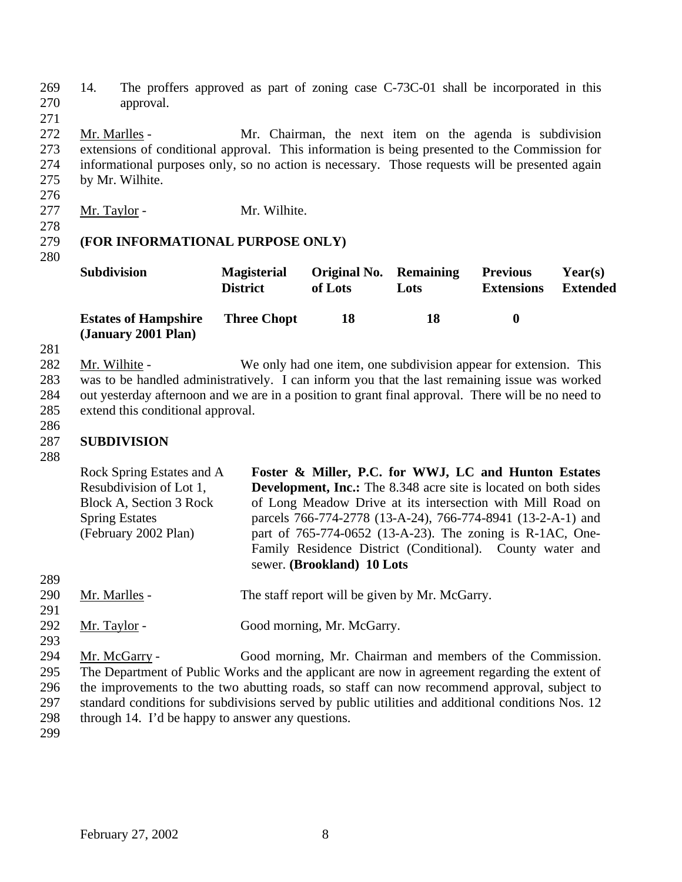14. The proffers approved as part of zoning case C-73C-01 shall be incorporated in this approval.

Mr. Marlles - Mr. Chairman, the next item on the agenda is subdivision extensions of conditional approval. This information is being presented to the Commission for informational purposes only, so no action is necessary. Those requests will be presented again by Mr. Wilhite.

Mr. Taylor - Mr. Wilhite.

**(FOR INFORMATIONAL PURPOSE ONLY)**

| Subdivision | Magisterial District | Original No. of Lots | Remaining Lots | Previous Extensions | Year(s) Extended |
|---|---|---|---|---|---|
| **Estates of Hampshire (January 2001 Plan)** | **Three Chopt** | **18** | **18** | **0** | |

Mr. Wilhite - We only had one item, one subdivision appear for extension. This was to be handled administratively. I can inform you that the last remaining issue was worked out yesterday afternoon and we are in a position to grant final approval. There will be no need to extend this conditional approval.

**SUBDIVISION**

Rock Spring Estates and A Resubdivision of Lot 1, Block A, Section 3 Rock Spring Estates (February 2002 Plan)

**Foster & Miller, P.C. for WWJ, LC and Hunton Estates Development, Inc.:** The 8.348 acre site is located on both sides of Long Meadow Drive at its intersection with Mill Road on parcels 766-774-2778 (13-A-24), 766-774-8941 (13-2-A-1) and part of 765-774-0652 (13-A-23). The zoning is R-1AC, One-Family Residence District (Conditional). County water and sewer. **(Brookland) 10 Lots**

Mr. Marlles - The staff report will be given by Mr. McGarry.

Mr. Taylor - Good morning, Mr. McGarry.

Mr. McGarry - Good morning, Mr. Chairman and members of the Commission. The Department of Public Works and the applicant are now in agreement regarding the extent of the improvements to the two abutting roads, so staff can now recommend approval, subject to standard conditions for subdivisions served by public utilities and additional conditions Nos. 12 through 14. I'd be happy to answer any questions.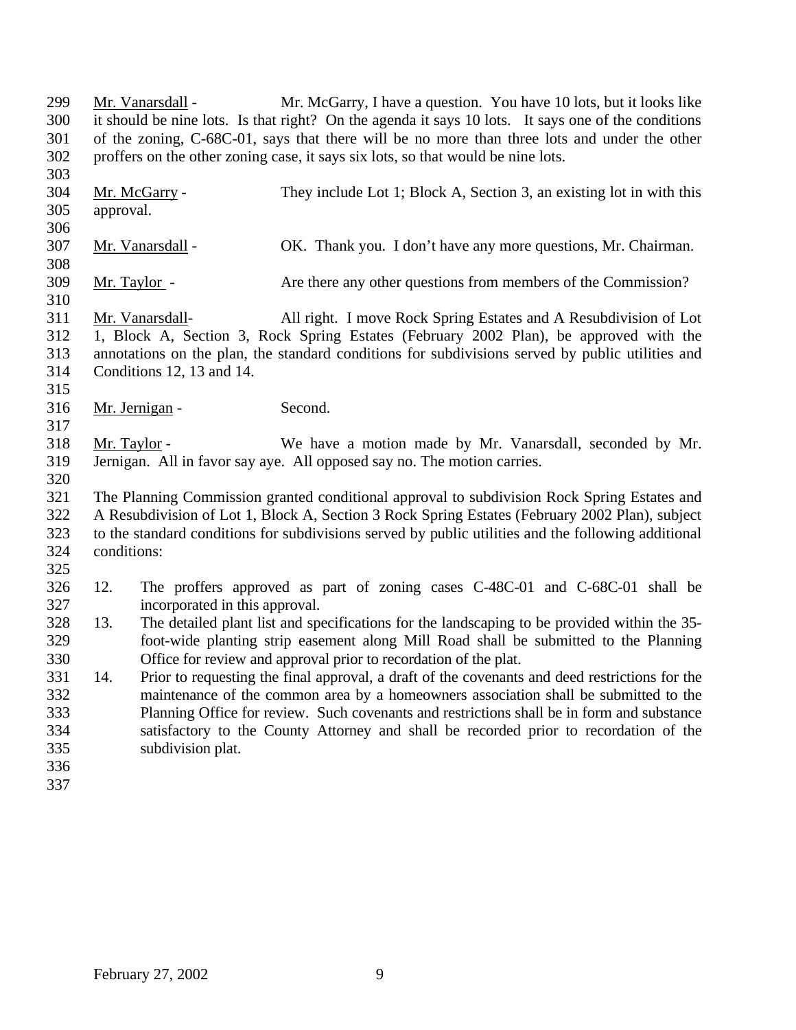Mr. Vanarsdall - Mr. McGarry, I have a question. You have 10 lots, but it looks like it should be nine lots. Is that right? On the agenda it says 10 lots. It says one of the conditions of the zoning, C-68C-01, says that there will be no more than three lots and under the other proffers on the other zoning case, it says six lots, so that would be nine lots.

Mr. McGarry - They include Lot 1; Block A, Section 3, an existing lot in with this approval.

Mr. Vanarsdall - OK. Thank you. I don't have any more questions, Mr. Chairman.

Mr. Taylor - Are there any other questions from members of the Commission?

Mr. Vanarsdall- All right. I move Rock Spring Estates and A Resubdivision of Lot 1, Block A, Section 3, Rock Spring Estates (February 2002 Plan), be approved with the annotations on the plan, the standard conditions for subdivisions served by public utilities and Conditions 12, 13 and 14.

Mr. Jernigan - Second.

Mr. Taylor - We have a motion made by Mr. Vanarsdall, seconded by Mr. Jernigan. All in favor say aye. All opposed say no. The motion carries.

The Planning Commission granted conditional approval to subdivision Rock Spring Estates and A Resubdivision of Lot 1, Block A, Section 3 Rock Spring Estates (February 2002 Plan), subject to the standard conditions for subdivisions served by public utilities and the following additional conditions:

12. The proffers approved as part of zoning cases C-48C-01 and C-68C-01 shall be incorporated in this approval.
13. The detailed plant list and specifications for the landscaping to be provided within the 35-foot-wide planting strip easement along Mill Road shall be submitted to the Planning Office for review and approval prior to recordation of the plat.
14. Prior to requesting the final approval, a draft of the covenants and deed restrictions for the maintenance of the common area by a homeowners association shall be submitted to the Planning Office for review. Such covenants and restrictions shall be in form and substance satisfactory to the County Attorney and shall be recorded prior to recordation of the subdivision plat.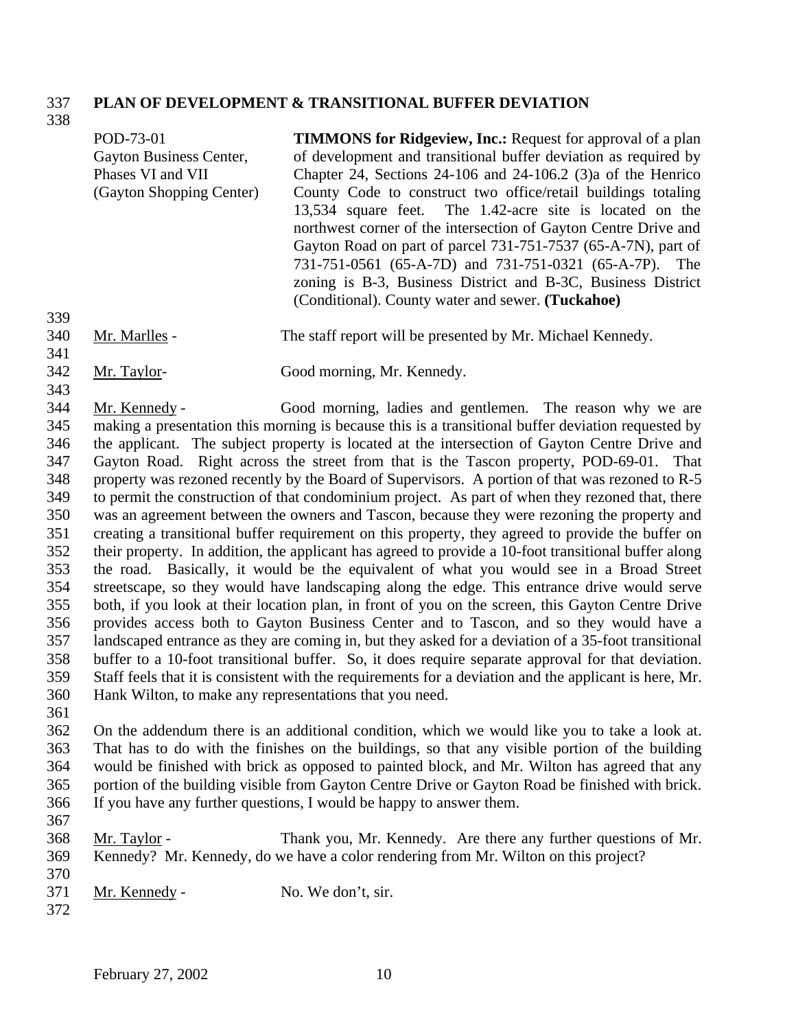**PLAN OF DEVELOPMENT & TRANSITIONAL BUFFER DEVIATION**

| | |
|---|---|
| POD-73-01<br>Gayton Business Center, Phases VI and VII<br>(Gayton Shopping Center) | **TIMMONS for Ridgeview, Inc.:** Request for approval of a plan of development and transitional buffer deviation as required by Chapter 24, Sections 24-106 and 24-106.2 (3)a of the Henrico County Code to construct two office/retail buildings totaling 13,534 square feet. The 1.42-acre site is located on the northwest corner of the intersection of Gayton Centre Drive and Gayton Road on part of parcel 731-751-7537 (65-A-7N), part of 731-751-0561 (65-A-7D) and 731-751-0321 (65-A-7P). The zoning is B-3, Business District and B-3C, Business District (Conditional). County water and sewer. **(Tuckahoe)** |

Mr. Marlles - The staff report will be presented by Mr. Michael Kennedy.

Mr. Taylor- Good morning, Mr. Kennedy.

Mr. Kennedy - Good morning, ladies and gentlemen. The reason why we are making a presentation this morning is because this is a transitional buffer deviation requested by the applicant. The subject property is located at the intersection of Gayton Centre Drive and Gayton Road. Right across the street from that is the Tascon property, POD-69-01. That property was rezoned recently by the Board of Supervisors. A portion of that was rezoned to R-5 to permit the construction of that condominium project. As part of when they rezoned that, there was an agreement between the owners and Tascon, because they were rezoning the property and creating a transitional buffer requirement on this property, they agreed to provide the buffer on their property. In addition, the applicant has agreed to provide a 10-foot transitional buffer along the road. Basically, it would be the equivalent of what you would see in a Broad Street streetscape, so they would have landscaping along the edge. This entrance drive would serve both, if you look at their location plan, in front of you on the screen, this Gayton Centre Drive provides access both to Gayton Business Center and to Tascon, and so they would have a landscaped entrance as they are coming in, but they asked for a deviation of a 35-foot transitional buffer to a 10-foot transitional buffer. So, it does require separate approval for that deviation. Staff feels that it is consistent with the requirements for a deviation and the applicant is here, Mr. Hank Wilton, to make any representations that you need.

On the addendum there is an additional condition, which we would like you to take a look at. That has to do with the finishes on the buildings, so that any visible portion of the building would be finished with brick as opposed to painted block, and Mr. Wilton has agreed that any portion of the building visible from Gayton Centre Drive or Gayton Road be finished with brick. If you have any further questions, I would be happy to answer them.

Mr. Taylor - Thank you, Mr. Kennedy. Are there any further questions of Mr. Kennedy? Mr. Kennedy, do we have a color rendering from Mr. Wilton on this project?

Mr. Kennedy - No. We don't, sir.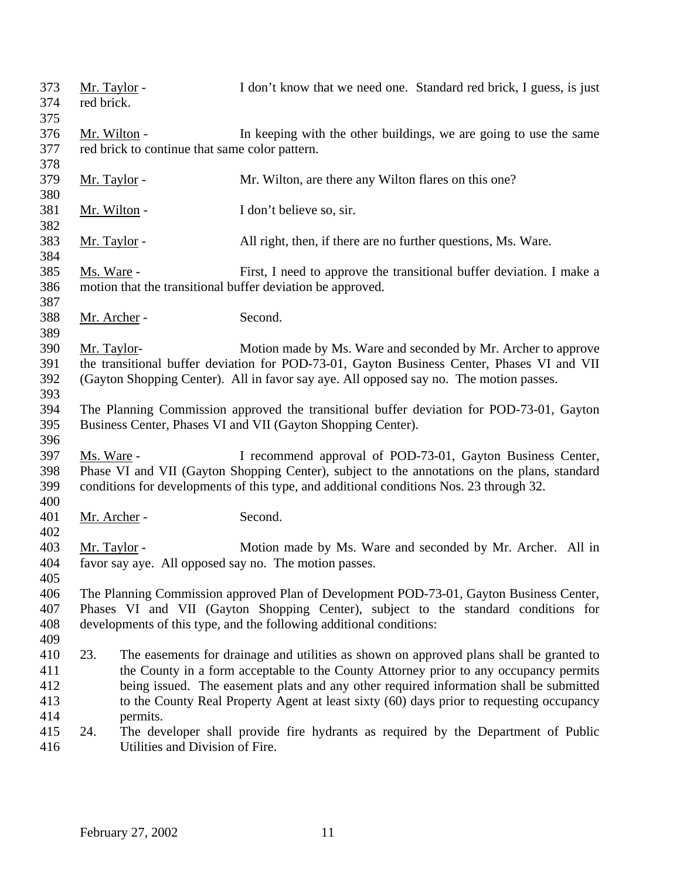Mr. Taylor - I don't know that we need one. Standard red brick, I guess, is just red brick.

Mr. Wilton - In keeping with the other buildings, we are going to use the same red brick to continue that same color pattern.

Mr. Taylor - Mr. Wilton, are there any Wilton flares on this one?

Mr. Wilton - I don't believe so, sir.

Mr. Taylor - All right, then, if there are no further questions, Ms. Ware.

Ms. Ware - First, I need to approve the transitional buffer deviation. I make a motion that the transitional buffer deviation be approved.

Mr. Archer - Second.

Mr. Taylor- Motion made by Ms. Ware and seconded by Mr. Archer to approve the transitional buffer deviation for POD-73-01, Gayton Business Center, Phases VI and VII (Gayton Shopping Center). All in favor say aye. All opposed say no. The motion passes.

The Planning Commission approved the transitional buffer deviation for POD-73-01, Gayton Business Center, Phases VI and VII (Gayton Shopping Center).

Ms. Ware - I recommend approval of POD-73-01, Gayton Business Center, Phase VI and VII (Gayton Shopping Center), subject to the annotations on the plans, standard conditions for developments of this type, and additional conditions Nos. 23 through 32.

Mr. Archer - Second.

Mr. Taylor - Motion made by Ms. Ware and seconded by Mr. Archer. All in favor say aye. All opposed say no. The motion passes.

The Planning Commission approved Plan of Development POD-73-01, Gayton Business Center, Phases VI and VII (Gayton Shopping Center), subject to the standard conditions for developments of this type, and the following additional conditions:

23. The easements for drainage and utilities as shown on approved plans shall be granted to the County in a form acceptable to the County Attorney prior to any occupancy permits being issued. The easement plats and any other required information shall be submitted to the County Real Property Agent at least sixty (60) days prior to requesting occupancy permits.
24. The developer shall provide fire hydrants as required by the Department of Public Utilities and Division of Fire.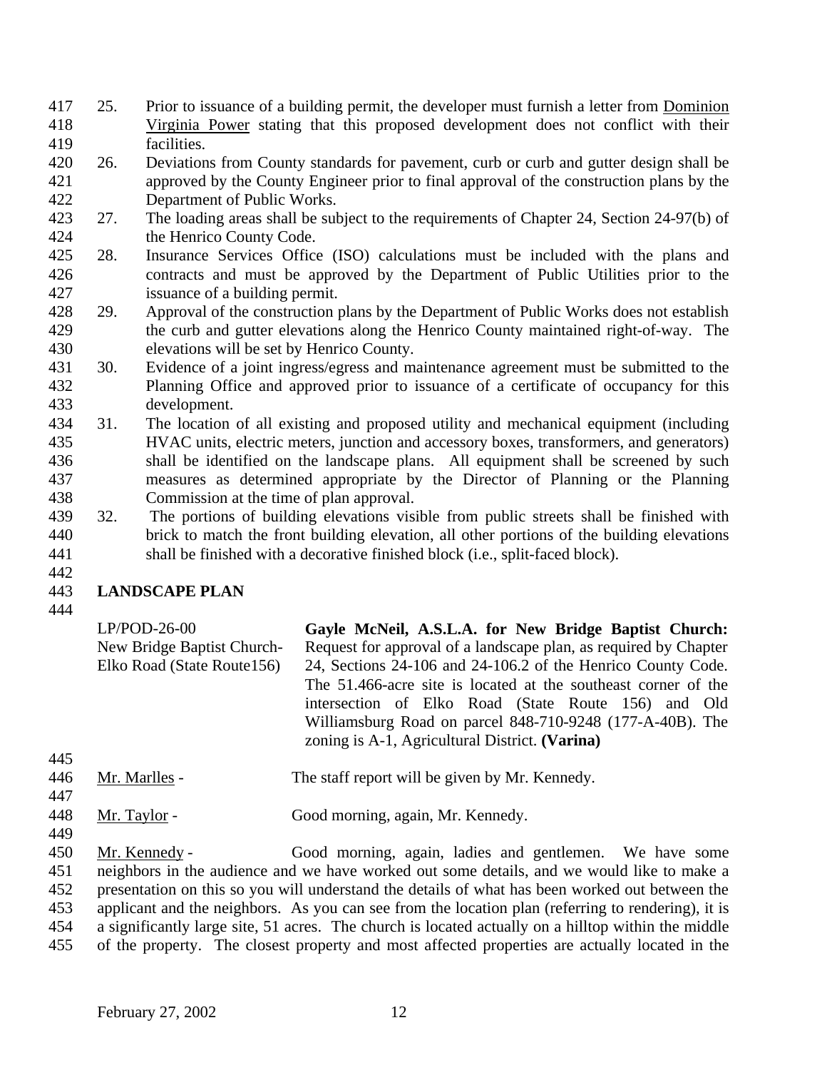25. Prior to issuance of a building permit, the developer must furnish a letter from Dominion Virginia Power stating that this proposed development does not conflict with their facilities.
26. Deviations from County standards for pavement, curb or curb and gutter design shall be approved by the County Engineer prior to final approval of the construction plans by the Department of Public Works.
27. The loading areas shall be subject to the requirements of Chapter 24, Section 24-97(b) of the Henrico County Code.
28. Insurance Services Office (ISO) calculations must be included with the plans and contracts and must be approved by the Department of Public Utilities prior to the issuance of a building permit.
29. Approval of the construction plans by the Department of Public Works does not establish the curb and gutter elevations along the Henrico County maintained right-of-way. The elevations will be set by Henrico County.
30. Evidence of a joint ingress/egress and maintenance agreement must be submitted to the Planning Office and approved prior to issuance of a certificate of occupancy for this development.
31. The location of all existing and proposed utility and mechanical equipment (including HVAC units, electric meters, junction and accessory boxes, transformers, and generators) shall be identified on the landscape plans. All equipment shall be screened by such measures as determined appropriate by the Director of Planning or the Planning Commission at the time of plan approval.
32. The portions of building elevations visible from public streets shall be finished with brick to match the front building elevation, all other portions of the building elevations shall be finished with a decorative finished block (i.e., split-faced block).

## LANDSCAPE PLAN

LP/POD-26-00
New Bridge Baptist Church-
Elko Road (State Route156)

**Gayle McNeil, A.S.L.A. for New Bridge Baptist Church:** Request for approval of a landscape plan, as required by Chapter 24, Sections 24-106 and 24-106.2 of the Henrico County Code. The 51.466-acre site is located at the southeast corner of the intersection of Elko Road (State Route 156) and Old Williamsburg Road on parcel 848-710-9248 (177-A-40B). The zoning is A-1, Agricultural District. **(Varina)**

Mr. Marlles - The staff report will be given by Mr. Kennedy.

Mr. Taylor - Good morning, again, Mr. Kennedy.

Mr. Kennedy - Good morning, again, ladies and gentlemen. We have some neighbors in the audience and we have worked out some details, and we would like to make a presentation on this so you will understand the details of what has been worked out between the applicant and the neighbors. As you can see from the location plan (referring to rendering), it is a significantly large site, 51 acres. The church is located actually on a hilltop within the middle of the property. The closest property and most affected properties are actually located in the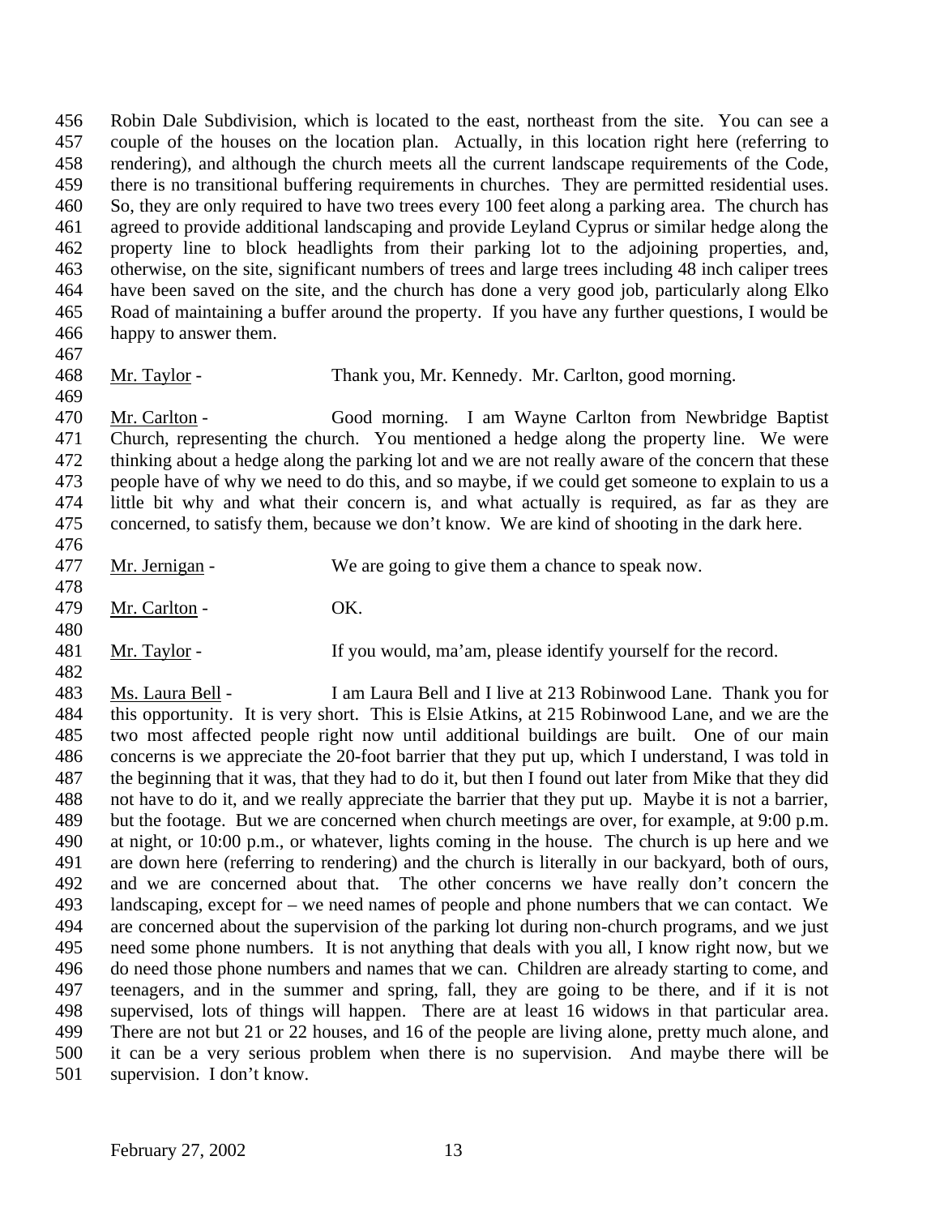Robin Dale Subdivision, which is located to the east, northeast from the site. You can see a couple of the houses on the location plan. Actually, in this location right here (referring to rendering), and although the church meets all the current landscape requirements of the Code, there is no transitional buffering requirements in churches. They are permitted residential uses. So, they are only required to have two trees every 100 feet along a parking area. The church has agreed to provide additional landscaping and provide Leyland Cyprus or similar hedge along the property line to block headlights from their parking lot to the adjoining properties, and, otherwise, on the site, significant numbers of trees and large trees including 48 inch caliper trees have been saved on the site, and the church has done a very good job, particularly along Elko Road of maintaining a buffer around the property. If you have any further questions, I would be happy to answer them.

Mr. Taylor - Thank you, Mr. Kennedy. Mr. Carlton, good morning.

Mr. Carlton - Good morning. I am Wayne Carlton from Newbridge Baptist Church, representing the church. You mentioned a hedge along the property line. We were thinking about a hedge along the parking lot and we are not really aware of the concern that these people have of why we need to do this, and so maybe, if we could get someone to explain to us a little bit why and what their concern is, and what actually is required, as far as they are concerned, to satisfy them, because we don't know. We are kind of shooting in the dark here.

Mr. Jernigan - We are going to give them a chance to speak now.

Mr. Carlton - OK.

Mr. Taylor - If you would, ma'am, please identify yourself for the record.

Ms. Laura Bell - I am Laura Bell and I live at 213 Robinwood Lane. Thank you for this opportunity. It is very short. This is Elsie Atkins, at 215 Robinwood Lane, and we are the two most affected people right now until additional buildings are built. One of our main concerns is we appreciate the 20-foot barrier that they put up, which I understand, I was told in the beginning that it was, that they had to do it, but then I found out later from Mike that they did not have to do it, and we really appreciate the barrier that they put up. Maybe it is not a barrier, but the footage. But we are concerned when church meetings are over, for example, at 9:00 p.m. at night, or 10:00 p.m., or whatever, lights coming in the house. The church is up here and we are down here (referring to rendering) and the church is literally in our backyard, both of ours, and we are concerned about that. The other concerns we have really don't concern the landscaping, except for – we need names of people and phone numbers that we can contact. We are concerned about the supervision of the parking lot during non-church programs, and we just need some phone numbers. It is not anything that deals with you all, I know right now, but we do need those phone numbers and names that we can. Children are already starting to come, and teenagers, and in the summer and spring, fall, they are going to be there, and if it is not supervised, lots of things will happen. There are at least 16 widows in that particular area. There are not but 21 or 22 houses, and 16 of the people are living alone, pretty much alone, and it can be a very serious problem when there is no supervision. And maybe there will be supervision. I don't know.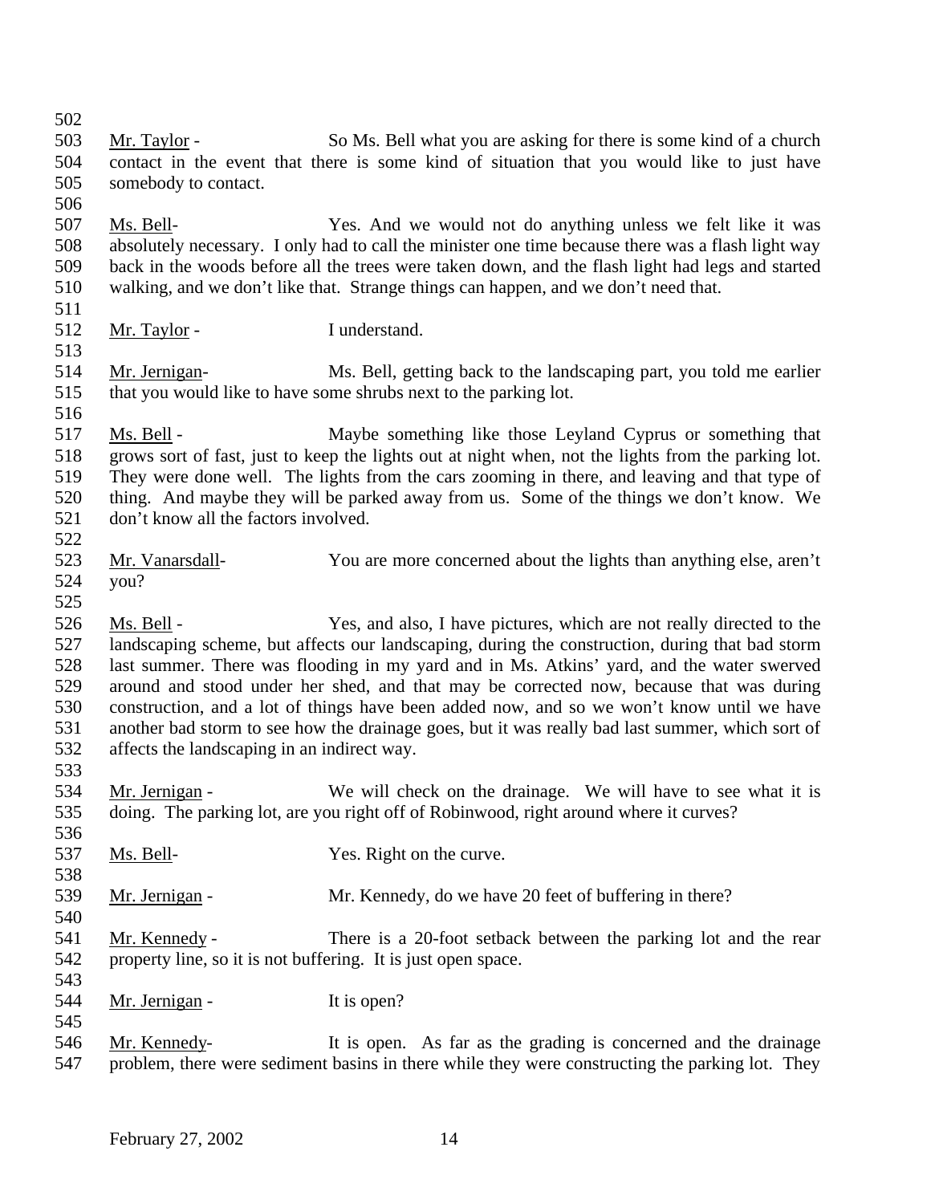Mr. Taylor - So Ms. Bell what you are asking for there is some kind of a church contact in the event that there is some kind of situation that you would like to just have somebody to contact.

Ms. Bell- Yes. And we would not do anything unless we felt like it was absolutely necessary. I only had to call the minister one time because there was a flash light way back in the woods before all the trees were taken down, and the flash light had legs and started walking, and we don't like that. Strange things can happen, and we don't need that.

Mr. Taylor - I understand.

Mr. Jernigan- Ms. Bell, getting back to the landscaping part, you told me earlier that you would like to have some shrubs next to the parking lot.

Ms. Bell - Maybe something like those Leyland Cyprus or something that grows sort of fast, just to keep the lights out at night when, not the lights from the parking lot. They were done well. The lights from the cars zooming in there, and leaving and that type of thing. And maybe they will be parked away from us. Some of the things we don't know. We don't know all the factors involved.

Mr. Vanarsdall- You are more concerned about the lights than anything else, aren't you?

Ms. Bell - Yes, and also, I have pictures, which are not really directed to the landscaping scheme, but affects our landscaping, during the construction, during that bad storm last summer. There was flooding in my yard and in Ms. Atkins' yard, and the water swerved around and stood under her shed, and that may be corrected now, because that was during construction, and a lot of things have been added now, and so we won't know until we have another bad storm to see how the drainage goes, but it was really bad last summer, which sort of affects the landscaping in an indirect way.

Mr. Jernigan - We will check on the drainage. We will have to see what it is doing. The parking lot, are you right off of Robinwood, right around where it curves?

Ms. Bell- Yes. Right on the curve.

Mr. Jernigan - Mr. Kennedy, do we have 20 feet of buffering in there?

Mr. Kennedy - There is a 20-foot setback between the parking lot and the rear property line, so it is not buffering. It is just open space.

Mr. Jernigan - It is open?

Mr. Kennedy- It is open. As far as the grading is concerned and the drainage problem, there were sediment basins in there while they were constructing the parking lot. They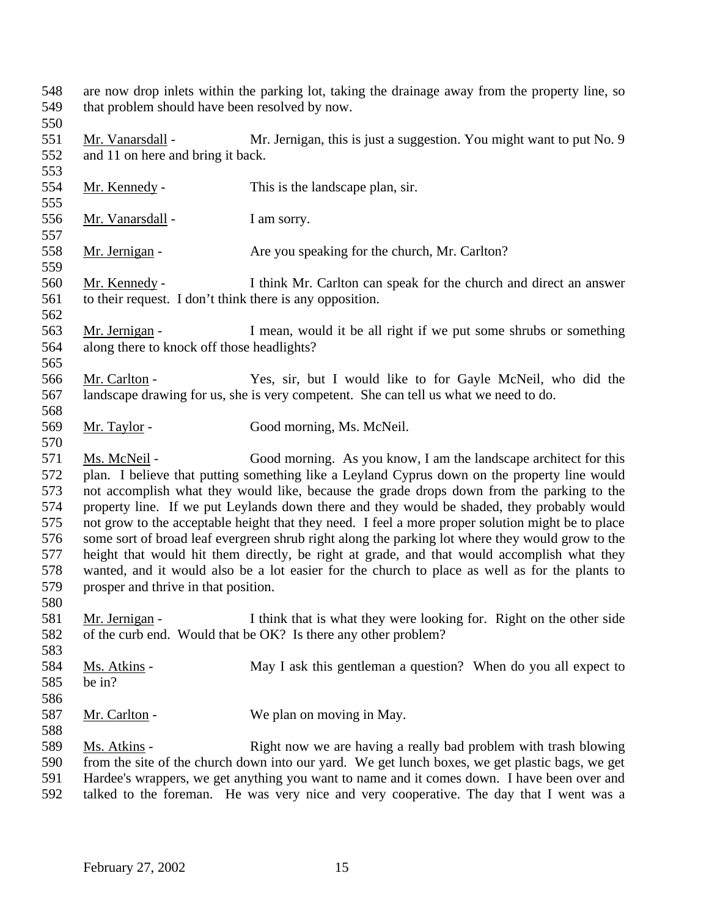are now drop inlets within the parking lot, taking the drainage away from the property line, so that problem should have been resolved by now.

Mr. Vanarsdall - Mr. Jernigan, this is just a suggestion. You might want to put No. 9 and 11 on here and bring it back.

Mr. Kennedy - This is the landscape plan, sir.

Mr. Vanarsdall - I am sorry.

Mr. Jernigan - Are you speaking for the church, Mr. Carlton?

Mr. Kennedy - I think Mr. Carlton can speak for the church and direct an answer to their request. I don't think there is any opposition.

Mr. Jernigan - I mean, would it be all right if we put some shrubs or something along there to knock off those headlights?

Mr. Carlton - Yes, sir, but I would like to for Gayle McNeil, who did the landscape drawing for us, she is very competent. She can tell us what we need to do.

Mr. Taylor - Good morning, Ms. McNeil.

Ms. McNeil - Good morning. As you know, I am the landscape architect for this plan. I believe that putting something like a Leyland Cyprus down on the property line would not accomplish what they would like, because the grade drops down from the parking to the property line. If we put Leylands down there and they would be shaded, they probably would not grow to the acceptable height that they need. I feel a more proper solution might be to place some sort of broad leaf evergreen shrub right along the parking lot where they would grow to the height that would hit them directly, be right at grade, and that would accomplish what they wanted, and it would also be a lot easier for the church to place as well as for the plants to prosper and thrive in that position.

Mr. Jernigan - I think that is what they were looking for. Right on the other side of the curb end. Would that be OK? Is there any other problem?

Ms. Atkins - May I ask this gentleman a question? When do you all expect to be in?

Mr. Carlton - We plan on moving in May.

Ms. Atkins - Right now we are having a really bad problem with trash blowing from the site of the church down into our yard. We get lunch boxes, we get plastic bags, we get Hardee's wrappers, we get anything you want to name and it comes down. I have been over and talked to the foreman. He was very nice and very cooperative. The day that I went was a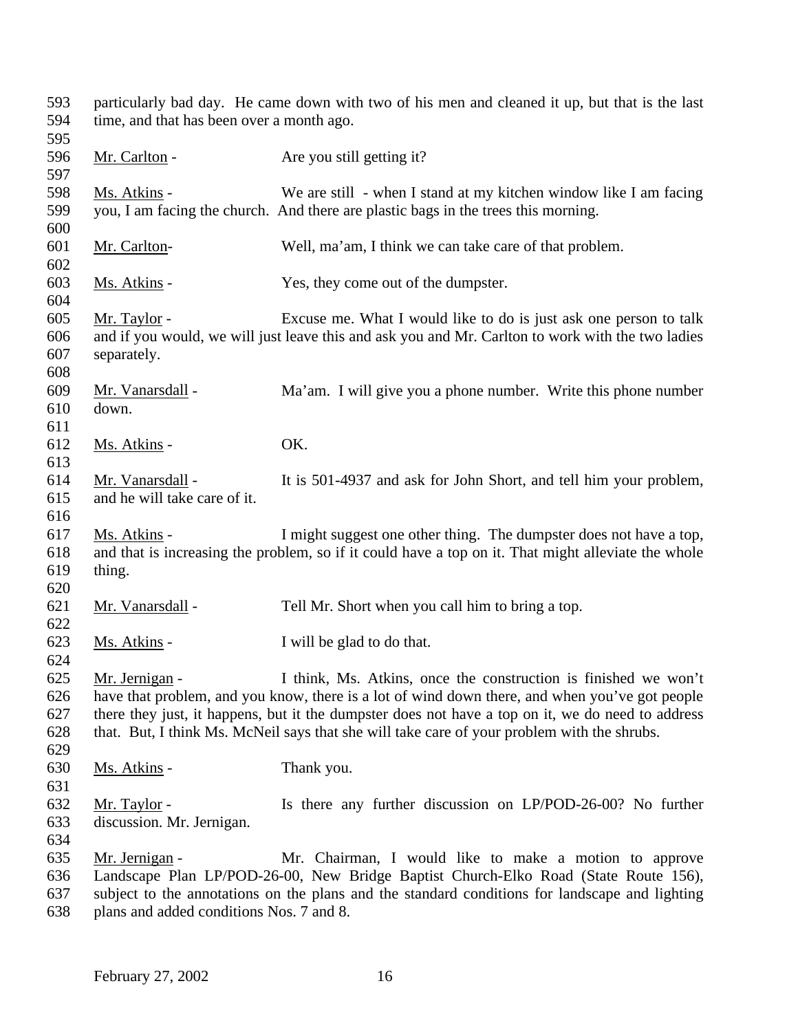particularly bad day. He came down with two of his men and cleaned it up, but that is the last time, and that has been over a month ago.

Mr. Carlton - Are you still getting it?

Ms. Atkins - We are still - when I stand at my kitchen window like I am facing you, I am facing the church. And there are plastic bags in the trees this morning.

Mr. Carlton- Well, ma'am, I think we can take care of that problem.

Ms. Atkins - Yes, they come out of the dumpster.

Mr. Taylor - Excuse me. What I would like to do is just ask one person to talk and if you would, we will just leave this and ask you and Mr. Carlton to work with the two ladies separately.

Mr. Vanarsdall - Ma'am. I will give you a phone number. Write this phone number down.

Ms. Atkins - OK.

Mr. Vanarsdall - It is 501-4937 and ask for John Short, and tell him your problem, and he will take care of it.

Ms. Atkins - I might suggest one other thing. The dumpster does not have a top, and that is increasing the problem, so if it could have a top on it. That might alleviate the whole thing.

Mr. Vanarsdall - Tell Mr. Short when you call him to bring a top.

Ms. Atkins - I will be glad to do that.

Mr. Jernigan - I think, Ms. Atkins, once the construction is finished we won't have that problem, and you know, there is a lot of wind down there, and when you've got people there they just, it happens, but it the dumpster does not have a top on it, we do need to address that. But, I think Ms. McNeil says that she will take care of your problem with the shrubs.

Ms. Atkins - Thank you.

Mr. Taylor - Is there any further discussion on LP/POD-26-00? No further discussion. Mr. Jernigan.

Mr. Jernigan - Mr. Chairman, I would like to make a motion to approve Landscape Plan LP/POD-26-00, New Bridge Baptist Church-Elko Road (State Route 156), subject to the annotations on the plans and the standard conditions for landscape and lighting plans and added conditions Nos. 7 and 8.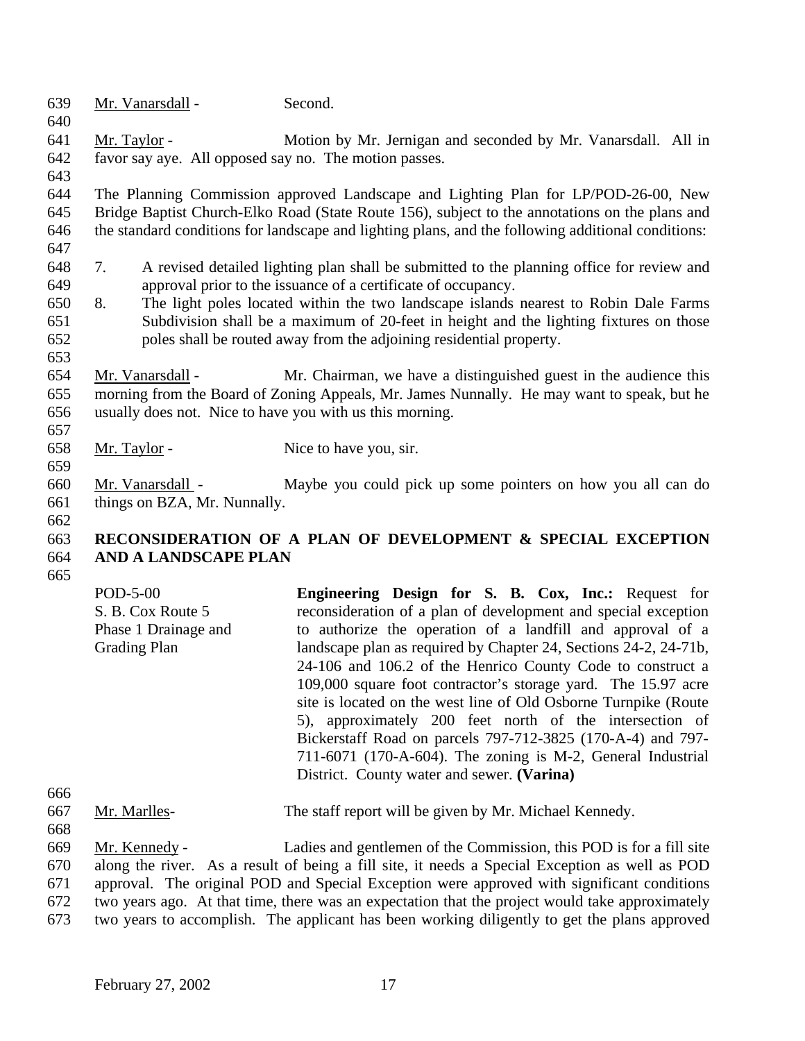Mr. Vanarsdall - Second.

Mr. Taylor - Motion by Mr. Jernigan and seconded by Mr. Vanarsdall. All in favor say aye. All opposed say no. The motion passes.

The Planning Commission approved Landscape and Lighting Plan for LP/POD-26-00, New Bridge Baptist Church-Elko Road (State Route 156), subject to the annotations on the plans and the standard conditions for landscape and lighting plans, and the following additional conditions:

7. A revised detailed lighting plan shall be submitted to the planning office for review and approval prior to the issuance of a certificate of occupancy.
8. The light poles located within the two landscape islands nearest to Robin Dale Farms Subdivision shall be a maximum of 20-feet in height and the lighting fixtures on those poles shall be routed away from the adjoining residential property.

Mr. Vanarsdall - Mr. Chairman, we have a distinguished guest in the audience this morning from the Board of Zoning Appeals, Mr. James Nunnally. He may want to speak, but he usually does not. Nice to have you with us this morning.

Mr. Taylor - Nice to have you, sir.

Mr. Vanarsdall - Maybe you could pick up some pointers on how you all can do things on BZA, Mr. Nunnally.

**RECONSIDERATION OF A PLAN OF DEVELOPMENT & SPECIAL EXCEPTION AND A LANDSCAPE PLAN**

| | |
|---|---|
| POD-5-00<br>S. B. Cox Route 5<br>Phase 1 Drainage and Grading Plan | **Engineering Design for S. B. Cox, Inc.:** Request for reconsideration of a plan of development and special exception to authorize the operation of a landfill and approval of a landscape plan as required by Chapter 24, Sections 24-2, 24-71b, 24-106 and 106.2 of the Henrico County Code to construct a 109,000 square foot contractor's storage yard. The 15.97 acre site is located on the west line of Old Osborne Turnpike (Route 5), approximately 200 feet north of the intersection of Bickerstaff Road on parcels 797-712-3825 (170-A-4) and 797-711-6071 (170-A-604). The zoning is M-2, General Industrial District. County water and sewer. **(Varina)** |

Mr. Marlles- The staff report will be given by Mr. Michael Kennedy.

Mr. Kennedy - Ladies and gentlemen of the Commission, this POD is for a fill site along the river. As a result of being a fill site, it needs a Special Exception as well as POD approval. The original POD and Special Exception were approved with significant conditions two years ago. At that time, there was an expectation that the project would take approximately two years to accomplish. The applicant has been working diligently to get the plans approved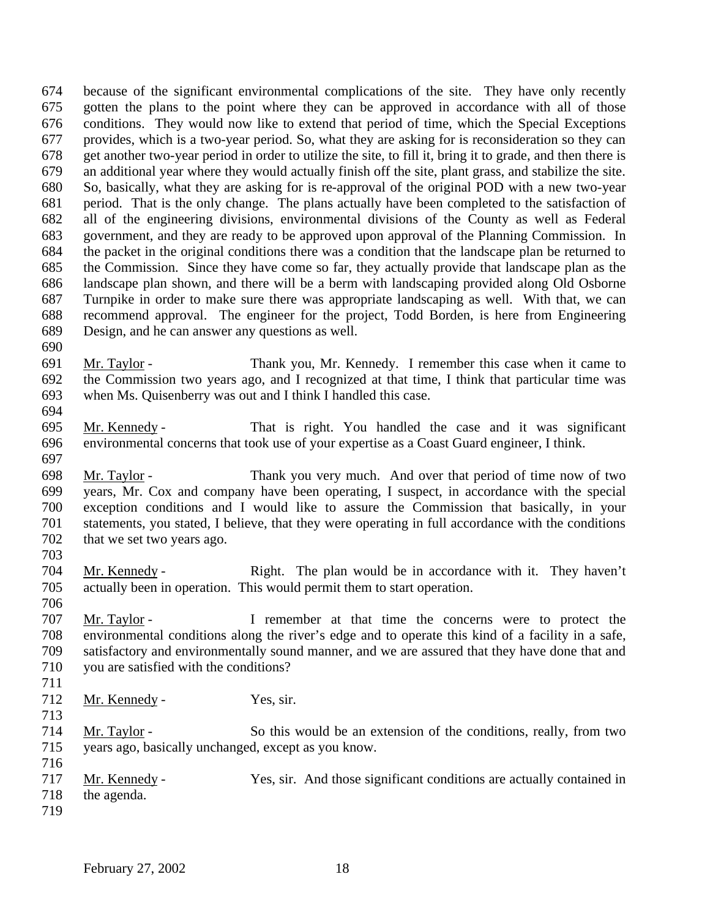because of the significant environmental complications of the site. They have only recently gotten the plans to the point where they can be approved in accordance with all of those conditions. They would now like to extend that period of time, which the Special Exceptions provides, which is a two-year period. So, what they are asking for is reconsideration so they can get another two-year period in order to utilize the site, to fill it, bring it to grade, and then there is an additional year where they would actually finish off the site, plant grass, and stabilize the site. So, basically, what they are asking for is re-approval of the original POD with a new two-year period. That is the only change. The plans actually have been completed to the satisfaction of all of the engineering divisions, environmental divisions of the County as well as Federal government, and they are ready to be approved upon approval of the Planning Commission. In the packet in the original conditions there was a condition that the landscape plan be returned to the Commission. Since they have come so far, they actually provide that landscape plan as the landscape plan shown, and there will be a berm with landscaping provided along Old Osborne Turnpike in order to make sure there was appropriate landscaping as well. With that, we can recommend approval. The engineer for the project, Todd Borden, is here from Engineering Design, and he can answer any questions as well.

Mr. Taylor - Thank you, Mr. Kennedy. I remember this case when it came to the Commission two years ago, and I recognized at that time, I think that particular time was when Ms. Quisenberry was out and I think I handled this case.

Mr. Kennedy - That is right. You handled the case and it was significant environmental concerns that took use of your expertise as a Coast Guard engineer, I think.

Mr. Taylor - Thank you very much. And over that period of time now of two years, Mr. Cox and company have been operating, I suspect, in accordance with the special exception conditions and I would like to assure the Commission that basically, in your statements, you stated, I believe, that they were operating in full accordance with the conditions that we set two years ago.

Mr. Kennedy - Right. The plan would be in accordance with it. They haven't actually been in operation. This would permit them to start operation.

Mr. Taylor - I remember at that time the concerns were to protect the environmental conditions along the river's edge and to operate this kind of a facility in a safe, satisfactory and environmentally sound manner, and we are assured that they have done that and you are satisfied with the conditions?

Mr. Kennedy - Yes, sir.

Mr. Taylor - So this would be an extension of the conditions, really, from two years ago, basically unchanged, except as you know.

Mr. Kennedy - Yes, sir. And those significant conditions are actually contained in the agenda.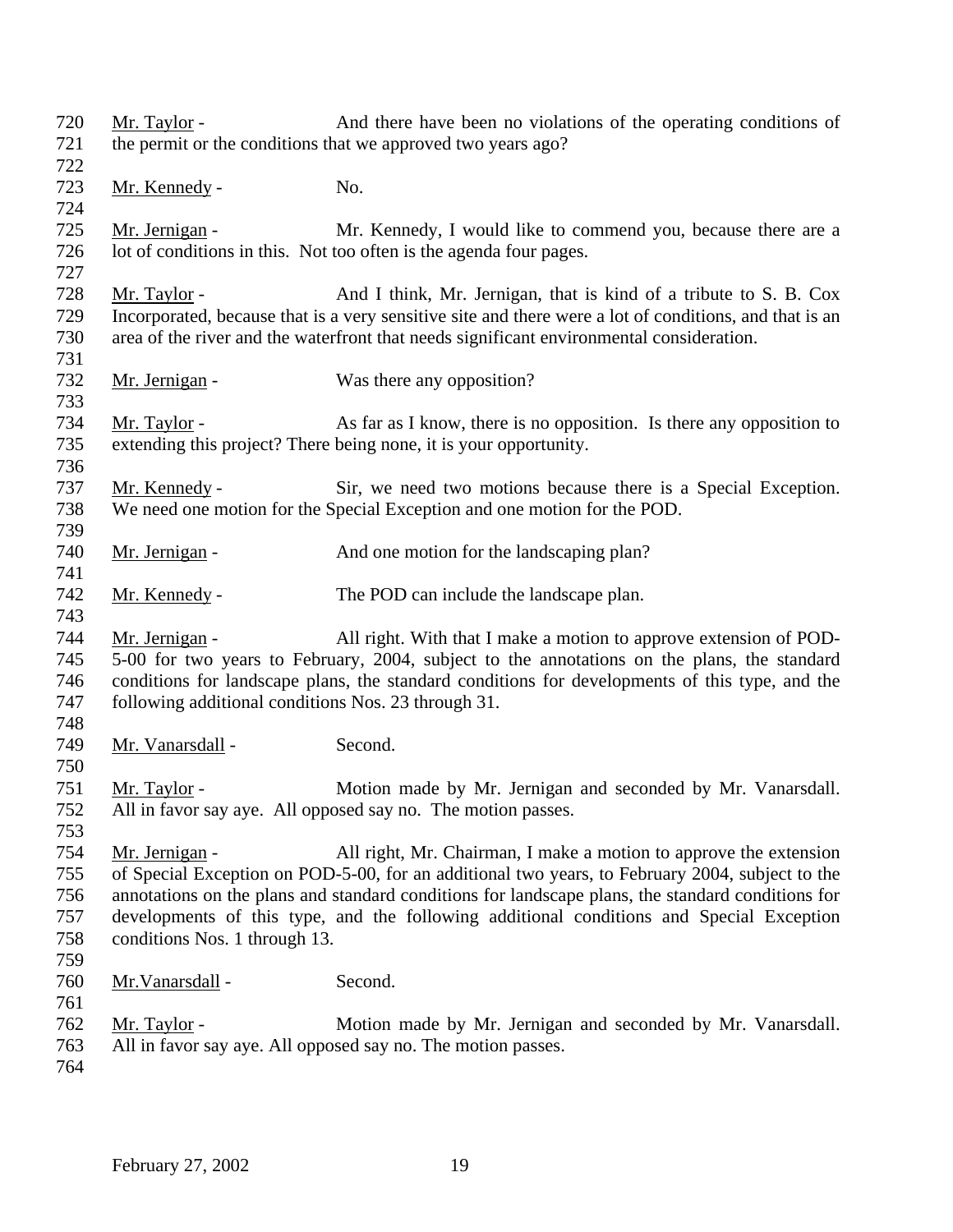Mr. Taylor - And there have been no violations of the operating conditions of the permit or the conditions that we approved two years ago?

Mr. Kennedy - No.

Mr. Jernigan - Mr. Kennedy, I would like to commend you, because there are a lot of conditions in this. Not too often is the agenda four pages.

Mr. Taylor - And I think, Mr. Jernigan, that is kind of a tribute to S. B. Cox Incorporated, because that is a very sensitive site and there were a lot of conditions, and that is an area of the river and the waterfront that needs significant environmental consideration.

Mr. Jernigan - Was there any opposition?

Mr. Taylor - As far as I know, there is no opposition. Is there any opposition to extending this project? There being none, it is your opportunity.

Mr. Kennedy - Sir, we need two motions because there is a Special Exception. We need one motion for the Special Exception and one motion for the POD.

Mr. Jernigan - And one motion for the landscaping plan?

Mr. Kennedy - The POD can include the landscape plan.

Mr. Jernigan - All right. With that I make a motion to approve extension of POD-5-00 for two years to February, 2004, subject to the annotations on the plans, the standard conditions for landscape plans, the standard conditions for developments of this type, and the following additional conditions Nos. 23 through 31.

Mr. Vanarsdall - Second.

Mr. Taylor - Motion made by Mr. Jernigan and seconded by Mr. Vanarsdall. All in favor say aye. All opposed say no. The motion passes.

Mr. Jernigan - All right, Mr. Chairman, I make a motion to approve the extension of Special Exception on POD-5-00, for an additional two years, to February 2004, subject to the annotations on the plans and standard conditions for landscape plans, the standard conditions for developments of this type, and the following additional conditions and Special Exception conditions Nos. 1 through 13.

Mr.Vanarsdall - Second.

Mr. Taylor - Motion made by Mr. Jernigan and seconded by Mr. Vanarsdall. All in favor say aye. All opposed say no. The motion passes.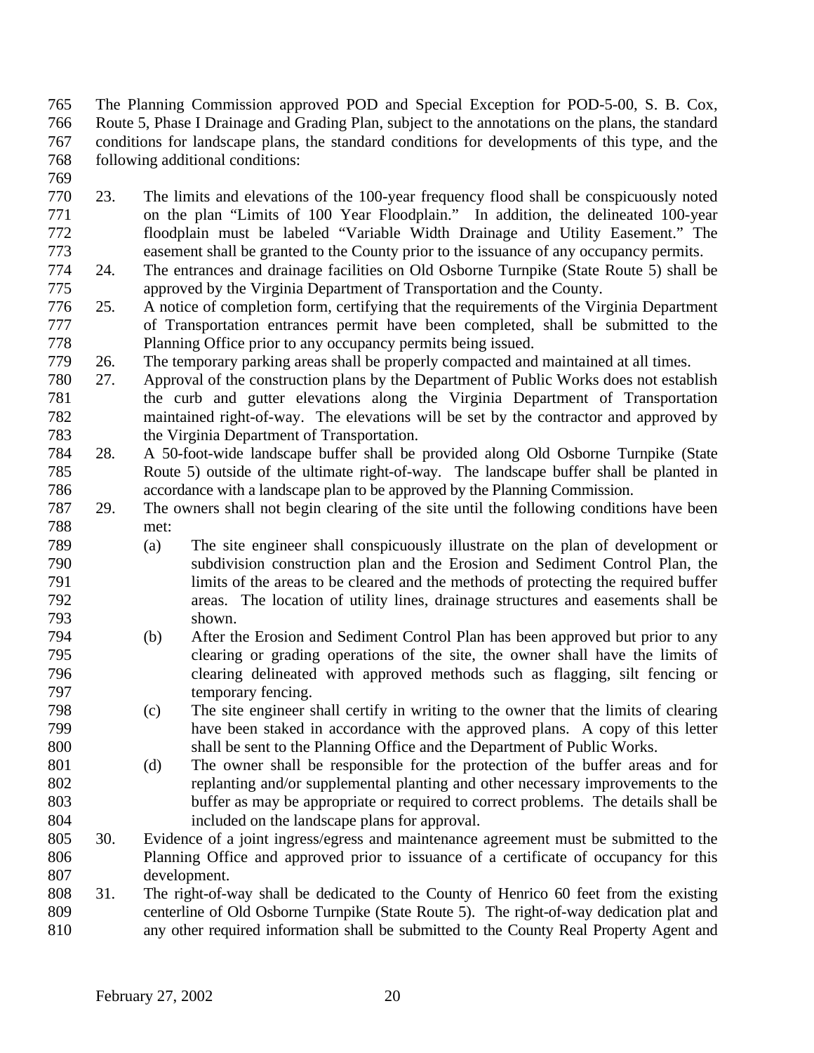The Planning Commission approved POD and Special Exception for POD-5-00, S. B. Cox, Route 5, Phase I Drainage and Grading Plan, subject to the annotations on the plans, the standard conditions for landscape plans, the standard conditions for developments of this type, and the following additional conditions:

23. The limits and elevations of the 100-year frequency flood shall be conspicuously noted on the plan "Limits of 100 Year Floodplain." In addition, the delineated 100-year floodplain must be labeled "Variable Width Drainage and Utility Easement." The easement shall be granted to the County prior to the issuance of any occupancy permits.
24. The entrances and drainage facilities on Old Osborne Turnpike (State Route 5) shall be approved by the Virginia Department of Transportation and the County.
25. A notice of completion form, certifying that the requirements of the Virginia Department of Transportation entrances permit have been completed, shall be submitted to the Planning Office prior to any occupancy permits being issued.
26. The temporary parking areas shall be properly compacted and maintained at all times.
27. Approval of the construction plans by the Department of Public Works does not establish the curb and gutter elevations along the Virginia Department of Transportation maintained right-of-way. The elevations will be set by the contractor and approved by the Virginia Department of Transportation.
28. A 50-foot-wide landscape buffer shall be provided along Old Osborne Turnpike (State Route 5) outside of the ultimate right-of-way. The landscape buffer shall be planted in accordance with a landscape plan to be approved by the Planning Commission.
29. The owners shall not begin clearing of the site until the following conditions have been met:
    (a) The site engineer shall conspicuously illustrate on the plan of development or subdivision construction plan and the Erosion and Sediment Control Plan, the limits of the areas to be cleared and the methods of protecting the required buffer areas. The location of utility lines, drainage structures and easements shall be shown.
    (b) After the Erosion and Sediment Control Plan has been approved but prior to any clearing or grading operations of the site, the owner shall have the limits of clearing delineated with approved methods such as flagging, silt fencing or temporary fencing.
    (c) The site engineer shall certify in writing to the owner that the limits of clearing have been staked in accordance with the approved plans. A copy of this letter shall be sent to the Planning Office and the Department of Public Works.
    (d) The owner shall be responsible for the protection of the buffer areas and for replanting and/or supplemental planting and other necessary improvements to the buffer as may be appropriate or required to correct problems. The details shall be included on the landscape plans for approval.
30. Evidence of a joint ingress/egress and maintenance agreement must be submitted to the Planning Office and approved prior to issuance of a certificate of occupancy for this development.
31. The right-of-way shall be dedicated to the County of Henrico 60 feet from the existing centerline of Old Osborne Turnpike (State Route 5). The right-of-way dedication plat and any other required information shall be submitted to the County Real Property Agent and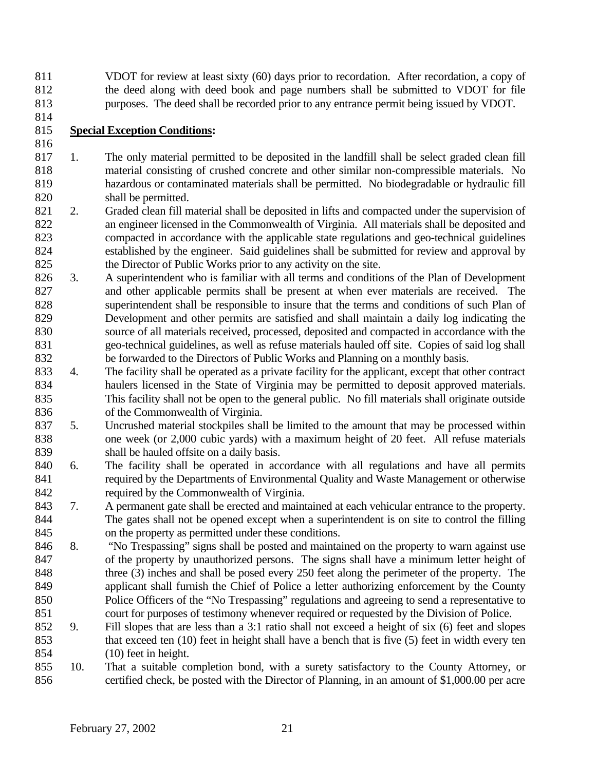VDOT for review at least sixty (60) days prior to recordation. After recordation, a copy of the deed along with deed book and page numbers shall be submitted to VDOT for file purposes. The deed shall be recorded prior to any entrance permit being issued by VDOT.

**Special Exception Conditions:**

1. The only material permitted to be deposited in the landfill shall be select graded clean fill material consisting of crushed concrete and other similar non-compressible materials. No hazardous or contaminated materials shall be permitted. No biodegradable or hydraulic fill shall be permitted.
2. Graded clean fill material shall be deposited in lifts and compacted under the supervision of an engineer licensed in the Commonwealth of Virginia. All materials shall be deposited and compacted in accordance with the applicable state regulations and geo-technical guidelines established by the engineer. Said guidelines shall be submitted for review and approval by the Director of Public Works prior to any activity on the site.
3. A superintendent who is familiar with all terms and conditions of the Plan of Development and other applicable permits shall be present at when ever materials are received. The superintendent shall be responsible to insure that the terms and conditions of such Plan of Development and other permits are satisfied and shall maintain a daily log indicating the source of all materials received, processed, deposited and compacted in accordance with the geo-technical guidelines, as well as refuse materials hauled off site. Copies of said log shall be forwarded to the Directors of Public Works and Planning on a monthly basis.
4. The facility shall be operated as a private facility for the applicant, except that other contract haulers licensed in the State of Virginia may be permitted to deposit approved materials. This facility shall not be open to the general public. No fill materials shall originate outside of the Commonwealth of Virginia.
5. Uncrushed material stockpiles shall be limited to the amount that may be processed within one week (or 2,000 cubic yards) with a maximum height of 20 feet. All refuse materials shall be hauled offsite on a daily basis.
6. The facility shall be operated in accordance with all regulations and have all permits required by the Departments of Environmental Quality and Waste Management or otherwise required by the Commonwealth of Virginia.
7. A permanent gate shall be erected and maintained at each vehicular entrance to the property. The gates shall not be opened except when a superintendent is on site to control the filling on the property as permitted under these conditions.
8. "No Trespassing" signs shall be posted and maintained on the property to warn against use of the property by unauthorized persons. The signs shall have a minimum letter height of three (3) inches and shall be posed every 250 feet along the perimeter of the property. The applicant shall furnish the Chief of Police a letter authorizing enforcement by the County Police Officers of the "No Trespassing" regulations and agreeing to send a representative to court for purposes of testimony whenever required or requested by the Division of Police.
9. Fill slopes that are less than a 3:1 ratio shall not exceed a height of six (6) feet and slopes that exceed ten (10) feet in height shall have a bench that is five (5) feet in width every ten (10) feet in height.
10. That a suitable completion bond, with a surety satisfactory to the County Attorney, or certified check, be posted with the Director of Planning, in an amount of $1,000.00 per acre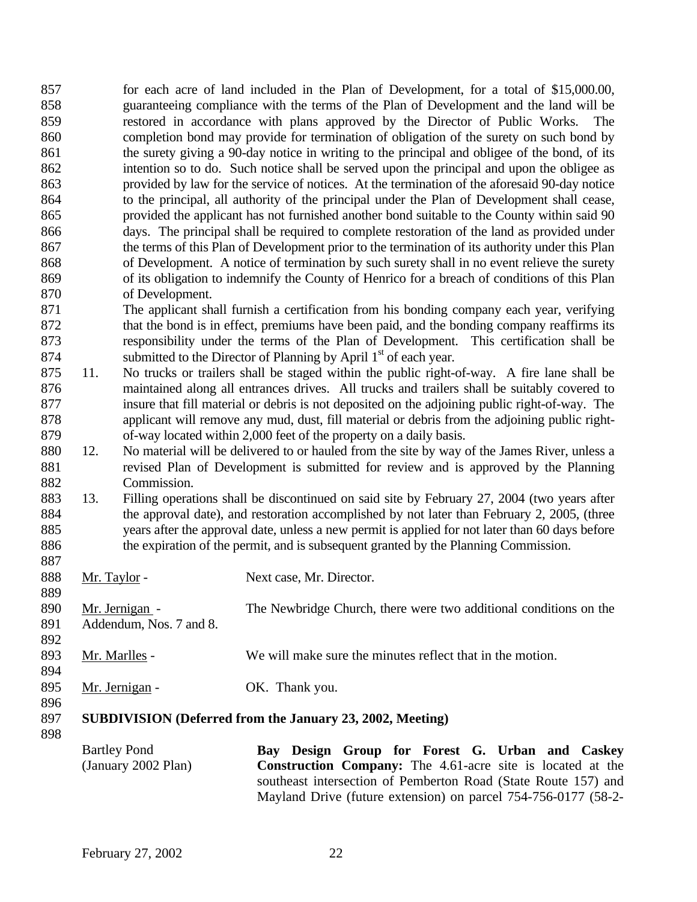for each acre of land included in the Plan of Development, for a total of $15,000.00, guaranteeing compliance with the terms of the Plan of Development and the land will be restored in accordance with plans approved by the Director of Public Works. The completion bond may provide for termination of obligation of the surety on such bond by the surety giving a 90-day notice in writing to the principal and obligee of the bond, of its intention so to do. Such notice shall be served upon the principal and upon the obligee as provided by law for the service of notices. At the termination of the aforesaid 90-day notice to the principal, all authority of the principal under the Plan of Development shall cease, provided the applicant has not furnished another bond suitable to the County within said 90 days. The principal shall be required to complete restoration of the land as provided under the terms of this Plan of Development prior to the termination of its authority under this Plan of Development. A notice of termination by such surety shall in no event relieve the surety of its obligation to indemnify the County of Henrico for a breach of conditions of this Plan of Development.

The applicant shall furnish a certification from his bonding company each year, verifying that the bond is in effect, premiums have been paid, and the bonding company reaffirms its responsibility under the terms of the Plan of Development. This certification shall be submitted to the Director of Planning by April 1st of each year.

11. No trucks or trailers shall be staged within the public right-of-way. A fire lane shall be maintained along all entrances drives. All trucks and trailers shall be suitably covered to insure that fill material or debris is not deposited on the adjoining public right-of-way. The applicant will remove any mud, dust, fill material or debris from the adjoining public right-of-way located within 2,000 feet of the property on a daily basis.
12. No material will be delivered to or hauled from the site by way of the James River, unless a revised Plan of Development is submitted for review and is approved by the Planning Commission.
13. Filling operations shall be discontinued on said site by February 27, 2004 (two years after the approval date), and restoration accomplished by not later than February 2, 2005, (three years after the approval date, unless a new permit is applied for not later than 60 days before the expiration of the permit, and is subsequent granted by the Planning Commission.

Mr. Taylor - Next case, Mr. Director.

Mr. Jernigan - The Newbridge Church, there were two additional conditions on the Addendum, Nos. 7 and 8.

Mr. Marlles - We will make sure the minutes reflect that in the motion.

Mr. Jernigan - OK. Thank you.

**SUBDIVISION (Deferred from the January 23, 2002, Meeting)**

Bartley Pond (January 2002 Plan) **Bay Design Group for Forest G. Urban and Caskey Construction Company:** The 4.61-acre site is located at the southeast intersection of Pemberton Road (State Route 157) and Mayland Drive (future extension) on parcel 754-756-0177 (58-2-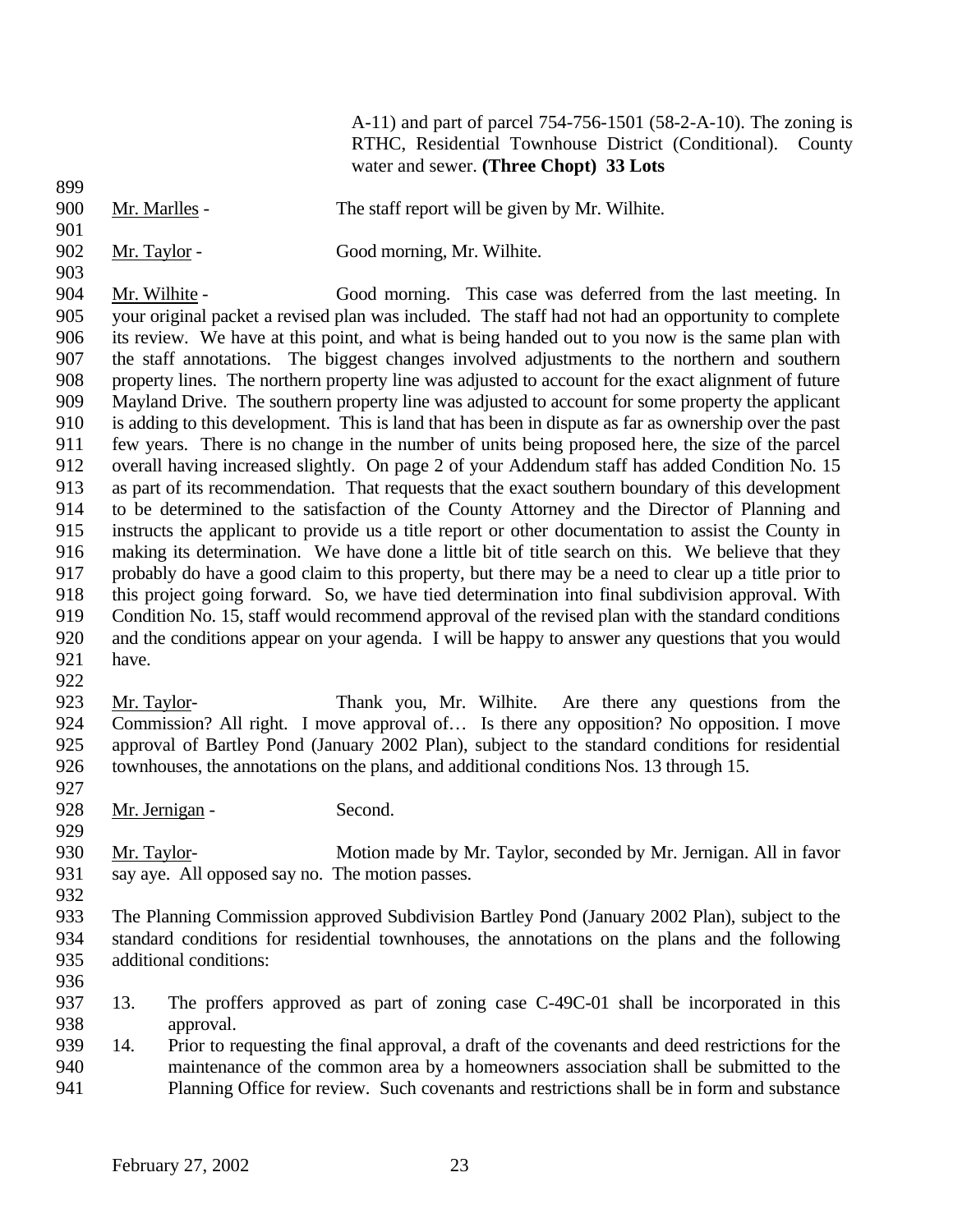A-11) and part of parcel 754-756-1501 (58-2-A-10). The zoning is RTHC, Residential Townhouse District (Conditional). County water and sewer. **(Three Chopt) 33 Lots**

Mr. Marlles - The staff report will be given by Mr. Wilhite.

Mr. Taylor - Good morning, Mr. Wilhite.

Mr. Wilhite - Good morning. This case was deferred from the last meeting. In your original packet a revised plan was included. The staff had not had an opportunity to complete its review. We have at this point, and what is being handed out to you now is the same plan with the staff annotations. The biggest changes involved adjustments to the northern and southern property lines. The northern property line was adjusted to account for the exact alignment of future Mayland Drive. The southern property line was adjusted to account for some property the applicant is adding to this development. This is land that has been in dispute as far as ownership over the past few years. There is no change in the number of units being proposed here, the size of the parcel overall having increased slightly. On page 2 of your Addendum staff has added Condition No. 15 as part of its recommendation. That requests that the exact southern boundary of this development to be determined to the satisfaction of the County Attorney and the Director of Planning and instructs the applicant to provide us a title report or other documentation to assist the County in making its determination. We have done a little bit of title search on this. We believe that they probably do have a good claim to this property, but there may be a need to clear up a title prior to this project going forward. So, we have tied determination into final subdivision approval. With Condition No. 15, staff would recommend approval of the revised plan with the standard conditions and the conditions appear on your agenda. I will be happy to answer any questions that you would have.

Mr. Taylor- Thank you, Mr. Wilhite. Are there any questions from the Commission? All right. I move approval of… Is there any opposition? No opposition. I move approval of Bartley Pond (January 2002 Plan), subject to the standard conditions for residential townhouses, the annotations on the plans, and additional conditions Nos. 13 through 15.

Mr. Jernigan - Second.

Mr. Taylor- Motion made by Mr. Taylor, seconded by Mr. Jernigan. All in favor say aye. All opposed say no. The motion passes.

The Planning Commission approved Subdivision Bartley Pond (January 2002 Plan), subject to the standard conditions for residential townhouses, the annotations on the plans and the following additional conditions:

13. The proffers approved as part of zoning case C-49C-01 shall be incorporated in this approval.
14. Prior to requesting the final approval, a draft of the covenants and deed restrictions for the maintenance of the common area by a homeowners association shall be submitted to the Planning Office for review. Such covenants and restrictions shall be in form and substance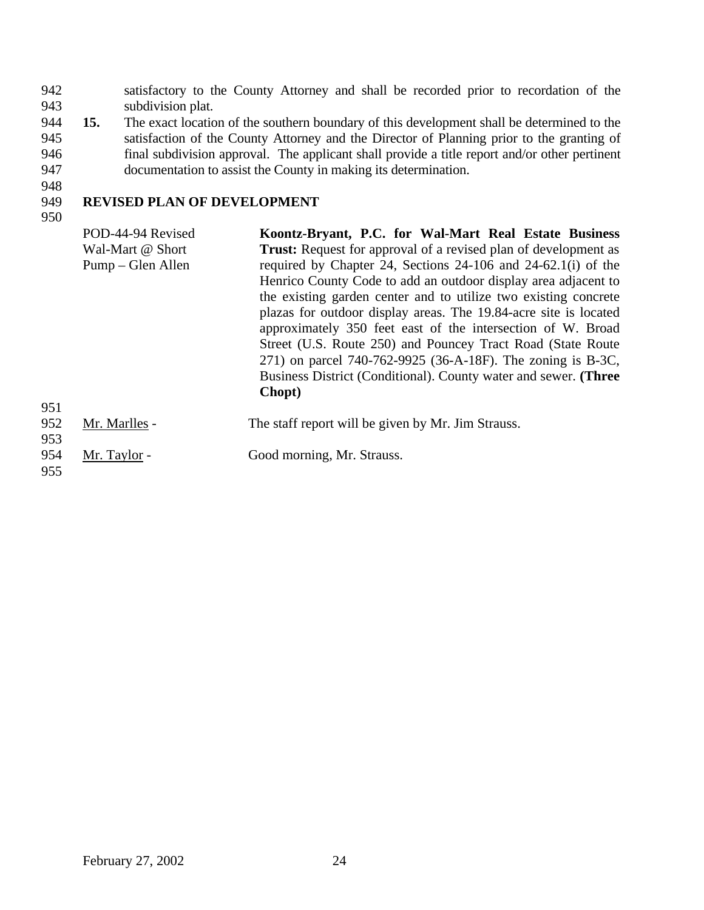satisfactory to the County Attorney and shall be recorded prior to recordation of the subdivision plat.

**15.** The exact location of the southern boundary of this development shall be determined to the satisfaction of the County Attorney and the Director of Planning prior to the granting of final subdivision approval. The applicant shall provide a title report and/or other pertinent documentation to assist the County in making its determination.

## REVISED PLAN OF DEVELOPMENT

POD-44-94 Revised
Wal-Mart @ Short Pump – Glen Allen

**Koontz-Bryant, P.C. for Wal-Mart Real Estate Business Trust:** Request for approval of a revised plan of development as required by Chapter 24, Sections 24-106 and 24-62.1(i) of the Henrico County Code to add an outdoor display area adjacent to the existing garden center and to utilize two existing concrete plazas for outdoor display areas. The 19.84-acre site is located approximately 350 feet east of the intersection of W. Broad Street (U.S. Route 250) and Pouncey Tract Road (State Route 271) on parcel 740-762-9925 (36-A-18F). The zoning is B-3C, Business District (Conditional). County water and sewer. **(Three Chopt)**

Mr. Marlles - The staff report will be given by Mr. Jim Strauss.

Mr. Taylor - Good morning, Mr. Strauss.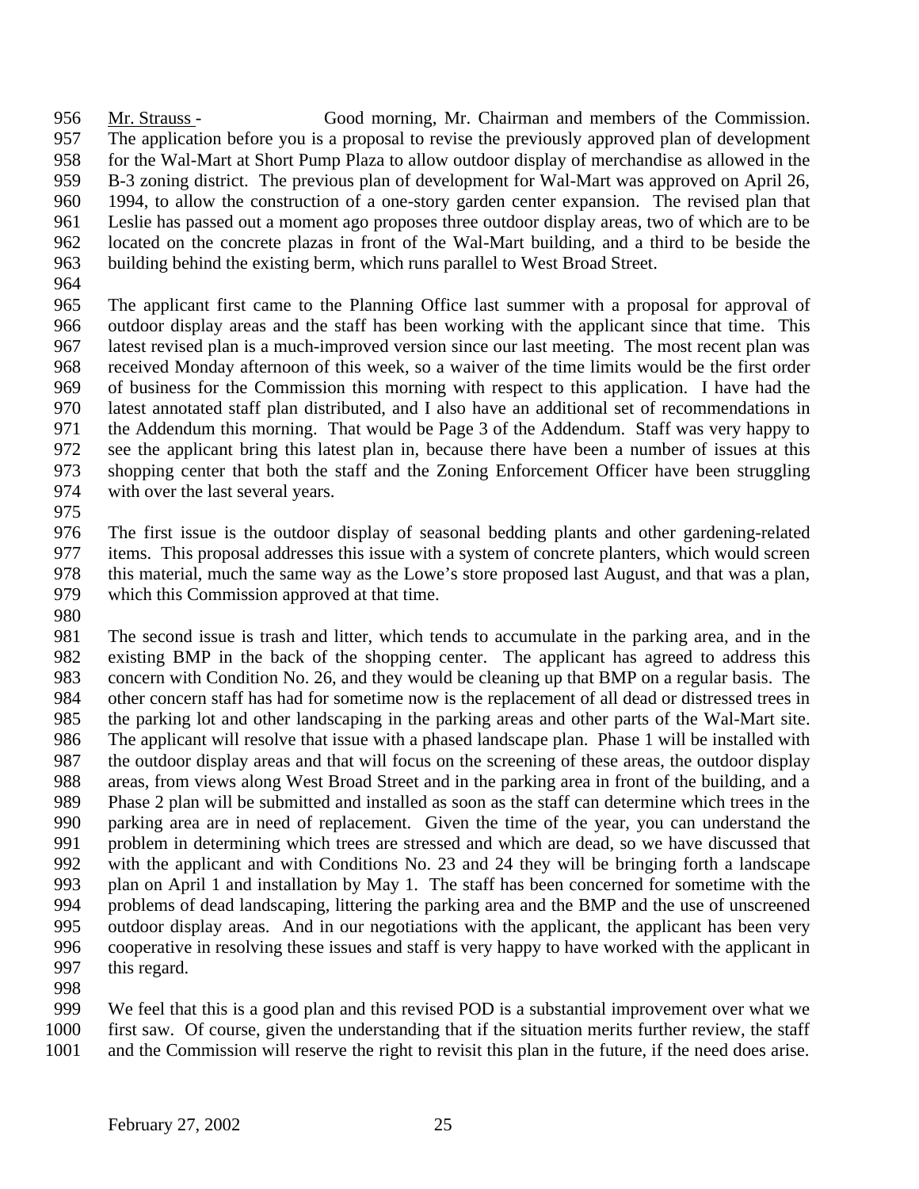Mr. Strauss - Good morning, Mr. Chairman and members of the Commission. The application before you is a proposal to revise the previously approved plan of development for the Wal-Mart at Short Pump Plaza to allow outdoor display of merchandise as allowed in the B-3 zoning district. The previous plan of development for Wal-Mart was approved on April 26, 1994, to allow the construction of a one-story garden center expansion. The revised plan that Leslie has passed out a moment ago proposes three outdoor display areas, two of which are to be located on the concrete plazas in front of the Wal-Mart building, and a third to be beside the building behind the existing berm, which runs parallel to West Broad Street.

The applicant first came to the Planning Office last summer with a proposal for approval of outdoor display areas and the staff has been working with the applicant since that time. This latest revised plan is a much-improved version since our last meeting. The most recent plan was received Monday afternoon of this week, so a waiver of the time limits would be the first order of business for the Commission this morning with respect to this application. I have had the latest annotated staff plan distributed, and I also have an additional set of recommendations in the Addendum this morning. That would be Page 3 of the Addendum. Staff was very happy to see the applicant bring this latest plan in, because there have been a number of issues at this shopping center that both the staff and the Zoning Enforcement Officer have been struggling with over the last several years.

The first issue is the outdoor display of seasonal bedding plants and other gardening-related items. This proposal addresses this issue with a system of concrete planters, which would screen this material, much the same way as the Lowe's store proposed last August, and that was a plan, which this Commission approved at that time.

The second issue is trash and litter, which tends to accumulate in the parking area, and in the existing BMP in the back of the shopping center. The applicant has agreed to address this concern with Condition No. 26, and they would be cleaning up that BMP on a regular basis. The other concern staff has had for sometime now is the replacement of all dead or distressed trees in the parking lot and other landscaping in the parking areas and other parts of the Wal-Mart site. The applicant will resolve that issue with a phased landscape plan. Phase 1 will be installed with the outdoor display areas and that will focus on the screening of these areas, the outdoor display areas, from views along West Broad Street and in the parking area in front of the building, and a Phase 2 plan will be submitted and installed as soon as the staff can determine which trees in the parking area are in need of replacement. Given the time of the year, you can understand the problem in determining which trees are stressed and which are dead, so we have discussed that with the applicant and with Conditions No. 23 and 24 they will be bringing forth a landscape plan on April 1 and installation by May 1. The staff has been concerned for sometime with the problems of dead landscaping, littering the parking area and the BMP and the use of unscreened outdoor display areas. And in our negotiations with the applicant, the applicant has been very cooperative in resolving these issues and staff is very happy to have worked with the applicant in this regard.

We feel that this is a good plan and this revised POD is a substantial improvement over what we first saw. Of course, given the understanding that if the situation merits further review, the staff and the Commission will reserve the right to revisit this plan in the future, if the need does arise.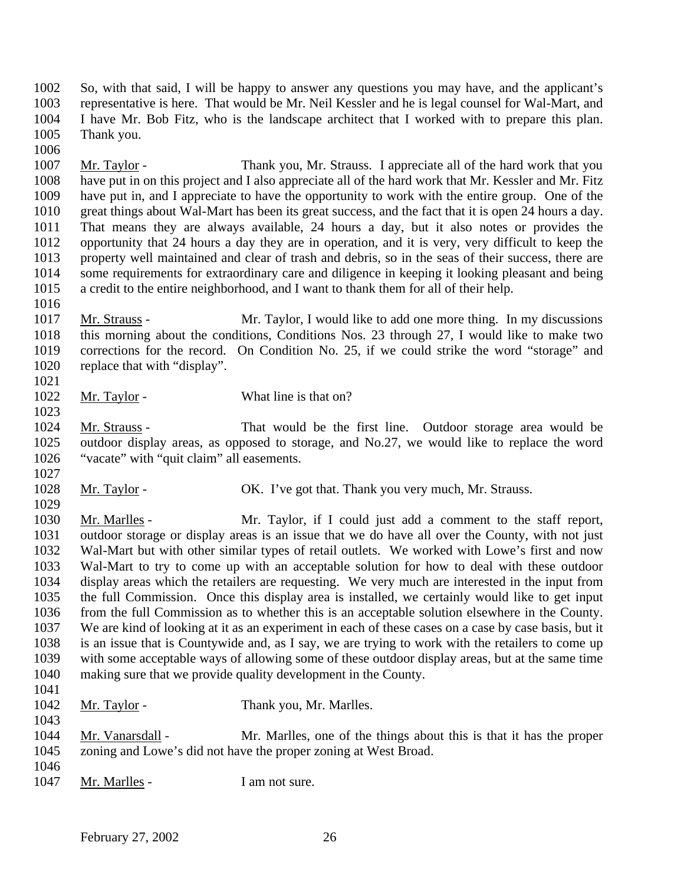So, with that said, I will be happy to answer any questions you may have, and the applicant's representative is here. That would be Mr. Neil Kessler and he is legal counsel for Wal-Mart, and I have Mr. Bob Fitz, who is the landscape architect that I worked with to prepare this plan. Thank you.

Mr. Taylor - Thank you, Mr. Strauss. I appreciate all of the hard work that you have put in on this project and I also appreciate all of the hard work that Mr. Kessler and Mr. Fitz have put in, and I appreciate to have the opportunity to work with the entire group. One of the great things about Wal-Mart has been its great success, and the fact that it is open 24 hours a day. That means they are always available, 24 hours a day, but it also notes or provides the opportunity that 24 hours a day they are in operation, and it is very, very difficult to keep the property well maintained and clear of trash and debris, so in the seas of their success, there are some requirements for extraordinary care and diligence in keeping it looking pleasant and being a credit to the entire neighborhood, and I want to thank them for all of their help.

Mr. Strauss - Mr. Taylor, I would like to add one more thing. In my discussions this morning about the conditions, Conditions Nos. 23 through 27, I would like to make two corrections for the record. On Condition No. 25, if we could strike the word "storage" and replace that with "display".

Mr. Taylor - What line is that on?

Mr. Strauss - That would be the first line. Outdoor storage area would be outdoor display areas, as opposed to storage, and No.27, we would like to replace the word "vacate" with "quit claim" all easements.

Mr. Taylor - OK. I've got that. Thank you very much, Mr. Strauss.

Mr. Marlles - Mr. Taylor, if I could just add a comment to the staff report, outdoor storage or display areas is an issue that we do have all over the County, with not just Wal-Mart but with other similar types of retail outlets. We worked with Lowe's first and now Wal-Mart to try to come up with an acceptable solution for how to deal with these outdoor display areas which the retailers are requesting. We very much are interested in the input from the full Commission. Once this display area is installed, we certainly would like to get input from the full Commission as to whether this is an acceptable solution elsewhere in the County. We are kind of looking at it as an experiment in each of these cases on a case by case basis, but it is an issue that is Countywide and, as I say, we are trying to work with the retailers to come up with some acceptable ways of allowing some of these outdoor display areas, but at the same time making sure that we provide quality development in the County.

Mr. Taylor - Thank you, Mr. Marlles.

Mr. Vanarsdall - Mr. Marlles, one of the things about this is that it has the proper zoning and Lowe's did not have the proper zoning at West Broad.

Mr. Marlles - I am not sure.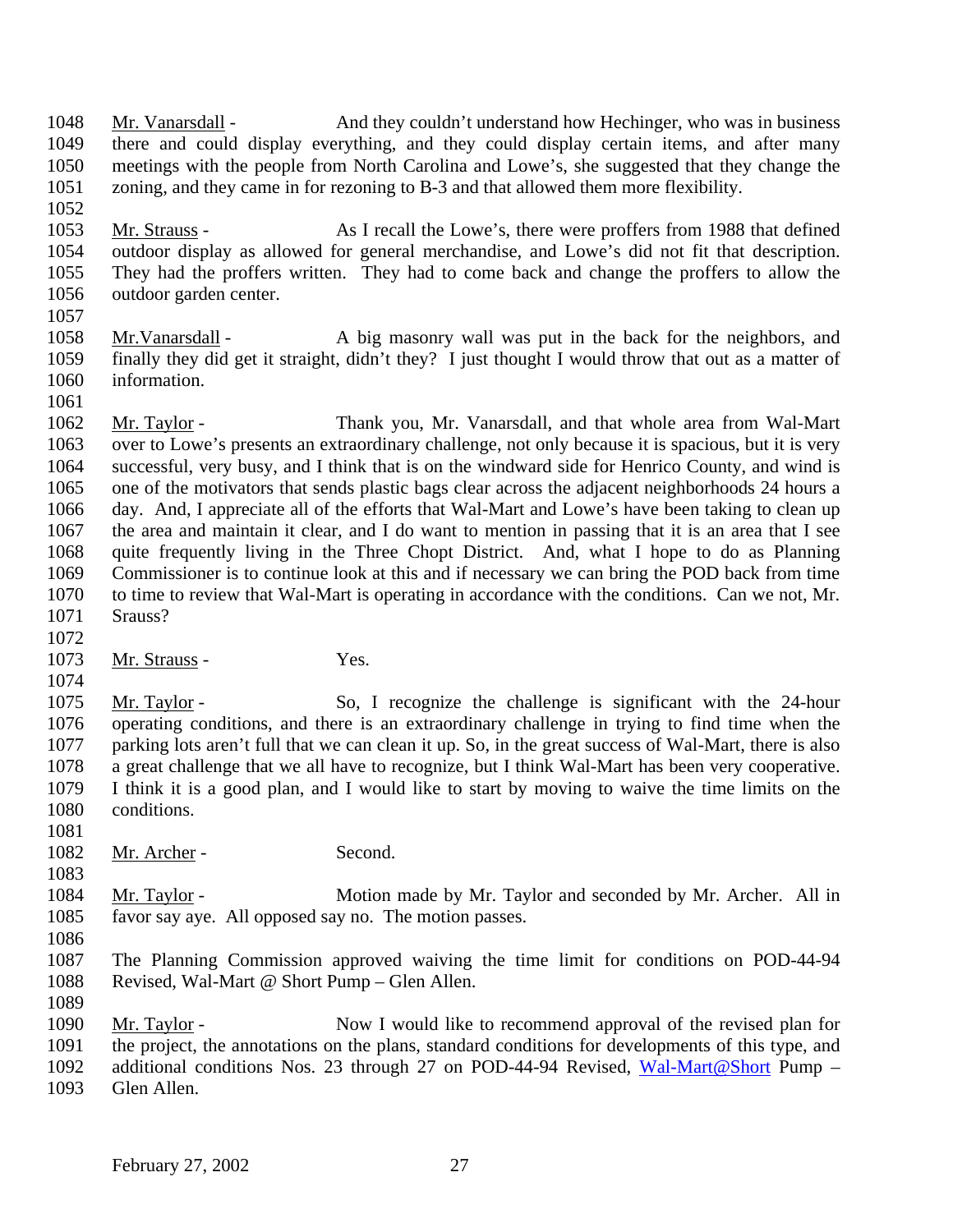Mr. Vanarsdall - And they couldn't understand how Hechinger, who was in business there and could display everything, and they could display certain items, and after many meetings with the people from North Carolina and Lowe's, she suggested that they change the zoning, and they came in for rezoning to B-3 and that allowed them more flexibility.

Mr. Strauss - As I recall the Lowe's, there were proffers from 1988 that defined outdoor display as allowed for general merchandise, and Lowe's did not fit that description. They had the proffers written. They had to come back and change the proffers to allow the outdoor garden center.

Mr.Vanarsdall - A big masonry wall was put in the back for the neighbors, and finally they did get it straight, didn't they? I just thought I would throw that out as a matter of information.

Mr. Taylor - Thank you, Mr. Vanarsdall, and that whole area from Wal-Mart over to Lowe's presents an extraordinary challenge, not only because it is spacious, but it is very successful, very busy, and I think that is on the windward side for Henrico County, and wind is one of the motivators that sends plastic bags clear across the adjacent neighborhoods 24 hours a day. And, I appreciate all of the efforts that Wal-Mart and Lowe's have been taking to clean up the area and maintain it clear, and I do want to mention in passing that it is an area that I see quite frequently living in the Three Chopt District. And, what I hope to do as Planning Commissioner is to continue look at this and if necessary we can bring the POD back from time to time to review that Wal-Mart is operating in accordance with the conditions. Can we not, Mr. Srauss?

Mr. Strauss - Yes.

Mr. Taylor - So, I recognize the challenge is significant with the 24-hour operating conditions, and there is an extraordinary challenge in trying to find time when the parking lots aren't full that we can clean it up. So, in the great success of Wal-Mart, there is also a great challenge that we all have to recognize, but I think Wal-Mart has been very cooperative. I think it is a good plan, and I would like to start by moving to waive the time limits on the conditions.

Mr. Archer - Second.

Mr. Taylor - Motion made by Mr. Taylor and seconded by Mr. Archer. All in favor say aye. All opposed say no. The motion passes.

The Planning Commission approved waiving the time limit for conditions on POD-44-94 Revised, Wal-Mart @ Short Pump – Glen Allen.

Mr. Taylor - Now I would like to recommend approval of the revised plan for the project, the annotations on the plans, standard conditions for developments of this type, and additional conditions Nos. 23 through 27 on POD-44-94 Revised, Wal-Mart@Short Pump – Glen Allen.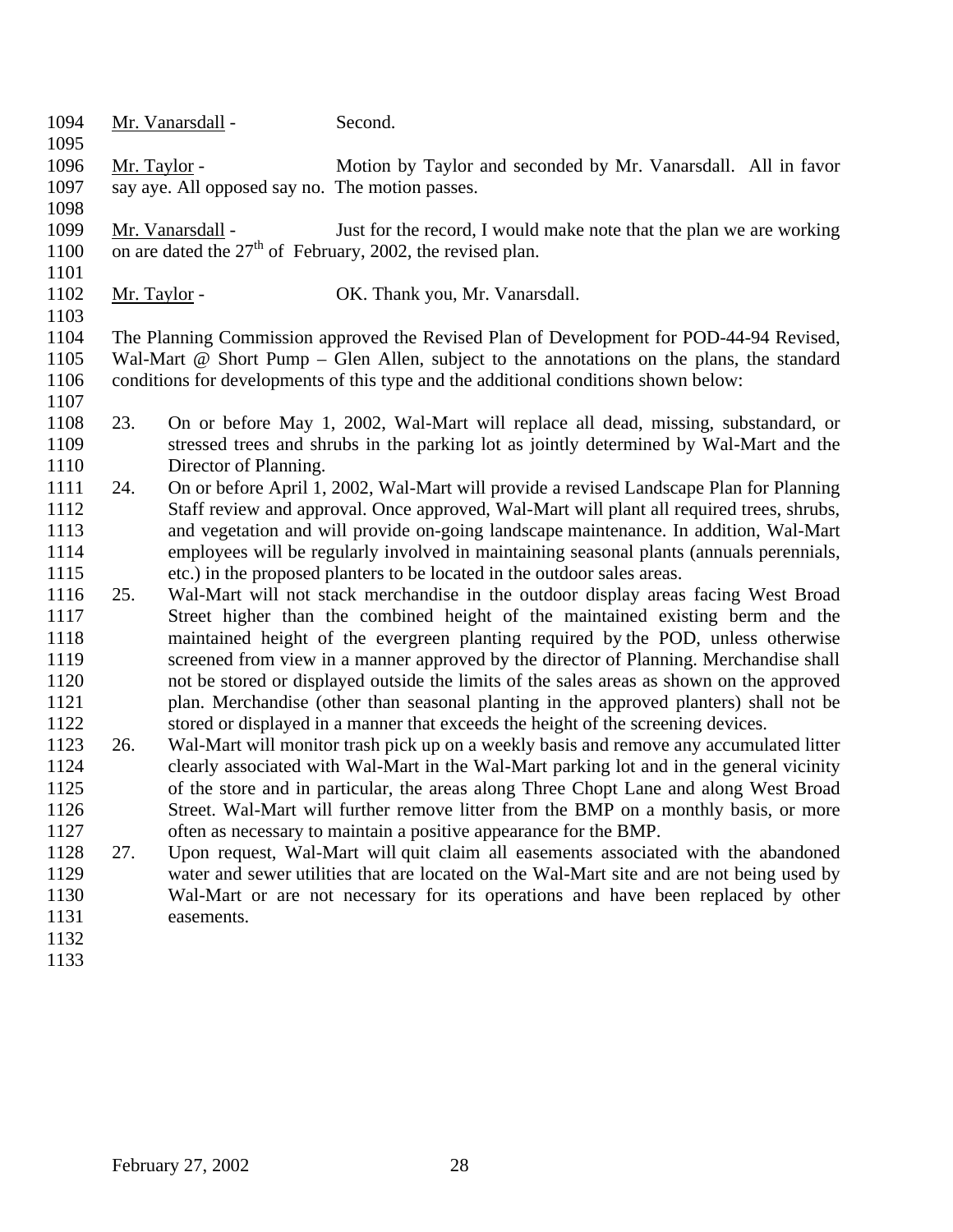Mr. Vanarsdall - Second.

Mr. Taylor - Motion by Taylor and seconded by Mr. Vanarsdall. All in favor say aye. All opposed say no. The motion passes.

Mr. Vanarsdall - Just for the record, I would make note that the plan we are working on are dated the 27th of February, 2002, the revised plan.

Mr. Taylor - OK. Thank you, Mr. Vanarsdall.

The Planning Commission approved the Revised Plan of Development for POD-44-94 Revised, Wal-Mart @ Short Pump – Glen Allen, subject to the annotations on the plans, the standard conditions for developments of this type and the additional conditions shown below:

23. On or before May 1, 2002, Wal-Mart will replace all dead, missing, substandard, or stressed trees and shrubs in the parking lot as jointly determined by Wal-Mart and the Director of Planning.
24. On or before April 1, 2002, Wal-Mart will provide a revised Landscape Plan for Planning Staff review and approval. Once approved, Wal-Mart will plant all required trees, shrubs, and vegetation and will provide on-going landscape maintenance. In addition, Wal-Mart employees will be regularly involved in maintaining seasonal plants (annuals perennials, etc.) in the proposed planters to be located in the outdoor sales areas.
25. Wal-Mart will not stack merchandise in the outdoor display areas facing West Broad Street higher than the combined height of the maintained existing berm and the maintained height of the evergreen planting required by the POD, unless otherwise screened from view in a manner approved by the director of Planning. Merchandise shall not be stored or displayed outside the limits of the sales areas as shown on the approved plan. Merchandise (other than seasonal planting in the approved planters) shall not be stored or displayed in a manner that exceeds the height of the screening devices.
26. Wal-Mart will monitor trash pick up on a weekly basis and remove any accumulated litter clearly associated with Wal-Mart in the Wal-Mart parking lot and in the general vicinity of the store and in particular, the areas along Three Chopt Lane and along West Broad Street. Wal-Mart will further remove litter from the BMP on a monthly basis, or more often as necessary to maintain a positive appearance for the BMP.
27. Upon request, Wal-Mart will quit claim all easements associated with the abandoned water and sewer utilities that are located on the Wal-Mart site and are not being used by Wal-Mart or are not necessary for its operations and have been replaced by other easements.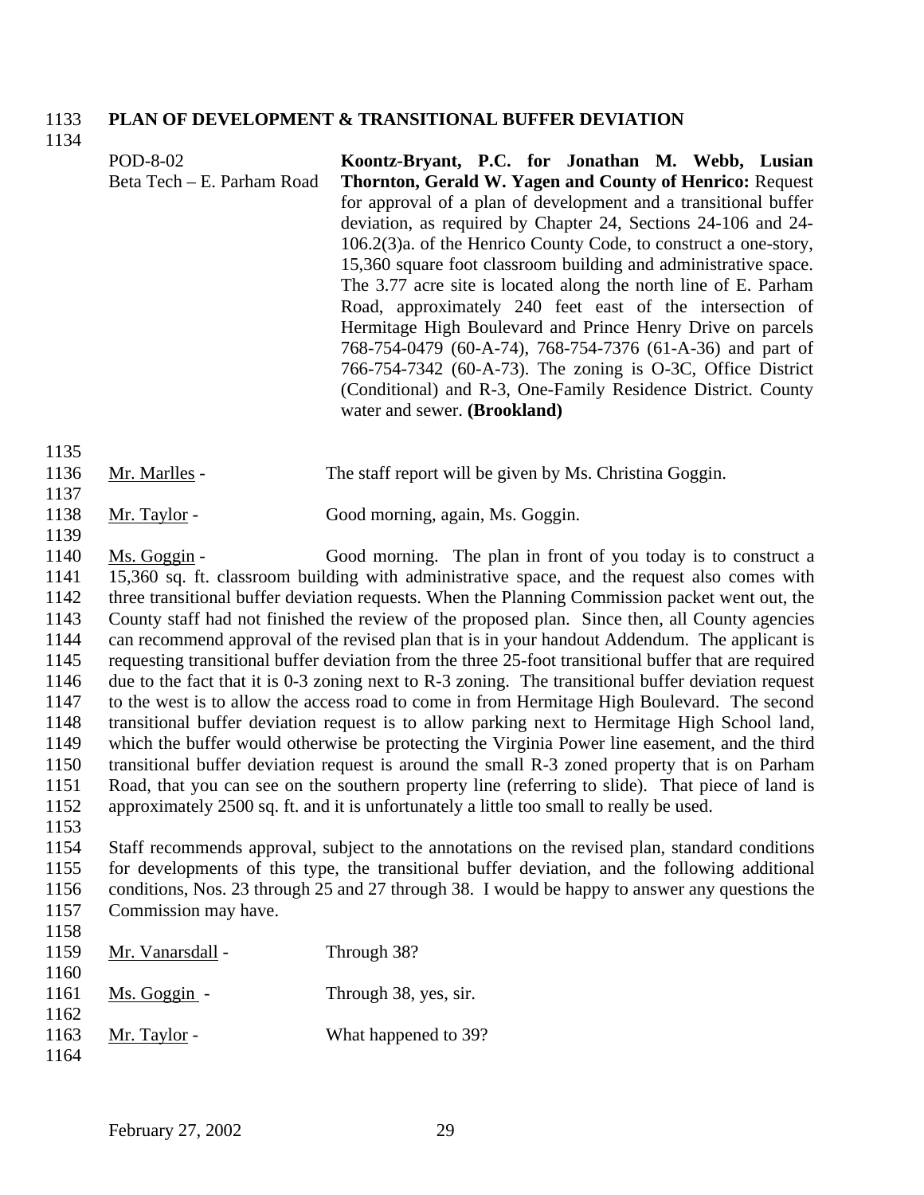**PLAN OF DEVELOPMENT & TRANSITIONAL BUFFER DEVIATION**

POD-8-02
Beta Tech – E. Parham Road

**Koontz-Bryant, P.C. for Jonathan M. Webb, Lusian Thornton, Gerald W. Yagen and County of Henrico:** Request for approval of a plan of development and a transitional buffer deviation, as required by Chapter 24, Sections 24-106 and 24-106.2(3)a. of the Henrico County Code, to construct a one-story, 15,360 square foot classroom building and administrative space. The 3.77 acre site is located along the north line of E. Parham Road, approximately 240 feet east of the intersection of Hermitage High Boulevard and Prince Henry Drive on parcels 768-754-0479 (60-A-74), 768-754-7376 (61-A-36) and part of 766-754-7342 (60-A-73). The zoning is O-3C, Office District (Conditional) and R-3, One-Family Residence District. County water and sewer. **(Brookland)**

Mr. Marlles - The staff report will be given by Ms. Christina Goggin.

Mr. Taylor - Good morning, again, Ms. Goggin.

Ms. Goggin - Good morning. The plan in front of you today is to construct a 15,360 sq. ft. classroom building with administrative space, and the request also comes with three transitional buffer deviation requests. When the Planning Commission packet went out, the County staff had not finished the review of the proposed plan. Since then, all County agencies can recommend approval of the revised plan that is in your handout Addendum. The applicant is requesting transitional buffer deviation from the three 25-foot transitional buffer that are required due to the fact that it is 0-3 zoning next to R-3 zoning. The transitional buffer deviation request to the west is to allow the access road to come in from Hermitage High Boulevard. The second transitional buffer deviation request is to allow parking next to Hermitage High School land, which the buffer would otherwise be protecting the Virginia Power line easement, and the third transitional buffer deviation request is around the small R-3 zoned property that is on Parham Road, that you can see on the southern property line (referring to slide). That piece of land is approximately 2500 sq. ft. and it is unfortunately a little too small to really be used.

Staff recommends approval, subject to the annotations on the revised plan, standard conditions for developments of this type, the transitional buffer deviation, and the following additional conditions, Nos. 23 through 25 and 27 through 38. I would be happy to answer any questions the Commission may have.

Mr. Vanarsdall - Through 38?

Ms. Goggin - Through 38, yes, sir.

Mr. Taylor - What happened to 39?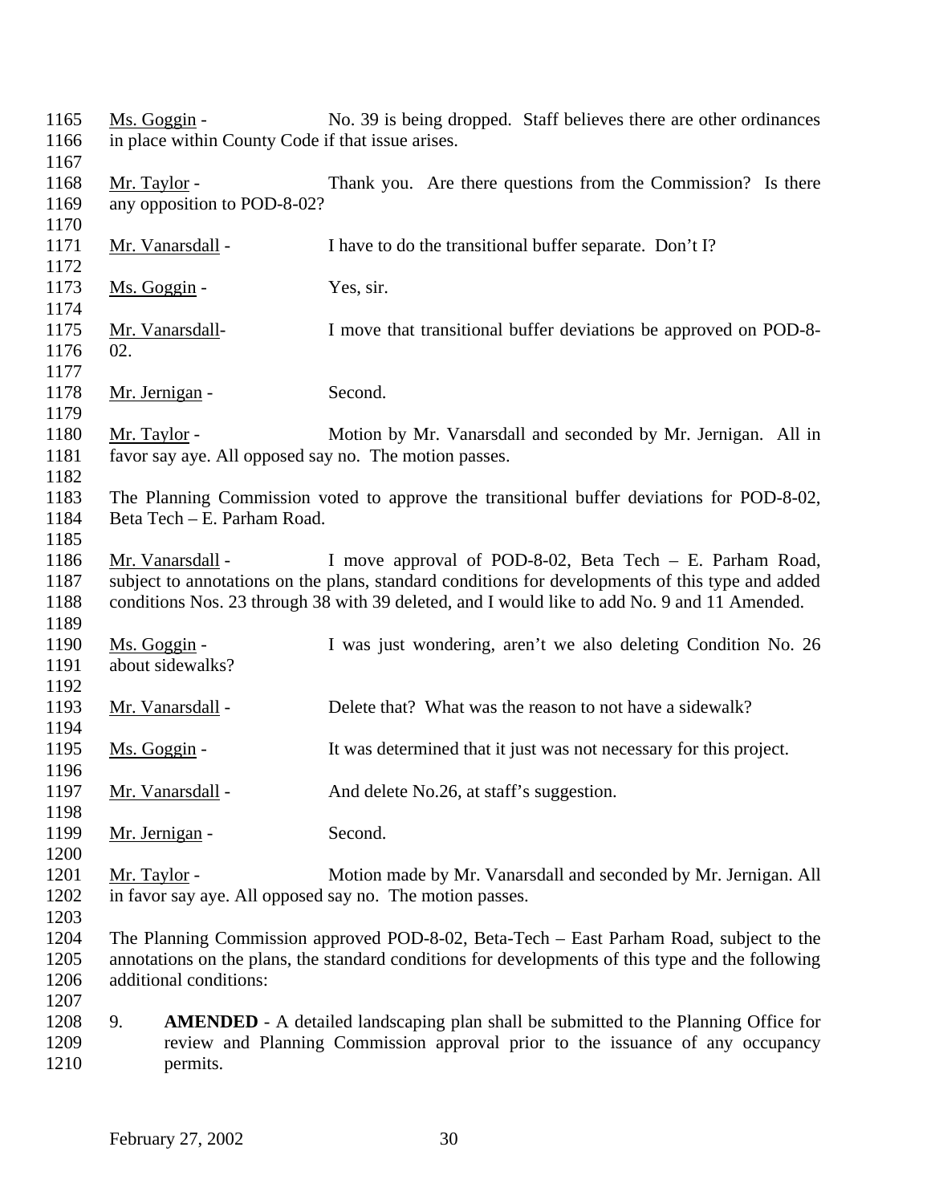Ms. Goggin - No. 39 is being dropped. Staff believes there are other ordinances in place within County Code if that issue arises.

Mr. Taylor - Thank you. Are there questions from the Commission? Is there any opposition to POD-8-02?

Mr. Vanarsdall - I have to do the transitional buffer separate. Don't I?

Ms. Goggin - Yes, sir.

Mr. Vanarsdall- I move that transitional buffer deviations be approved on POD-8-02.

Mr. Jernigan - Second.

Mr. Taylor - Motion by Mr. Vanarsdall and seconded by Mr. Jernigan. All in favor say aye. All opposed say no. The motion passes.

The Planning Commission voted to approve the transitional buffer deviations for POD-8-02, Beta Tech – E. Parham Road.

Mr. Vanarsdall - I move approval of POD-8-02, Beta Tech – E. Parham Road, subject to annotations on the plans, standard conditions for developments of this type and added conditions Nos. 23 through 38 with 39 deleted, and I would like to add No. 9 and 11 Amended.

Ms. Goggin - I was just wondering, aren't we also deleting Condition No. 26 about sidewalks?

Mr. Vanarsdall - Delete that? What was the reason to not have a sidewalk?

Ms. Goggin - It was determined that it just was not necessary for this project.

Mr. Vanarsdall - And delete No.26, at staff's suggestion.

Mr. Jernigan - Second.

Mr. Taylor - Motion made by Mr. Vanarsdall and seconded by Mr. Jernigan. All in favor say aye. All opposed say no. The motion passes.

The Planning Commission approved POD-8-02, Beta-Tech – East Parham Road, subject to the annotations on the plans, the standard conditions for developments of this type and the following additional conditions:

9. **AMENDED** - A detailed landscaping plan shall be submitted to the Planning Office for review and Planning Commission approval prior to the issuance of any occupancy permits.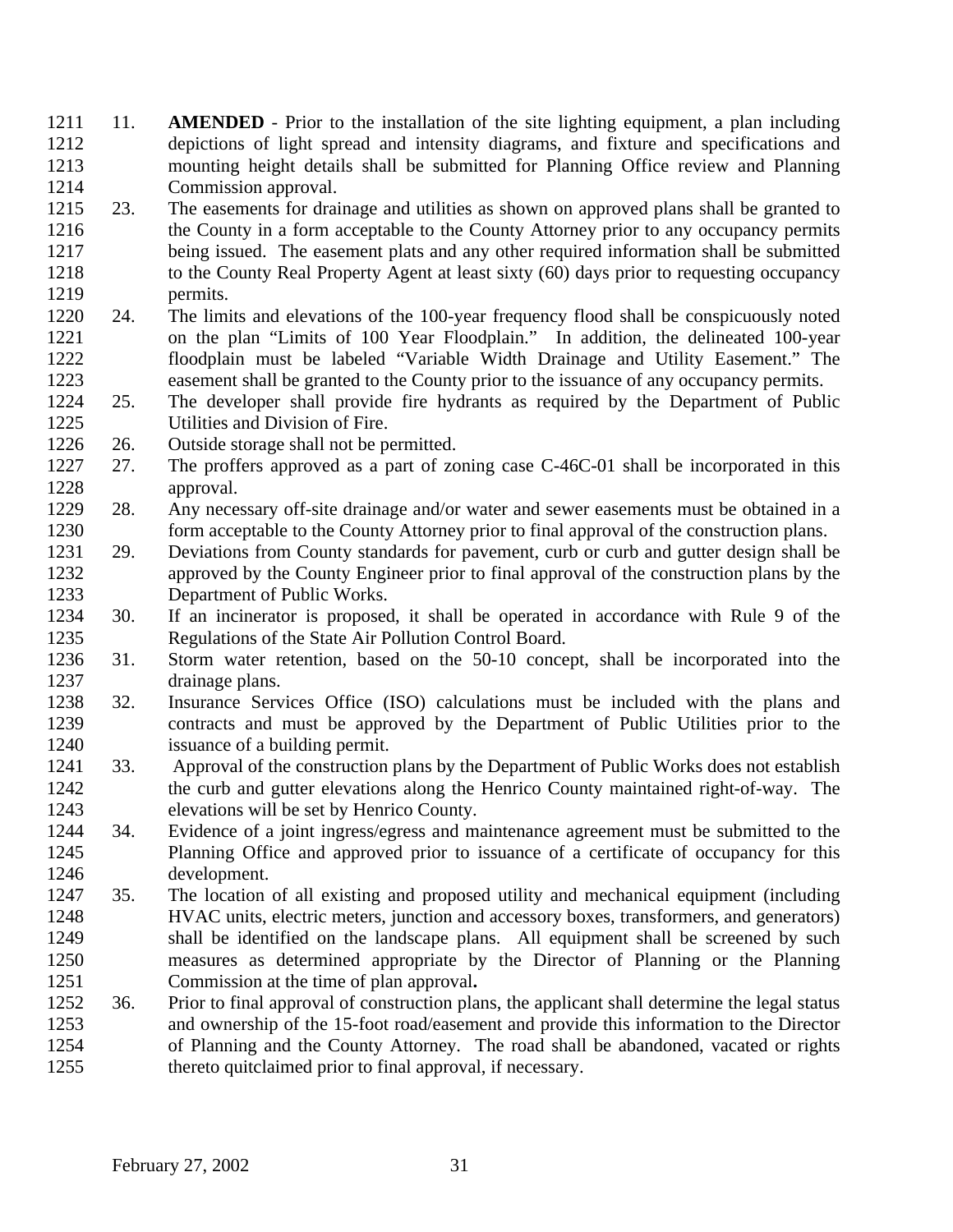11. **AMENDED** - Prior to the installation of the site lighting equipment, a plan including depictions of light spread and intensity diagrams, and fixture and specifications and mounting height details shall be submitted for Planning Office review and Planning Commission approval.
23. The easements for drainage and utilities as shown on approved plans shall be granted to the County in a form acceptable to the County Attorney prior to any occupancy permits being issued. The easement plats and any other required information shall be submitted to the County Real Property Agent at least sixty (60) days prior to requesting occupancy permits.
24. The limits and elevations of the 100-year frequency flood shall be conspicuously noted on the plan "Limits of 100 Year Floodplain." In addition, the delineated 100-year floodplain must be labeled "Variable Width Drainage and Utility Easement." The easement shall be granted to the County prior to the issuance of any occupancy permits.
25. The developer shall provide fire hydrants as required by the Department of Public Utilities and Division of Fire.
26. Outside storage shall not be permitted.
27. The proffers approved as a part of zoning case C-46C-01 shall be incorporated in this approval.
28. Any necessary off-site drainage and/or water and sewer easements must be obtained in a form acceptable to the County Attorney prior to final approval of the construction plans.
29. Deviations from County standards for pavement, curb or curb and gutter design shall be approved by the County Engineer prior to final approval of the construction plans by the Department of Public Works.
30. If an incinerator is proposed, it shall be operated in accordance with Rule 9 of the Regulations of the State Air Pollution Control Board.
31. Storm water retention, based on the 50-10 concept, shall be incorporated into the drainage plans.
32. Insurance Services Office (ISO) calculations must be included with the plans and contracts and must be approved by the Department of Public Utilities prior to the issuance of a building permit.
33. Approval of the construction plans by the Department of Public Works does not establish the curb and gutter elevations along the Henrico County maintained right-of-way. The elevations will be set by Henrico County.
34. Evidence of a joint ingress/egress and maintenance agreement must be submitted to the Planning Office and approved prior to issuance of a certificate of occupancy for this development.
35. The location of all existing and proposed utility and mechanical equipment (including HVAC units, electric meters, junction and accessory boxes, transformers, and generators) shall be identified on the landscape plans. All equipment shall be screened by such measures as determined appropriate by the Director of Planning or the Planning Commission at the time of plan approval.
36. Prior to final approval of construction plans, the applicant shall determine the legal status and ownership of the 15-foot road/easement and provide this information to the Director of Planning and the County Attorney. The road shall be abandoned, vacated or rights thereto quitclaimed prior to final approval, if necessary.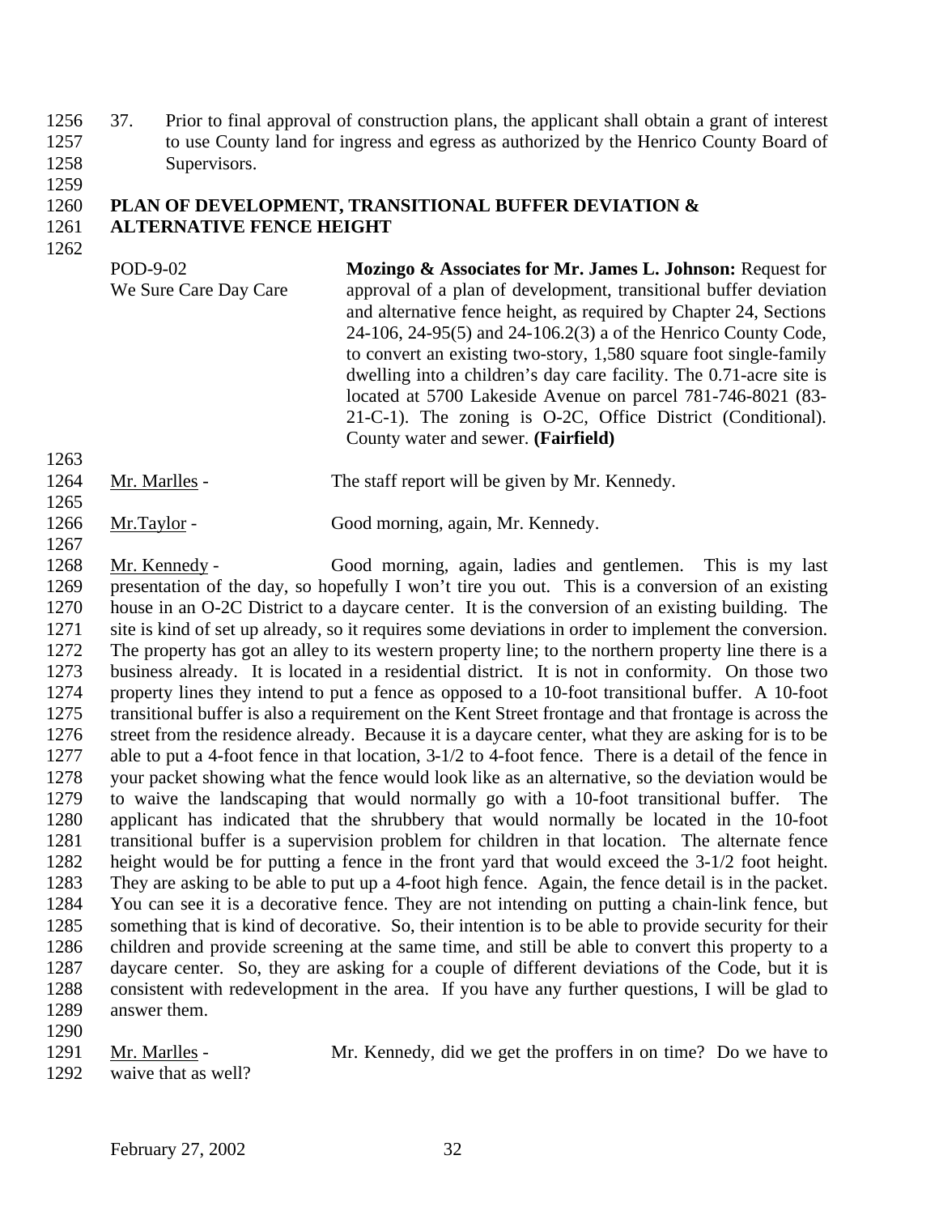37. Prior to final approval of construction plans, the applicant shall obtain a grant of interest to use County land for ingress and egress as authorized by the Henrico County Board of Supervisors.

**PLAN OF DEVELOPMENT, TRANSITIONAL BUFFER DEVIATION & ALTERNATIVE FENCE HEIGHT**

POD-9-02
We Sure Care Day Care

**Mozingo & Associates for Mr. James L. Johnson:** Request for approval of a plan of development, transitional buffer deviation and alternative fence height, as required by Chapter 24, Sections 24-106, 24-95(5) and 24-106.2(3) a of the Henrico County Code, to convert an existing two-story, 1,580 square foot single-family dwelling into a children's day care facility. The 0.71-acre site is located at 5700 Lakeside Avenue on parcel 781-746-8021 (83-21-C-1). The zoning is O-2C, Office District (Conditional). County water and sewer. **(Fairfield)**

Mr. Marlles - The staff report will be given by Mr. Kennedy.

Mr.Taylor - Good morning, again, Mr. Kennedy.

Mr. Kennedy - Good morning, again, ladies and gentlemen. This is my last presentation of the day, so hopefully I won't tire you out. This is a conversion of an existing house in an O-2C District to a daycare center. It is the conversion of an existing building. The site is kind of set up already, so it requires some deviations in order to implement the conversion. The property has got an alley to its western property line; to the northern property line there is a business already. It is located in a residential district. It is not in conformity. On those two property lines they intend to put a fence as opposed to a 10-foot transitional buffer. A 10-foot transitional buffer is also a requirement on the Kent Street frontage and that frontage is across the street from the residence already. Because it is a daycare center, what they are asking for is to be able to put a 4-foot fence in that location, 3-1/2 to 4-foot fence. There is a detail of the fence in your packet showing what the fence would look like as an alternative, so the deviation would be to waive the landscaping that would normally go with a 10-foot transitional buffer. The applicant has indicated that the shrubbery that would normally be located in the 10-foot transitional buffer is a supervision problem for children in that location. The alternate fence height would be for putting a fence in the front yard that would exceed the 3-1/2 foot height. They are asking to be able to put up a 4-foot high fence. Again, the fence detail is in the packet. You can see it is a decorative fence. They are not intending on putting a chain-link fence, but something that is kind of decorative. So, their intention is to be able to provide security for their children and provide screening at the same time, and still be able to convert this property to a daycare center. So, they are asking for a couple of different deviations of the Code, but it is consistent with redevelopment in the area. If you have any further questions, I will be glad to answer them.

Mr. Marlles - Mr. Kennedy, did we get the proffers in on time? Do we have to waive that as well?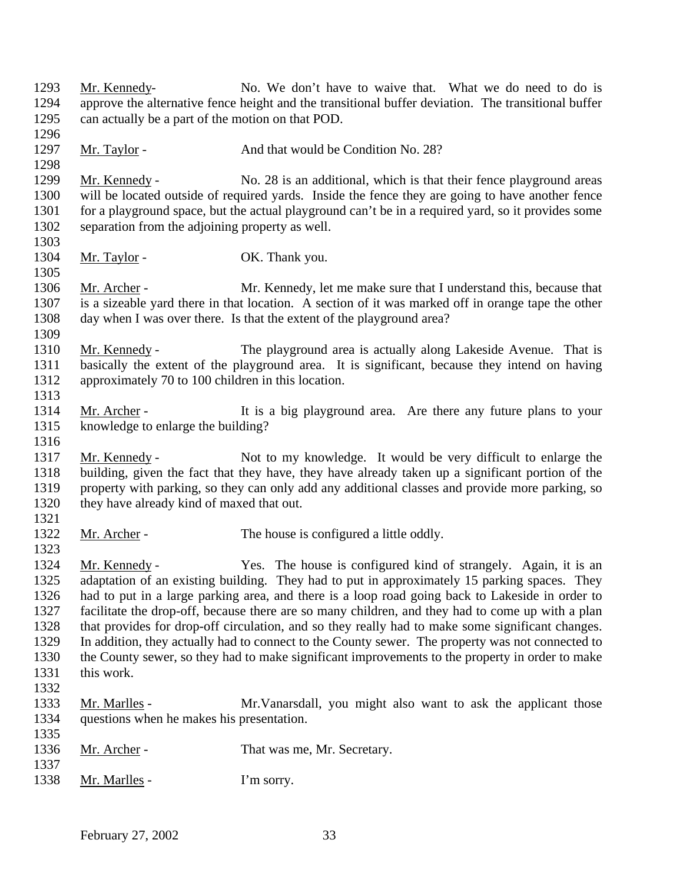Mr. Kennedy- No. We don't have to waive that. What we do need to do is approve the alternative fence height and the transitional buffer deviation. The transitional buffer can actually be a part of the motion on that POD.

Mr. Taylor - And that would be Condition No. 28?

Mr. Kennedy - No. 28 is an additional, which is that their fence playground areas will be located outside of required yards. Inside the fence they are going to have another fence for a playground space, but the actual playground can't be in a required yard, so it provides some separation from the adjoining property as well.

Mr. Taylor - OK. Thank you.

Mr. Archer - Mr. Kennedy, let me make sure that I understand this, because that is a sizeable yard there in that location. A section of it was marked off in orange tape the other day when I was over there. Is that the extent of the playground area?

Mr. Kennedy - The playground area is actually along Lakeside Avenue. That is basically the extent of the playground area. It is significant, because they intend on having approximately 70 to 100 children in this location.

Mr. Archer - It is a big playground area. Are there any future plans to your knowledge to enlarge the building?

Mr. Kennedy - Not to my knowledge. It would be very difficult to enlarge the building, given the fact that they have, they have already taken up a significant portion of the property with parking, so they can only add any additional classes and provide more parking, so they have already kind of maxed that out.

Mr. Archer - The house is configured a little oddly.

Mr. Kennedy - Yes. The house is configured kind of strangely. Again, it is an adaptation of an existing building. They had to put in approximately 15 parking spaces. They had to put in a large parking area, and there is a loop road going back to Lakeside in order to facilitate the drop-off, because there are so many children, and they had to come up with a plan that provides for drop-off circulation, and so they really had to make some significant changes. In addition, they actually had to connect to the County sewer. The property was not connected to the County sewer, so they had to make significant improvements to the property in order to make this work.

Mr. Marlles - Mr.Vanarsdall, you might also want to ask the applicant those questions when he makes his presentation.

Mr. Archer - That was me, Mr. Secretary.

Mr. Marlles - I'm sorry.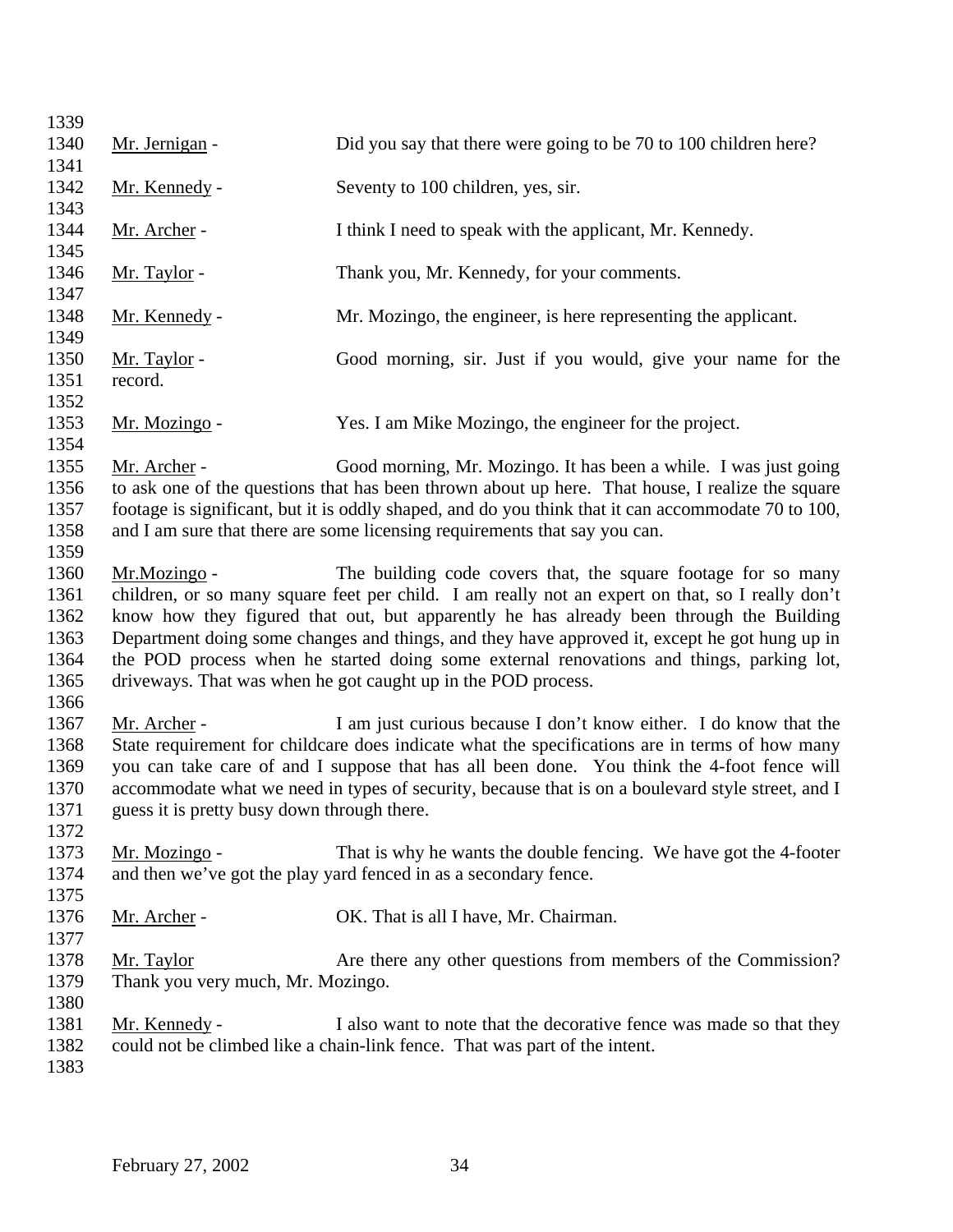Mr. Jernigan - Did you say that there were going to be 70 to 100 children here?

Mr. Kennedy - Seventy to 100 children, yes, sir.

Mr. Archer - I think I need to speak with the applicant, Mr. Kennedy.

Mr. Taylor - Thank you, Mr. Kennedy, for your comments.

Mr. Kennedy - Mr. Mozingo, the engineer, is here representing the applicant.

Mr. Taylor - Good morning, sir. Just if you would, give your name for the record.

Mr. Mozingo - Yes. I am Mike Mozingo, the engineer for the project.

Mr. Archer - Good morning, Mr. Mozingo. It has been a while. I was just going to ask one of the questions that has been thrown about up here. That house, I realize the square footage is significant, but it is oddly shaped, and do you think that it can accommodate 70 to 100, and I am sure that there are some licensing requirements that say you can.

Mr.Mozingo - The building code covers that, the square footage for so many children, or so many square feet per child. I am really not an expert on that, so I really don't know how they figured that out, but apparently he has already been through the Building Department doing some changes and things, and they have approved it, except he got hung up in the POD process when he started doing some external renovations and things, parking lot, driveways. That was when he got caught up in the POD process.

Mr. Archer - I am just curious because I don't know either. I do know that the State requirement for childcare does indicate what the specifications are in terms of how many you can take care of and I suppose that has all been done. You think the 4-foot fence will accommodate what we need in types of security, because that is on a boulevard style street, and I guess it is pretty busy down through there.

Mr. Mozingo - That is why he wants the double fencing. We have got the 4-footer and then we've got the play yard fenced in as a secondary fence.

Mr. Archer - OK. That is all I have, Mr. Chairman.

Mr. Taylor Are there any other questions from members of the Commission? Thank you very much, Mr. Mozingo.

Mr. Kennedy - I also want to note that the decorative fence was made so that they could not be climbed like a chain-link fence. That was part of the intent.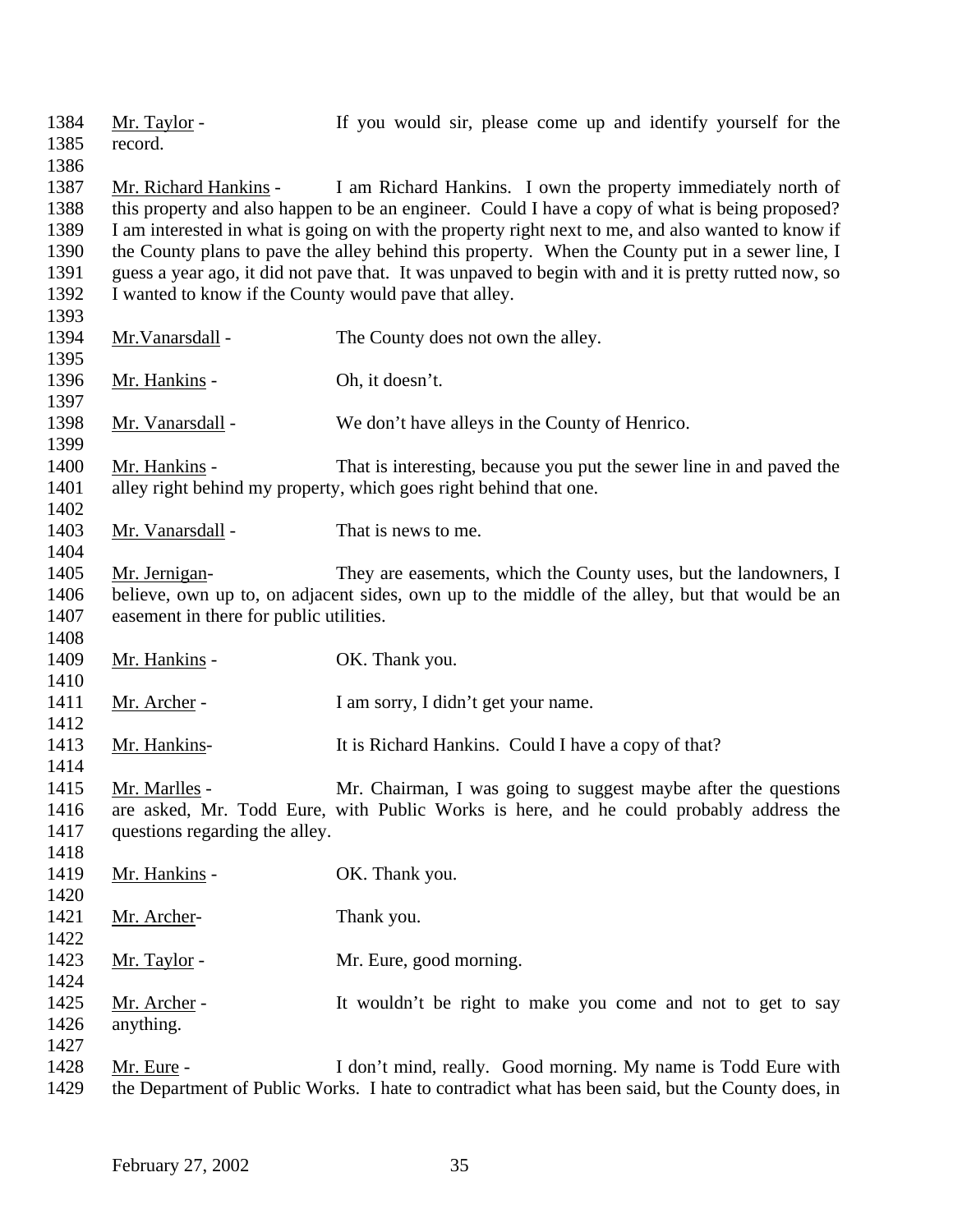Mr. Taylor - If you would sir, please come up and identify yourself for the record.

Mr. Richard Hankins - I am Richard Hankins. I own the property immediately north of this property and also happen to be an engineer. Could I have a copy of what is being proposed? I am interested in what is going on with the property right next to me, and also wanted to know if the County plans to pave the alley behind this property. When the County put in a sewer line, I guess a year ago, it did not pave that. It was unpaved to begin with and it is pretty rutted now, so I wanted to know if the County would pave that alley.

Mr.Vanarsdall - The County does not own the alley.

Mr. Hankins - Oh, it doesn't.

Mr. Vanarsdall - We don't have alleys in the County of Henrico.

Mr. Hankins - That is interesting, because you put the sewer line in and paved the alley right behind my property, which goes right behind that one.

Mr. Vanarsdall - That is news to me.

Mr. Jernigan- They are easements, which the County uses, but the landowners, I believe, own up to, on adjacent sides, own up to the middle of the alley, but that would be an easement in there for public utilities.

Mr. Hankins - OK. Thank you.

Mr. Archer - I am sorry, I didn't get your name.

Mr. Hankins- It is Richard Hankins. Could I have a copy of that?

Mr. Marlles - Mr. Chairman, I was going to suggest maybe after the questions are asked, Mr. Todd Eure, with Public Works is here, and he could probably address the questions regarding the alley.

Mr. Hankins - OK. Thank you.

Mr. Archer- Thank you.

Mr. Taylor - Mr. Eure, good morning.

Mr. Archer - It wouldn't be right to make you come and not to get to say anything.

Mr. Eure - I don't mind, really. Good morning. My name is Todd Eure with the Department of Public Works. I hate to contradict what has been said, but the County does, in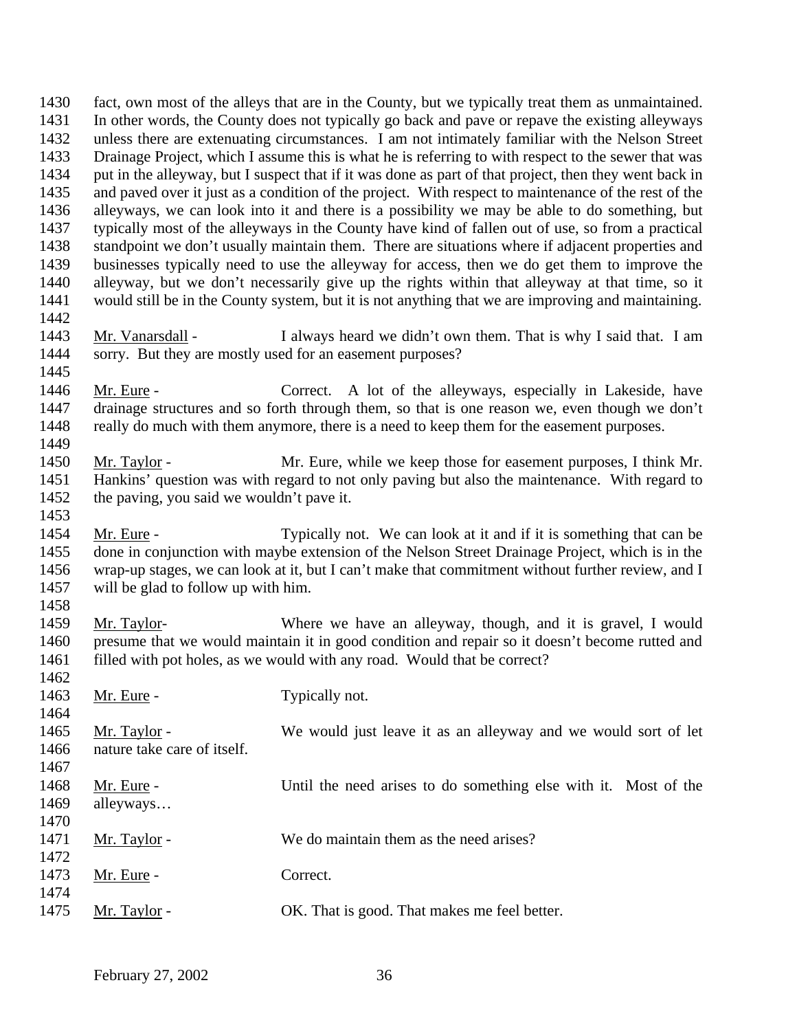fact, own most of the alleys that are in the County, but we typically treat them as unmaintained. In other words, the County does not typically go back and pave or repave the existing alleyways unless there are extenuating circumstances. I am not intimately familiar with the Nelson Street Drainage Project, which I assume this is what he is referring to with respect to the sewer that was put in the alleyway, but I suspect that if it was done as part of that project, then they went back in and paved over it just as a condition of the project. With respect to maintenance of the rest of the alleyways, we can look into it and there is a possibility we may be able to do something, but typically most of the alleyways in the County have kind of fallen out of use, so from a practical standpoint we don't usually maintain them. There are situations where if adjacent properties and businesses typically need to use the alleyway for access, then we do get them to improve the alleyway, but we don't necessarily give up the rights within that alleyway at that time, so it would still be in the County system, but it is not anything that we are improving and maintaining.

Mr. Vanarsdall - I always heard we didn't own them. That is why I said that. I am sorry. But they are mostly used for an easement purposes?

Mr. Eure - Correct. A lot of the alleyways, especially in Lakeside, have drainage structures and so forth through them, so that is one reason we, even though we don't really do much with them anymore, there is a need to keep them for the easement purposes.

Mr. Taylor - Mr. Eure, while we keep those for easement purposes, I think Mr. Hankins' question was with regard to not only paving but also the maintenance. With regard to the paving, you said we wouldn't pave it.

Mr. Eure - Typically not. We can look at it and if it is something that can be done in conjunction with maybe extension of the Nelson Street Drainage Project, which is in the wrap-up stages, we can look at it, but I can't make that commitment without further review, and I will be glad to follow up with him.

Mr. Taylor- Where we have an alleyway, though, and it is gravel, I would presume that we would maintain it in good condition and repair so it doesn't become rutted and filled with pot holes, as we would with any road. Would that be correct?

Mr. Eure - Typically not.

Mr. Taylor - We would just leave it as an alleyway and we would sort of let nature take care of itself.

Mr. Eure - Until the need arises to do something else with it. Most of the alleyways…

Mr. Taylor - We do maintain them as the need arises?

Mr. Eure - Correct.

Mr. Taylor - OK. That is good. That makes me feel better.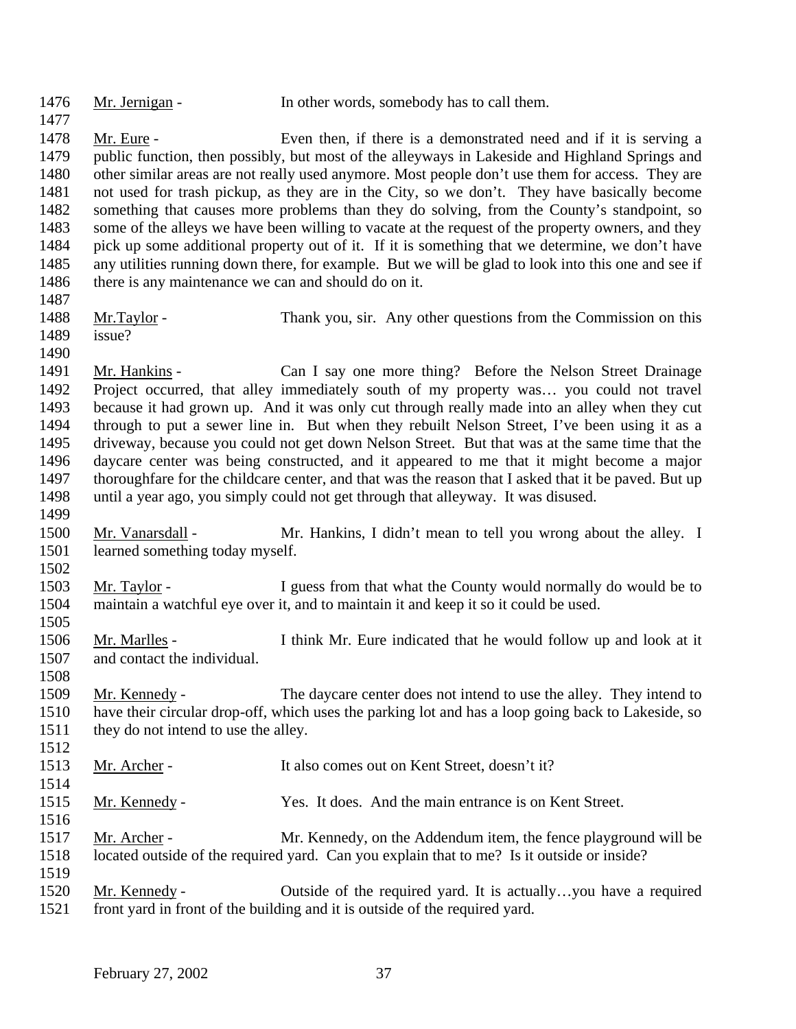1476 Mr. Jernigan - In other words, somebody has to call them.

1477

1478 Mr. Eure - Even then, if there is a demonstrated need and if it is serving a
1479 public function, then possibly, but most of the alleyways in Lakeside and Highland Springs and
1480 other similar areas are not really used anymore. Most people don't use them for access. They are
1481 not used for trash pickup, as they are in the City, so we don't. They have basically become
1482 something that causes more problems than they do solving, from the County's standpoint, so
1483 some of the alleys we have been willing to vacate at the request of the property owners, and they
1484 pick up some additional property out of it. If it is something that we determine, we don't have
1485 any utilities running down there, for example. But we will be glad to look into this one and see if
1486 there is any maintenance we can and should do on it.

1487

1488 Mr.Taylor - Thank you, sir. Any other questions from the Commission on this
1489 issue?

1490

1491 Mr. Hankins - Can I say one more thing? Before the Nelson Street Drainage
1492 Project occurred, that alley immediately south of my property was… you could not travel
1493 because it had grown up. And it was only cut through really made into an alley when they cut
1494 through to put a sewer line in. But when they rebuilt Nelson Street, I've been using it as a
1495 driveway, because you could not get down Nelson Street. But that was at the same time that the
1496 daycare center was being constructed, and it appeared to me that it might become a major
1497 thoroughfare for the childcare center, and that was the reason that I asked that it be paved. But up
1498 until a year ago, you simply could not get through that alleyway. It was disused.

1499

1500 Mr. Vanarsdall - Mr. Hankins, I didn't mean to tell you wrong about the alley. I
1501 learned something today myself.

1502

1503 Mr. Taylor - I guess from that what the County would normally do would be to
1504 maintain a watchful eye over it, and to maintain it and keep it so it could be used.

1505

1506 Mr. Marlles - I think Mr. Eure indicated that he would follow up and look at it
1507 and contact the individual.

1508

1509 Mr. Kennedy - The daycare center does not intend to use the alley. They intend to
1510 have their circular drop-off, which uses the parking lot and has a loop going back to Lakeside, so
1511 they do not intend to use the alley.

1512

1513 Mr. Archer - It also comes out on Kent Street, doesn't it?

1514

1515 Mr. Kennedy - Yes. It does. And the main entrance is on Kent Street.

1516

1517 Mr. Archer - Mr. Kennedy, on the Addendum item, the fence playground will be
1518 located outside of the required yard. Can you explain that to me? Is it outside or inside?

1519

1520 Mr. Kennedy - Outside of the required yard. It is actually…you have a required
1521 front yard in front of the building and it is outside of the required yard.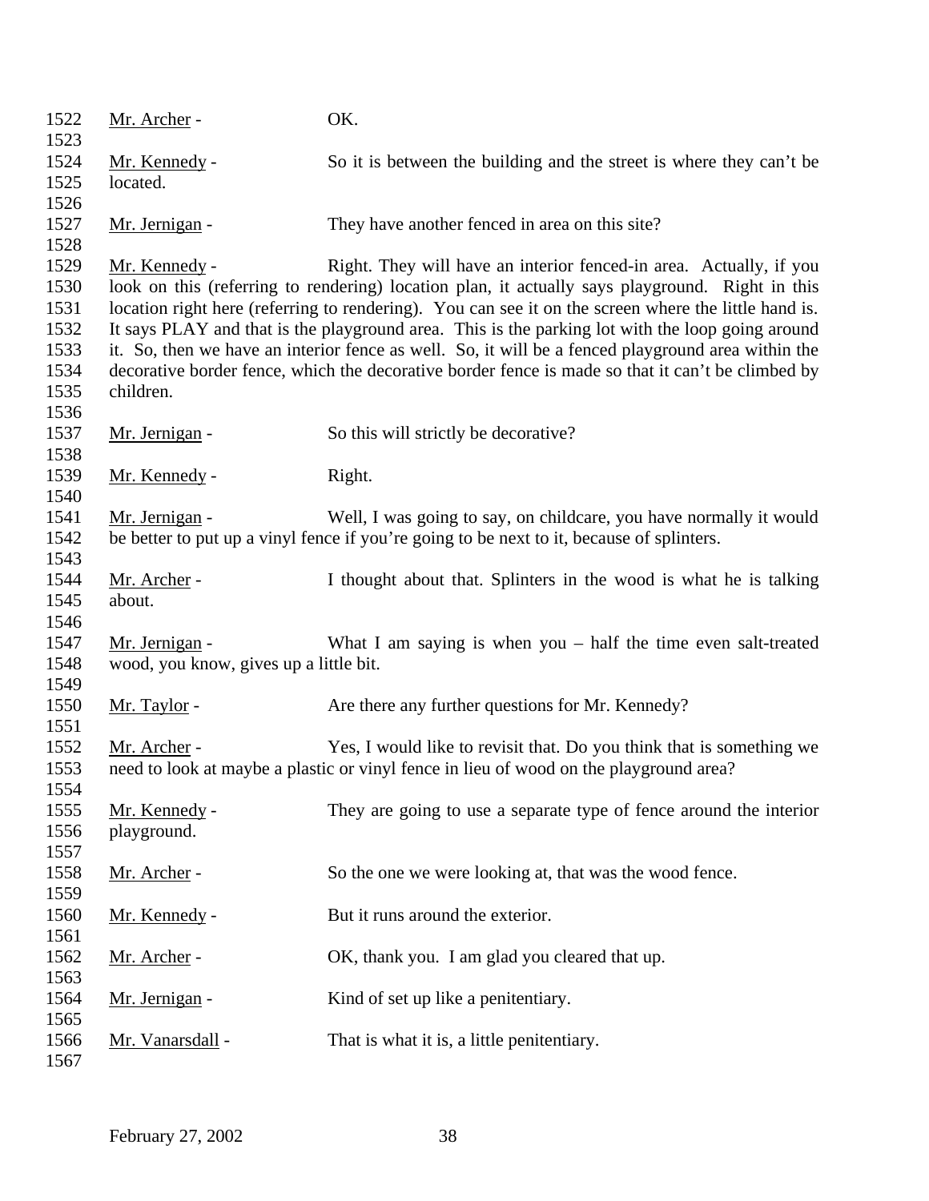Mr. Archer - OK.

Mr. Kennedy - So it is between the building and the street is where they can't be located.

Mr. Jernigan - They have another fenced in area on this site?

Mr. Kennedy - Right. They will have an interior fenced-in area. Actually, if you look on this (referring to rendering) location plan, it actually says playground. Right in this location right here (referring to rendering). You can see it on the screen where the little hand is. It says PLAY and that is the playground area. This is the parking lot with the loop going around it. So, then we have an interior fence as well. So, it will be a fenced playground area within the decorative border fence, which the decorative border fence is made so that it can't be climbed by children.

Mr. Jernigan - So this will strictly be decorative?

Mr. Kennedy - Right.

Mr. Jernigan - Well, I was going to say, on childcare, you have normally it would be better to put up a vinyl fence if you're going to be next to it, because of splinters.

Mr. Archer - I thought about that. Splinters in the wood is what he is talking about.

Mr. Jernigan - What I am saying is when you – half the time even salt-treated wood, you know, gives up a little bit.

Mr. Taylor - Are there any further questions for Mr. Kennedy?

Mr. Archer - Yes, I would like to revisit that. Do you think that is something we need to look at maybe a plastic or vinyl fence in lieu of wood on the playground area?

Mr. Kennedy - They are going to use a separate type of fence around the interior playground.

Mr. Archer - So the one we were looking at, that was the wood fence.

Mr. Kennedy - But it runs around the exterior.

Mr. Archer - OK, thank you. I am glad you cleared that up.

Mr. Jernigan - Kind of set up like a penitentiary.

Mr. Vanarsdall - That is what it is, a little penitentiary.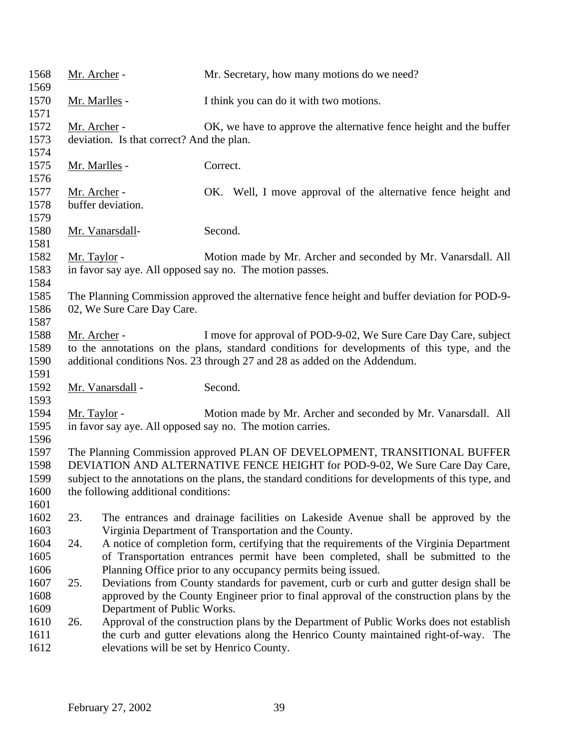Mr. Archer - Mr. Secretary, how many motions do we need?

Mr. Marlles - I think you can do it with two motions.

Mr. Archer - OK, we have to approve the alternative fence height and the buffer deviation. Is that correct? And the plan.

Mr. Marlles - Correct.

Mr. Archer - OK. Well, I move approval of the alternative fence height and buffer deviation.

Mr. Vanarsdall- Second.

Mr. Taylor - Motion made by Mr. Archer and seconded by Mr. Vanarsdall. All in favor say aye. All opposed say no. The motion passes.

The Planning Commission approved the alternative fence height and buffer deviation for POD-9-02, We Sure Care Day Care.

Mr. Archer - I move for approval of POD-9-02, We Sure Care Day Care, subject to the annotations on the plans, standard conditions for developments of this type, and the additional conditions Nos. 23 through 27 and 28 as added on the Addendum.

Mr. Vanarsdall - Second.

Mr. Taylor - Motion made by Mr. Archer and seconded by Mr. Vanarsdall. All in favor say aye. All opposed say no. The motion carries.

The Planning Commission approved PLAN OF DEVELOPMENT, TRANSITIONAL BUFFER DEVIATION AND ALTERNATIVE FENCE HEIGHT for POD-9-02, We Sure Care Day Care, subject to the annotations on the plans, the standard conditions for developments of this type, and the following additional conditions:

23. The entrances and drainage facilities on Lakeside Avenue shall be approved by the Virginia Department of Transportation and the County.
24. A notice of completion form, certifying that the requirements of the Virginia Department of Transportation entrances permit have been completed, shall be submitted to the Planning Office prior to any occupancy permits being issued.
25. Deviations from County standards for pavement, curb or curb and gutter design shall be approved by the County Engineer prior to final approval of the construction plans by the Department of Public Works.
26. Approval of the construction plans by the Department of Public Works does not establish the curb and gutter elevations along the Henrico County maintained right-of-way. The elevations will be set by Henrico County.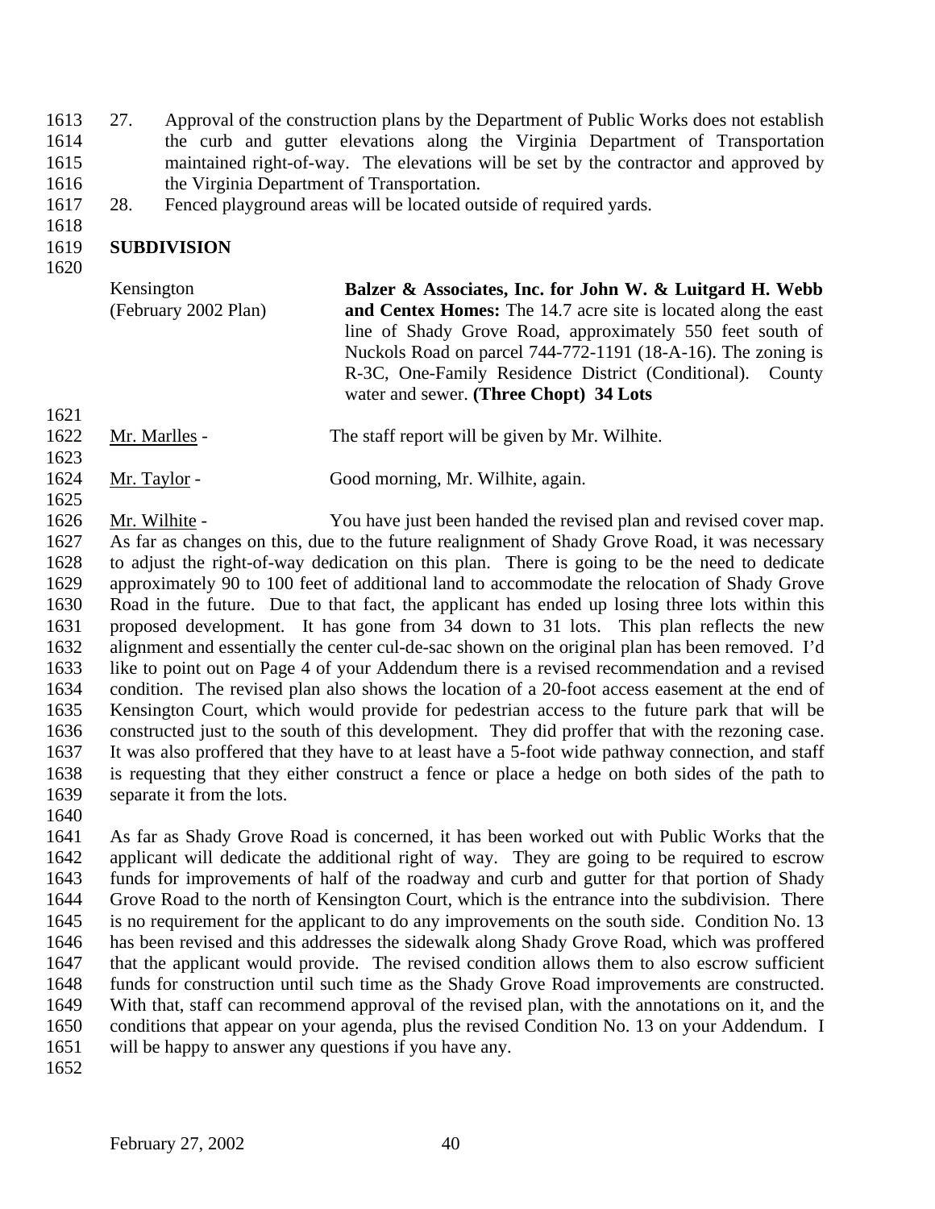27. Approval of the construction plans by the Department of Public Works does not establish the curb and gutter elevations along the Virginia Department of Transportation maintained right-of-way. The elevations will be set by the contractor and approved by the Virginia Department of Transportation.
28. Fenced playground areas will be located outside of required yards.

**SUBDIVISION**

| | |
|---|---|
| Kensington (February 2002 Plan) | **Balzer & Associates, Inc. for John W. & Luitgard H. Webb and Centex Homes:** The 14.7 acre site is located along the east line of Shady Grove Road, approximately 550 feet south of Nuckols Road on parcel 744-772-1191 (18-A-16). The zoning is R-3C, One-Family Residence District (Conditional). County water and sewer. **(Three Chopt) 34 Lots** |

Mr. Marlles - The staff report will be given by Mr. Wilhite.

Mr. Taylor - Good morning, Mr. Wilhite, again.

Mr. Wilhite - You have just been handed the revised plan and revised cover map. As far as changes on this, due to the future realignment of Shady Grove Road, it was necessary to adjust the right-of-way dedication on this plan. There is going to be the need to dedicate approximately 90 to 100 feet of additional land to accommodate the relocation of Shady Grove Road in the future. Due to that fact, the applicant has ended up losing three lots within this proposed development. It has gone from 34 down to 31 lots. This plan reflects the new alignment and essentially the center cul-de-sac shown on the original plan has been removed. I'd like to point out on Page 4 of your Addendum there is a revised recommendation and a revised condition. The revised plan also shows the location of a 20-foot access easement at the end of Kensington Court, which would provide for pedestrian access to the future park that will be constructed just to the south of this development. They did proffer that with the rezoning case. It was also proffered that they have to at least have a 5-foot wide pathway connection, and staff is requesting that they either construct a fence or place a hedge on both sides of the path to separate it from the lots.

As far as Shady Grove Road is concerned, it has been worked out with Public Works that the applicant will dedicate the additional right of way. They are going to be required to escrow funds for improvements of half of the roadway and curb and gutter for that portion of Shady Grove Road to the north of Kensington Court, which is the entrance into the subdivision. There is no requirement for the applicant to do any improvements on the south side. Condition No. 13 has been revised and this addresses the sidewalk along Shady Grove Road, which was proffered that the applicant would provide. The revised condition allows them to also escrow sufficient funds for construction until such time as the Shady Grove Road improvements are constructed. With that, staff can recommend approval of the revised plan, with the annotations on it, and the conditions that appear on your agenda, plus the revised Condition No. 13 on your Addendum. I will be happy to answer any questions if you have any.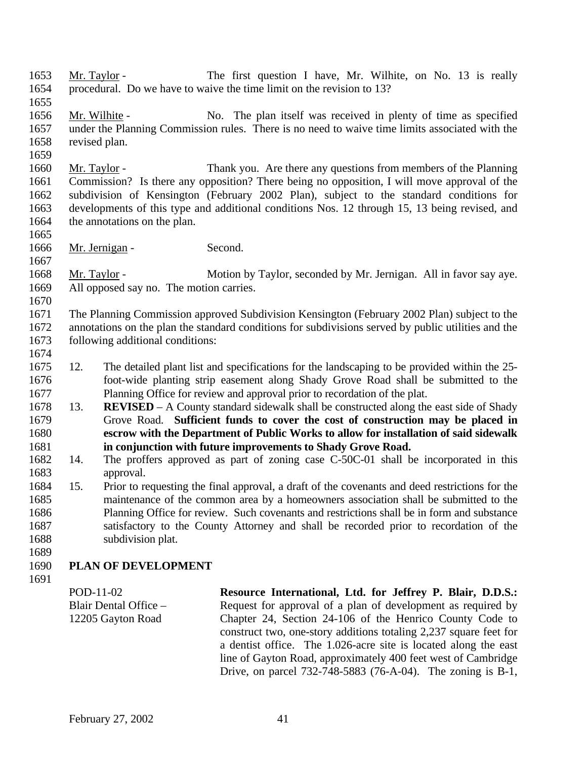Mr. Taylor - The first question I have, Mr. Wilhite, on No. 13 is really procedural. Do we have to waive the time limit on the revision to 13?

Mr. Wilhite - No. The plan itself was received in plenty of time as specified under the Planning Commission rules. There is no need to waive time limits associated with the revised plan.

Mr. Taylor - Thank you. Are there any questions from members of the Planning Commission? Is there any opposition? There being no opposition, I will move approval of the subdivision of Kensington (February 2002 Plan), subject to the standard conditions for developments of this type and additional conditions Nos. 12 through 15, 13 being revised, and the annotations on the plan.

Mr. Jernigan - Second.

Mr. Taylor - Motion by Taylor, seconded by Mr. Jernigan. All in favor say aye. All opposed say no. The motion carries.

The Planning Commission approved Subdivision Kensington (February 2002 Plan) subject to the annotations on the plan the standard conditions for subdivisions served by public utilities and the following additional conditions:

12. The detailed plant list and specifications for the landscaping to be provided within the 25-foot-wide planting strip easement along Shady Grove Road shall be submitted to the Planning Office for review and approval prior to recordation of the plat.
13. **REVISED** – A County standard sidewalk shall be constructed along the east side of Shady Grove Road. **Sufficient funds to cover the cost of construction may be placed in escrow with the Department of Public Works to allow for installation of said sidewalk in conjunction with future improvements to Shady Grove Road.**
14. The proffers approved as part of zoning case C-50C-01 shall be incorporated in this approval.
15. Prior to requesting the final approval, a draft of the covenants and deed restrictions for the maintenance of the common area by a homeowners association shall be submitted to the Planning Office for review. Such covenants and restrictions shall be in form and substance satisfactory to the County Attorney and shall be recorded prior to recordation of the subdivision plat.

## PLAN OF DEVELOPMENT

POD-11-02
Blair Dental Office –
12205 Gayton Road

**Resource International, Ltd. for Jeffrey P. Blair, D.D.S.:** Request for approval of a plan of development as required by Chapter 24, Section 24-106 of the Henrico County Code to construct two, one-story additions totaling 2,237 square feet for a dentist office. The 1.026-acre site is located along the east line of Gayton Road, approximately 400 feet west of Cambridge Drive, on parcel 732-748-5883 (76-A-04). The zoning is B-1,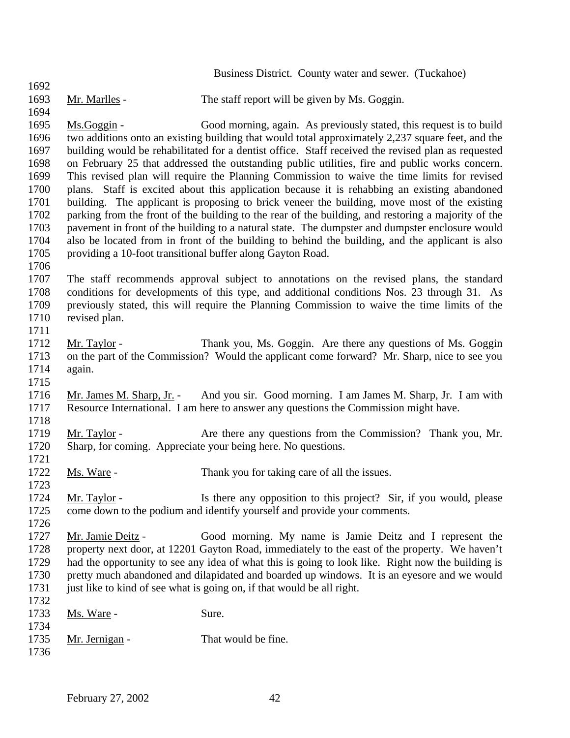Business District. County water and sewer. (Tuckahoe)

Mr. Marlles - The staff report will be given by Ms. Goggin.

Ms.Goggin - Good morning, again. As previously stated, this request is to build two additions onto an existing building that would total approximately 2,237 square feet, and the building would be rehabilitated for a dentist office. Staff received the revised plan as requested on February 25 that addressed the outstanding public utilities, fire and public works concern. This revised plan will require the Planning Commission to waive the time limits for revised plans. Staff is excited about this application because it is rehabbing an existing abandoned building. The applicant is proposing to brick veneer the building, move most of the existing parking from the front of the building to the rear of the building, and restoring a majority of the pavement in front of the building to a natural state. The dumpster and dumpster enclosure would also be located from in front of the building to behind the building, and the applicant is also providing a 10-foot transitional buffer along Gayton Road.

The staff recommends approval subject to annotations on the revised plans, the standard conditions for developments of this type, and additional conditions Nos. 23 through 31. As previously stated, this will require the Planning Commission to waive the time limits of the revised plan.

Mr. Taylor - Thank you, Ms. Goggin. Are there any questions of Ms. Goggin on the part of the Commission? Would the applicant come forward? Mr. Sharp, nice to see you again.

Mr. James M. Sharp, Jr. - And you sir. Good morning. I am James M. Sharp, Jr. I am with Resource International. I am here to answer any questions the Commission might have.

Mr. Taylor - Are there any questions from the Commission? Thank you, Mr. Sharp, for coming. Appreciate your being here. No questions.

Ms. Ware - Thank you for taking care of all the issues.

Mr. Taylor - Is there any opposition to this project? Sir, if you would, please come down to the podium and identify yourself and provide your comments.

Mr. Jamie Deitz - Good morning. My name is Jamie Deitz and I represent the property next door, at 12201 Gayton Road, immediately to the east of the property. We haven't had the opportunity to see any idea of what this is going to look like. Right now the building is pretty much abandoned and dilapidated and boarded up windows. It is an eyesore and we would just like to kind of see what is going on, if that would be all right.

Ms. Ware - Sure.

Mr. Jernigan - That would be fine.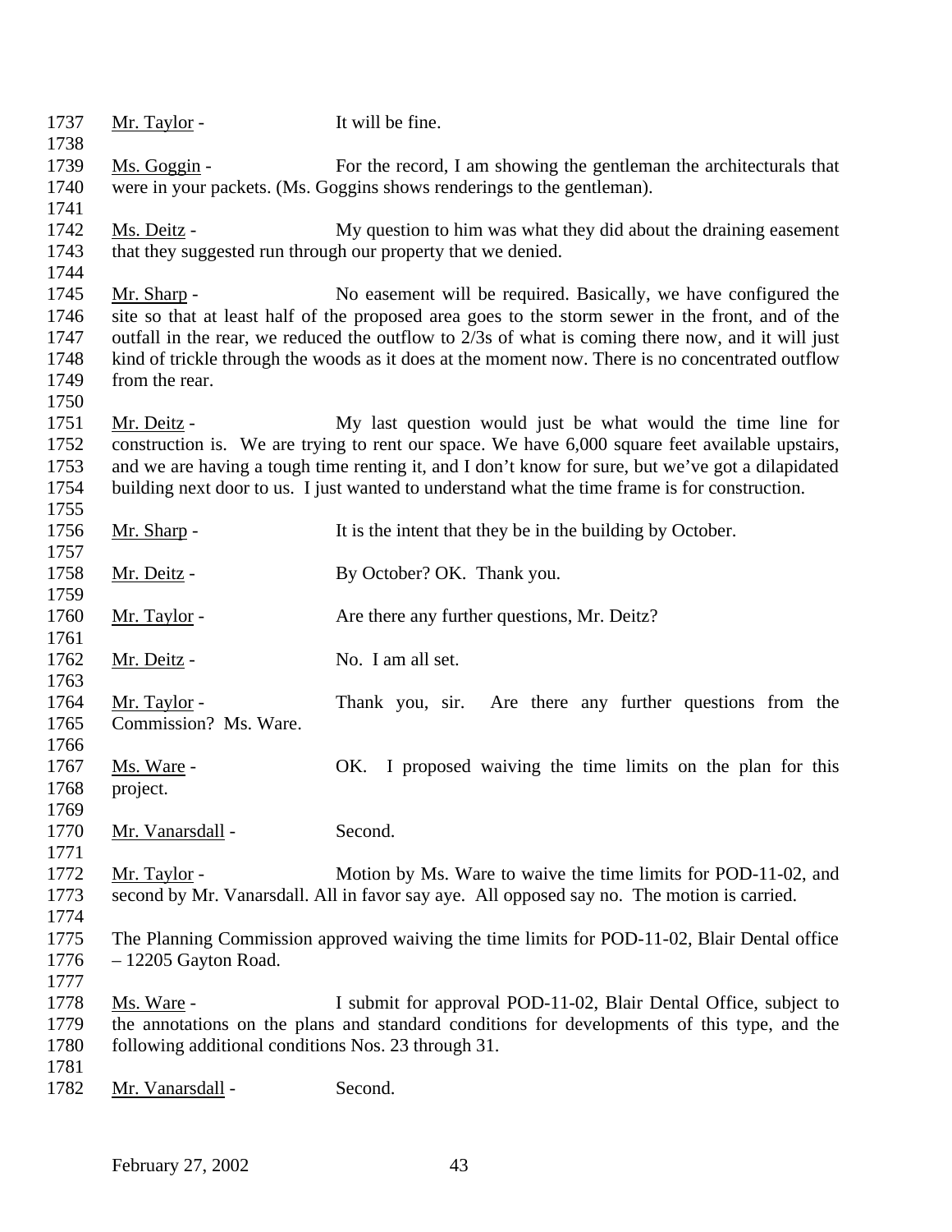1737 Mr. Taylor - It will be fine.

1738

1739 Ms. Goggin - For the record, I am showing the gentleman the architecturals that
1740 were in your packets. (Ms. Goggins shows renderings to the gentleman).

1741

1742 Ms. Deitz - My question to him was what they did about the draining easement
1743 that they suggested run through our property that we denied.

1744

1745 Mr. Sharp - No easement will be required. Basically, we have configured the
1746 site so that at least half of the proposed area goes to the storm sewer in the front, and of the
1747 outfall in the rear, we reduced the outflow to 2/3s of what is coming there now, and it will just
1748 kind of trickle through the woods as it does at the moment now. There is no concentrated outflow
1749 from the rear.

1750

1751 Mr. Deitz - My last question would just be what would the time line for
1752 construction is. We are trying to rent our space. We have 6,000 square feet available upstairs,
1753 and we are having a tough time renting it, and I don't know for sure, but we've got a dilapidated
1754 building next door to us. I just wanted to understand what the time frame is for construction.

1755

1756 Mr. Sharp - It is the intent that they be in the building by October.

1757

1758 Mr. Deitz - By October? OK. Thank you.

1759

1760 Mr. Taylor - Are there any further questions, Mr. Deitz?

1761

1762 Mr. Deitz - No. I am all set.

1763

1764 Mr. Taylor - Thank you, sir. Are there any further questions from the
1765 Commission? Ms. Ware.

1766

1767 Ms. Ware - OK. I proposed waiving the time limits on the plan for this
1768 project.

1769

1770 Mr. Vanarsdall - Second.

1771

1772 Mr. Taylor - Motion by Ms. Ware to waive the time limits for POD-11-02, and
1773 second by Mr. Vanarsdall. All in favor say aye. All opposed say no. The motion is carried.

1774

1775 The Planning Commission approved waiving the time limits for POD-11-02, Blair Dental office
1776 – 12205 Gayton Road.

1777

1778 Ms. Ware - I submit for approval POD-11-02, Blair Dental Office, subject to
1779 the annotations on the plans and standard conditions for developments of this type, and the
1780 following additional conditions Nos. 23 through 31.

1781

1782 Mr. Vanarsdall - Second.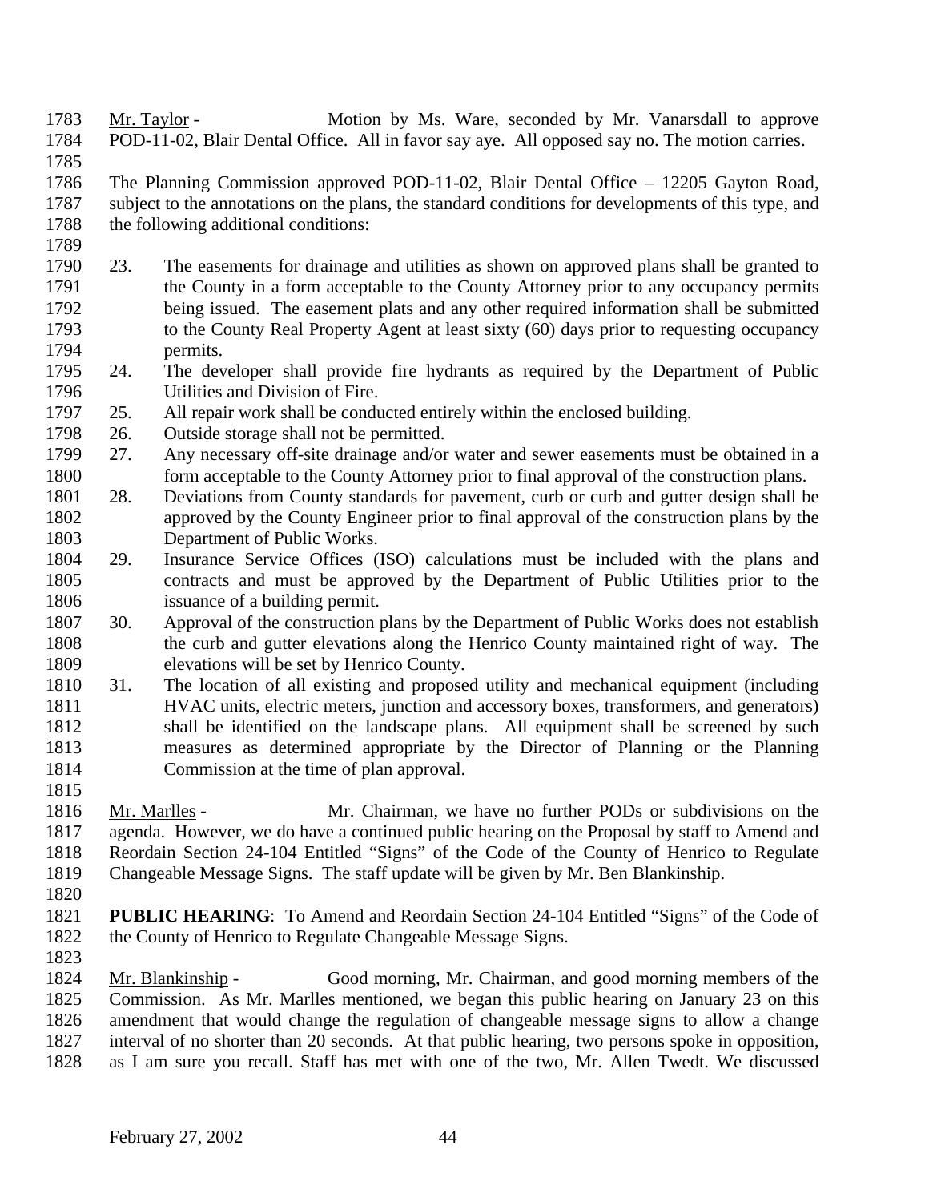Mr. Taylor - Motion by Ms. Ware, seconded by Mr. Vanarsdall to approve POD-11-02, Blair Dental Office. All in favor say aye. All opposed say no. The motion carries.

The Planning Commission approved POD-11-02, Blair Dental Office – 12205 Gayton Road, subject to the annotations on the plans, the standard conditions for developments of this type, and the following additional conditions:

23. The easements for drainage and utilities as shown on approved plans shall be granted to the County in a form acceptable to the County Attorney prior to any occupancy permits being issued. The easement plats and any other required information shall be submitted to the County Real Property Agent at least sixty (60) days prior to requesting occupancy permits.
24. The developer shall provide fire hydrants as required by the Department of Public Utilities and Division of Fire.
25. All repair work shall be conducted entirely within the enclosed building.
26. Outside storage shall not be permitted.
27. Any necessary off-site drainage and/or water and sewer easements must be obtained in a form acceptable to the County Attorney prior to final approval of the construction plans.
28. Deviations from County standards for pavement, curb or curb and gutter design shall be approved by the County Engineer prior to final approval of the construction plans by the Department of Public Works.
29. Insurance Service Offices (ISO) calculations must be included with the plans and contracts and must be approved by the Department of Public Utilities prior to the issuance of a building permit.
30. Approval of the construction plans by the Department of Public Works does not establish the curb and gutter elevations along the Henrico County maintained right of way. The elevations will be set by Henrico County.
31. The location of all existing and proposed utility and mechanical equipment (including HVAC units, electric meters, junction and accessory boxes, transformers, and generators) shall be identified on the landscape plans. All equipment shall be screened by such measures as determined appropriate by the Director of Planning or the Planning Commission at the time of plan approval.

Mr. Marlles - Mr. Chairman, we have no further PODs or subdivisions on the agenda. However, we do have a continued public hearing on the Proposal by staff to Amend and Reordain Section 24-104 Entitled "Signs" of the Code of the County of Henrico to Regulate Changeable Message Signs. The staff update will be given by Mr. Ben Blankinship.

**PUBLIC HEARING**: To Amend and Reordain Section 24-104 Entitled "Signs" of the Code of the County of Henrico to Regulate Changeable Message Signs.

Mr. Blankinship - Good morning, Mr. Chairman, and good morning members of the Commission. As Mr. Marlles mentioned, we began this public hearing on January 23 on this amendment that would change the regulation of changeable message signs to allow a change interval of no shorter than 20 seconds. At that public hearing, two persons spoke in opposition, as I am sure you recall. Staff has met with one of the two, Mr. Allen Twedt. We discussed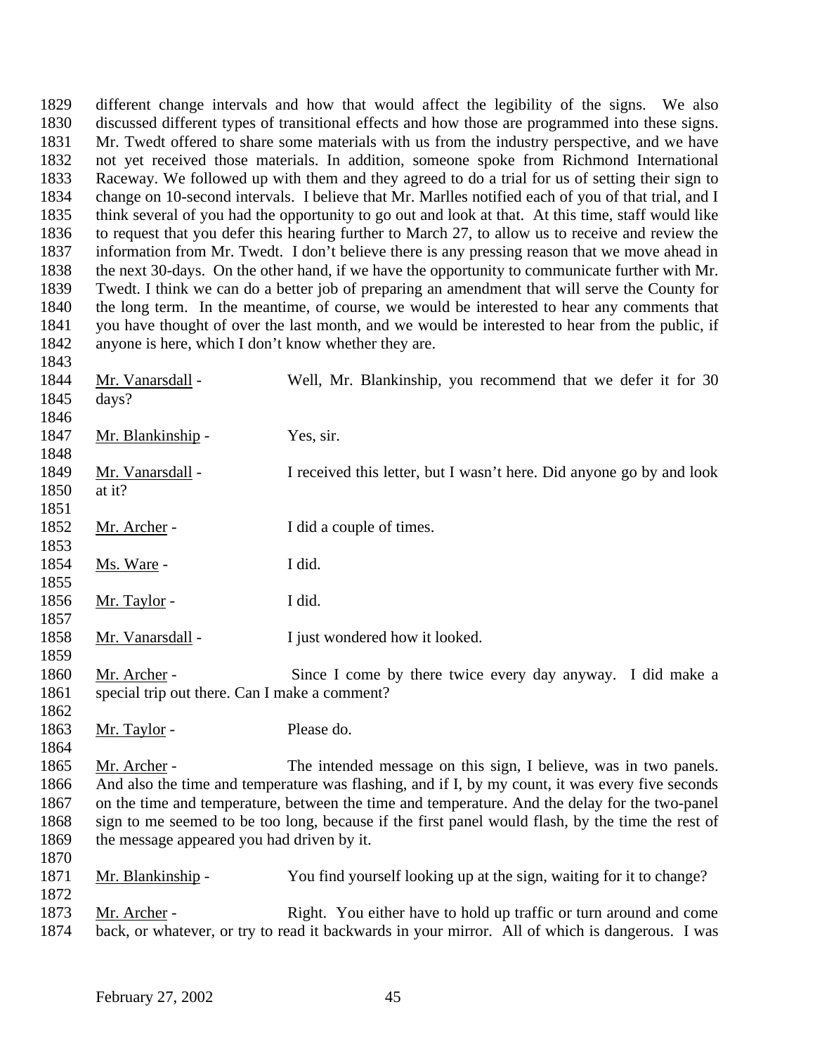different change intervals and how that would affect the legibility of the signs. We also discussed different types of transitional effects and how those are programmed into these signs. Mr. Twedt offered to share some materials with us from the industry perspective, and we have not yet received those materials. In addition, someone spoke from Richmond International Raceway. We followed up with them and they agreed to do a trial for us of setting their sign to change on 10-second intervals. I believe that Mr. Marlles notified each of you of that trial, and I think several of you had the opportunity to go out and look at that. At this time, staff would like to request that you defer this hearing further to March 27, to allow us to receive and review the information from Mr. Twedt. I don't believe there is any pressing reason that we move ahead in the next 30-days. On the other hand, if we have the opportunity to communicate further with Mr. Twedt. I think we can do a better job of preparing an amendment that will serve the County for the long term. In the meantime, of course, we would be interested to hear any comments that you have thought of over the last month, and we would be interested to hear from the public, if anyone is here, which I don't know whether they are.

<u>Mr. Vanarsdall</u> - Well, Mr. Blankinship, you recommend that we defer it for 30 days?

<u>Mr. Blankinship</u> - Yes, sir.

<u>Mr. Vanarsdall</u> - I received this letter, but I wasn't here. Did anyone go by and look at it?

<u>Mr. Archer</u> - I did a couple of times.

<u>Ms. Ware</u> - I did.

<u>Mr. Taylor</u> - I did.

<u>Mr. Vanarsdall</u> - I just wondered how it looked.

<u>Mr. Archer</u> - Since I come by there twice every day anyway. I did make a special trip out there. Can I make a comment?

<u>Mr. Taylor</u> - Please do.

<u>Mr. Archer</u> - The intended message on this sign, I believe, was in two panels. And also the time and temperature was flashing, and if I, by my count, it was every five seconds on the time and temperature, between the time and temperature. And the delay for the two-panel sign to me seemed to be too long, because if the first panel would flash, by the time the rest of the message appeared you had driven by it.

<u>Mr. Blankinship</u> - You find yourself looking up at the sign, waiting for it to change?

<u>Mr. Archer</u> - Right. You either have to hold up traffic or turn around and come back, or whatever, or try to read it backwards in your mirror. All of which is dangerous. I was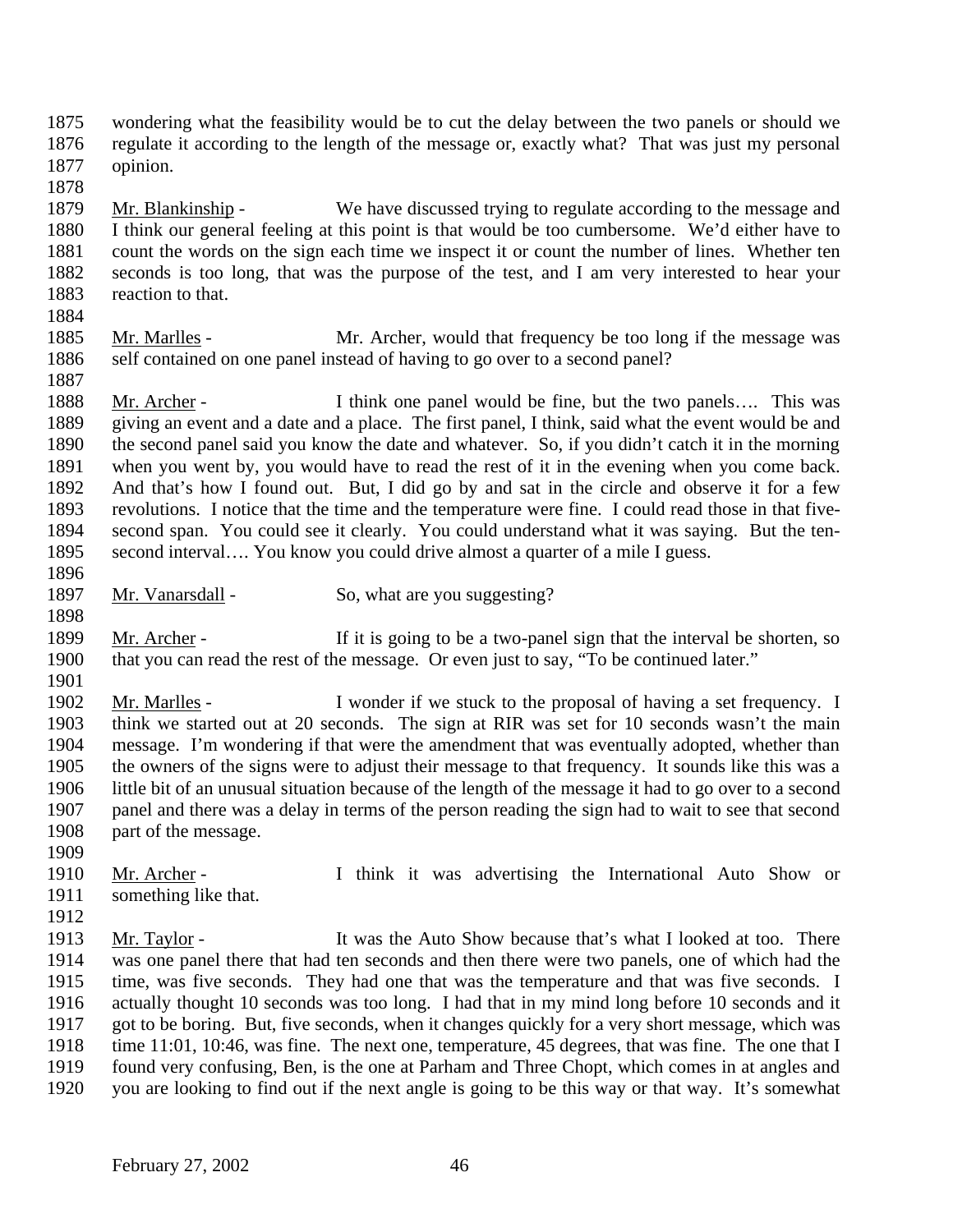wondering what the feasibility would be to cut the delay between the two panels or should we regulate it according to the length of the message or, exactly what? That was just my personal opinion.

Mr. Blankinship - We have discussed trying to regulate according to the message and I think our general feeling at this point is that would be too cumbersome. We'd either have to count the words on the sign each time we inspect it or count the number of lines. Whether ten seconds is too long, that was the purpose of the test, and I am very interested to hear your reaction to that.

Mr. Marlles - Mr. Archer, would that frequency be too long if the message was self contained on one panel instead of having to go over to a second panel?

Mr. Archer - I think one panel would be fine, but the two panels…. This was giving an event and a date and a place. The first panel, I think, said what the event would be and the second panel said you know the date and whatever. So, if you didn't catch it in the morning when you went by, you would have to read the rest of it in the evening when you come back. And that's how I found out. But, I did go by and sat in the circle and observe it for a few revolutions. I notice that the time and the temperature were fine. I could read those in that five-second span. You could see it clearly. You could understand what it was saying. But the ten-second interval…. You know you could drive almost a quarter of a mile I guess.

Mr. Vanarsdall - So, what are you suggesting?

Mr. Archer - If it is going to be a two-panel sign that the interval be shorten, so that you can read the rest of the message. Or even just to say, "To be continued later."

Mr. Marlles - I wonder if we stuck to the proposal of having a set frequency. I think we started out at 20 seconds. The sign at RIR was set for 10 seconds wasn't the main message. I'm wondering if that were the amendment that was eventually adopted, whether than the owners of the signs were to adjust their message to that frequency. It sounds like this was a little bit of an unusual situation because of the length of the message it had to go over to a second panel and there was a delay in terms of the person reading the sign had to wait to see that second part of the message.

Mr. Archer - I think it was advertising the International Auto Show or something like that.

Mr. Taylor - It was the Auto Show because that's what I looked at too. There was one panel there that had ten seconds and then there were two panels, one of which had the time, was five seconds. They had one that was the temperature and that was five seconds. I actually thought 10 seconds was too long. I had that in my mind long before 10 seconds and it got to be boring. But, five seconds, when it changes quickly for a very short message, which was time 11:01, 10:46, was fine. The next one, temperature, 45 degrees, that was fine. The one that I found very confusing, Ben, is the one at Parham and Three Chopt, which comes in at angles and you are looking to find out if the next angle is going to be this way or that way. It's somewhat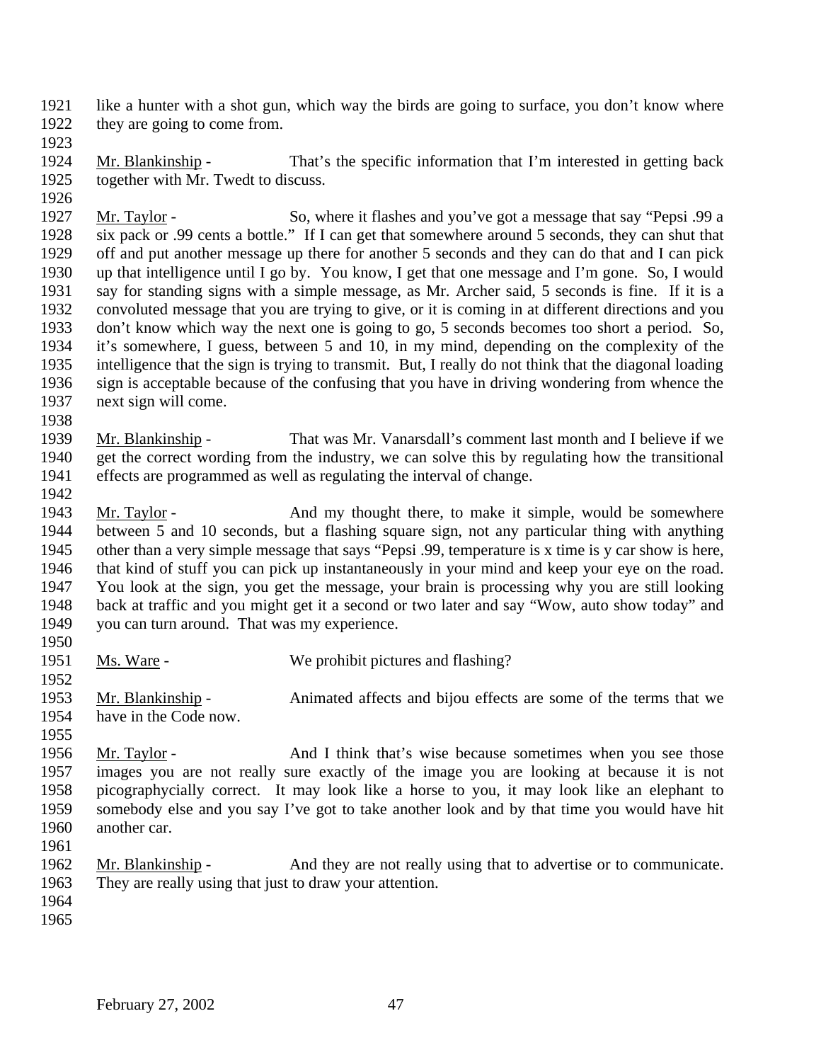like a hunter with a shot gun, which way the birds are going to surface, you don't know where they are going to come from.

Mr. Blankinship - That's the specific information that I'm interested in getting back together with Mr. Twedt to discuss.

Mr. Taylor - So, where it flashes and you've got a message that say "Pepsi .99 a six pack or .99 cents a bottle." If I can get that somewhere around 5 seconds, they can shut that off and put another message up there for another 5 seconds and they can do that and I can pick up that intelligence until I go by. You know, I get that one message and I'm gone. So, I would say for standing signs with a simple message, as Mr. Archer said, 5 seconds is fine. If it is a convoluted message that you are trying to give, or it is coming in at different directions and you don't know which way the next one is going to go, 5 seconds becomes too short a period. So, it's somewhere, I guess, between 5 and 10, in my mind, depending on the complexity of the intelligence that the sign is trying to transmit. But, I really do not think that the diagonal loading sign is acceptable because of the confusing that you have in driving wondering from whence the next sign will come.

Mr. Blankinship - That was Mr. Vanarsdall's comment last month and I believe if we get the correct wording from the industry, we can solve this by regulating how the transitional effects are programmed as well as regulating the interval of change.

Mr. Taylor - And my thought there, to make it simple, would be somewhere between 5 and 10 seconds, but a flashing square sign, not any particular thing with anything other than a very simple message that says "Pepsi .99, temperature is x time is y car show is here, that kind of stuff you can pick up instantaneously in your mind and keep your eye on the road. You look at the sign, you get the message, your brain is processing why you are still looking back at traffic and you might get it a second or two later and say "Wow, auto show today" and you can turn around. That was my experience.

Ms. Ware - We prohibit pictures and flashing?

Mr. Blankinship - Animated affects and bijou effects are some of the terms that we have in the Code now.

Mr. Taylor - And I think that's wise because sometimes when you see those images you are not really sure exactly of the image you are looking at because it is not picographycially correct. It may look like a horse to you, it may look like an elephant to somebody else and you say I've got to take another look and by that time you would have hit another car.

Mr. Blankinship - And they are not really using that to advertise or to communicate. They are really using that just to draw your attention.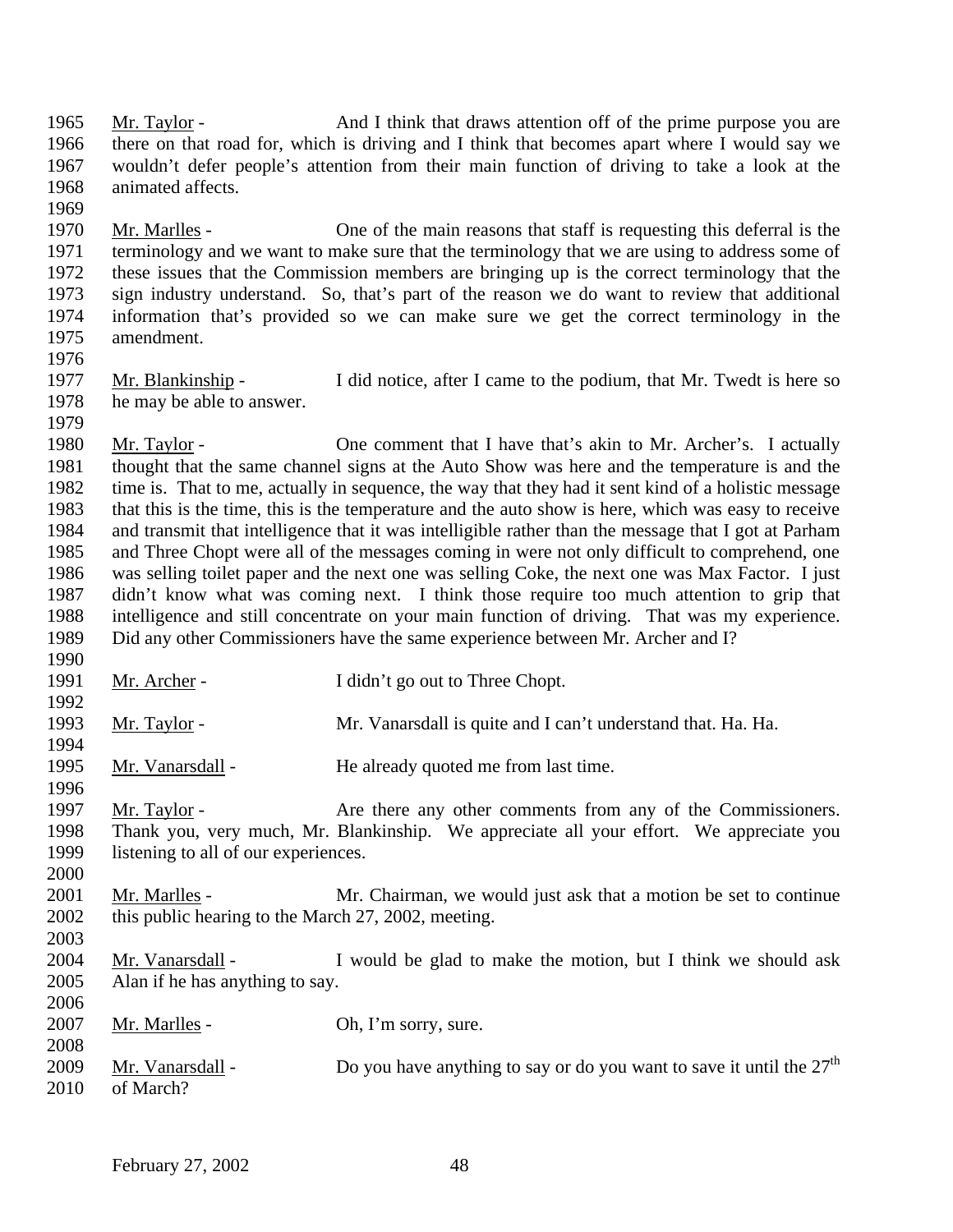Mr. Taylor - And I think that draws attention off of the prime purpose you are there on that road for, which is driving and I think that becomes apart where I would say we wouldn't defer people's attention from their main function of driving to take a look at the animated affects.

Mr. Marlles - One of the main reasons that staff is requesting this deferral is the terminology and we want to make sure that the terminology that we are using to address some of these issues that the Commission members are bringing up is the correct terminology that the sign industry understand. So, that's part of the reason we do want to review that additional information that's provided so we can make sure we get the correct terminology in the amendment.

Mr. Blankinship - I did notice, after I came to the podium, that Mr. Twedt is here so he may be able to answer.

Mr. Taylor - One comment that I have that's akin to Mr. Archer's. I actually thought that the same channel signs at the Auto Show was here and the temperature is and the time is. That to me, actually in sequence, the way that they had it sent kind of a holistic message that this is the time, this is the temperature and the auto show is here, which was easy to receive and transmit that intelligence that it was intelligible rather than the message that I got at Parham and Three Chopt were all of the messages coming in were not only difficult to comprehend, one was selling toilet paper and the next one was selling Coke, the next one was Max Factor. I just didn't know what was coming next. I think those require too much attention to grip that intelligence and still concentrate on your main function of driving. That was my experience. Did any other Commissioners have the same experience between Mr. Archer and I?

Mr. Archer - I didn't go out to Three Chopt.

Mr. Taylor - Mr. Vanarsdall is quite and I can't understand that. Ha. Ha.

Mr. Vanarsdall - He already quoted me from last time.

Mr. Taylor - Are there any other comments from any of the Commissioners. Thank you, very much, Mr. Blankinship. We appreciate all your effort. We appreciate you listening to all of our experiences.

Mr. Marlles - Mr. Chairman, we would just ask that a motion be set to continue this public hearing to the March 27, 2002, meeting.

Mr. Vanarsdall - I would be glad to make the motion, but I think we should ask Alan if he has anything to say.

Mr. Marlles - Oh, I'm sorry, sure.

Mr. Vanarsdall - Do you have anything to say or do you want to save it until the 27th of March?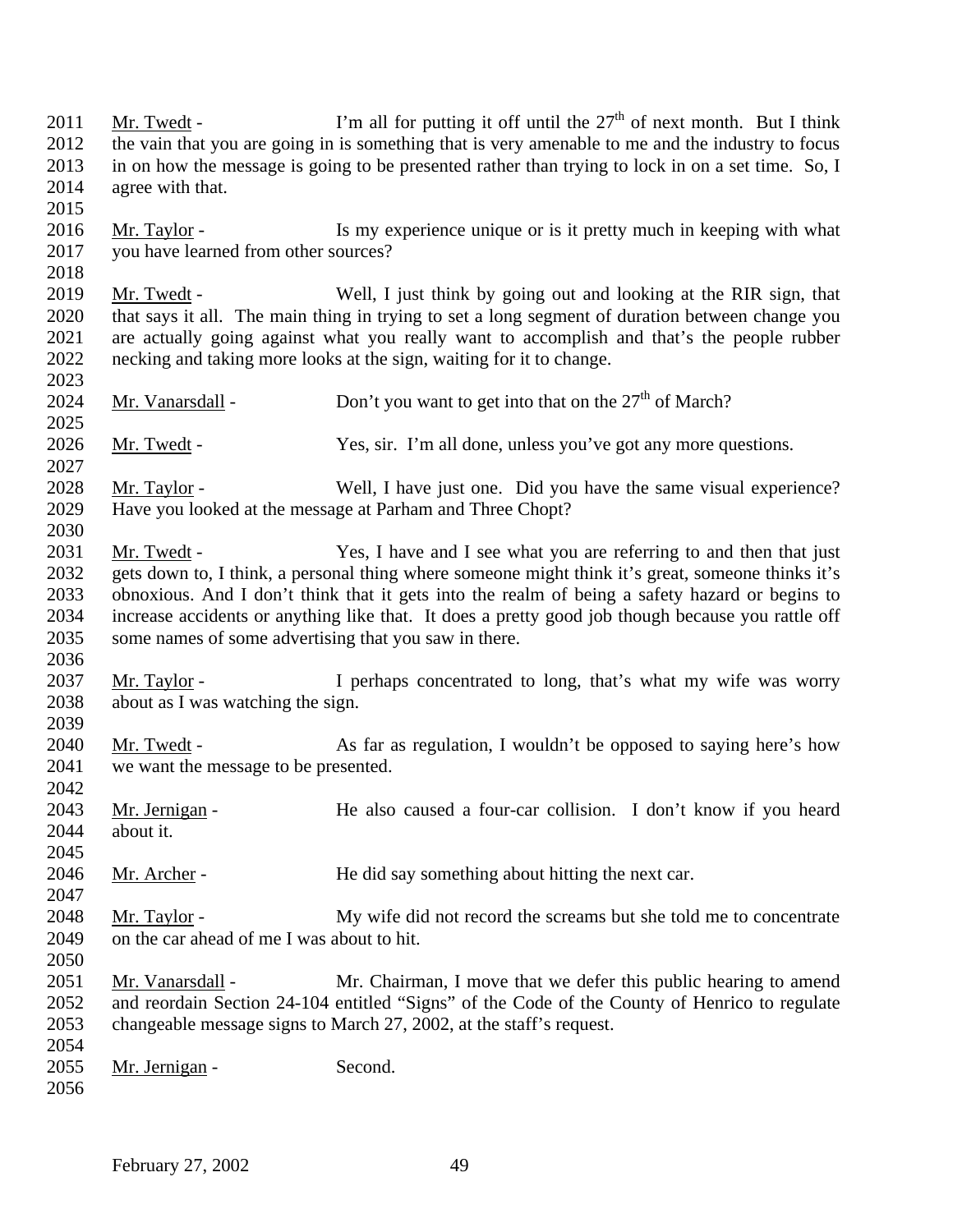Mr. Twedt - I'm all for putting it off until the 27th of next month. But I think the vain that you are going in is something that is very amenable to me and the industry to focus in on how the message is going to be presented rather than trying to lock in on a set time. So, I agree with that.

Mr. Taylor - Is my experience unique or is it pretty much in keeping with what you have learned from other sources?

Mr. Twedt - Well, I just think by going out and looking at the RIR sign, that that says it all. The main thing in trying to set a long segment of duration between change you are actually going against what you really want to accomplish and that's the people rubber necking and taking more looks at the sign, waiting for it to change.

Mr. Vanarsdall - Don't you want to get into that on the 27th of March?

Mr. Twedt - Yes, sir. I'm all done, unless you've got any more questions.

Mr. Taylor - Well, I have just one. Did you have the same visual experience? Have you looked at the message at Parham and Three Chopt?

Mr. Twedt - Yes, I have and I see what you are referring to and then that just gets down to, I think, a personal thing where someone might think it's great, someone thinks it's obnoxious. And I don't think that it gets into the realm of being a safety hazard or begins to increase accidents or anything like that. It does a pretty good job though because you rattle off some names of some advertising that you saw in there.

Mr. Taylor - I perhaps concentrated to long, that's what my wife was worry about as I was watching the sign.

Mr. Twedt - As far as regulation, I wouldn't be opposed to saying here's how we want the message to be presented.

Mr. Jernigan - He also caused a four-car collision. I don't know if you heard about it.

Mr. Archer - He did say something about hitting the next car.

Mr. Taylor - My wife did not record the screams but she told me to concentrate on the car ahead of me I was about to hit.

Mr. Vanarsdall - Mr. Chairman, I move that we defer this public hearing to amend and reordain Section 24-104 entitled "Signs" of the Code of the County of Henrico to regulate changeable message signs to March 27, 2002, at the staff's request.

Mr. Jernigan - Second.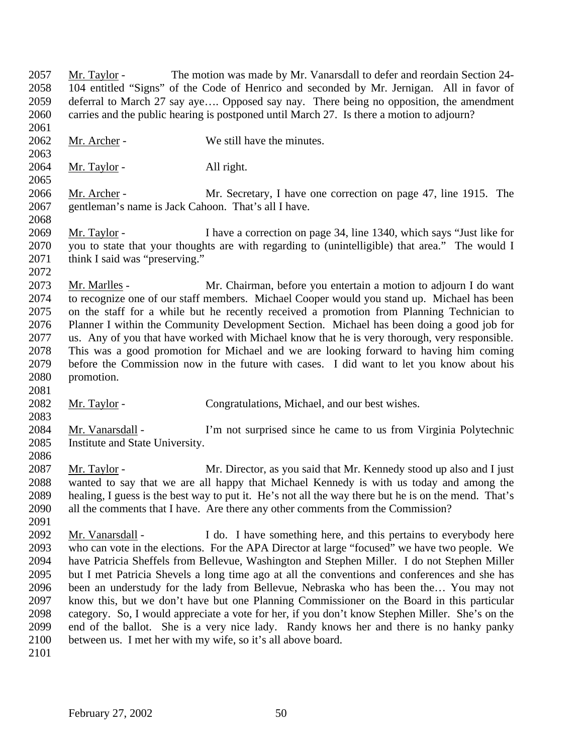Mr. Taylor - The motion was made by Mr. Vanarsdall to defer and reordain Section 24-104 entitled "Signs" of the Code of Henrico and seconded by Mr. Jernigan. All in favor of deferral to March 27 say aye…. Opposed say nay. There being no opposition, the amendment carries and the public hearing is postponed until March 27. Is there a motion to adjourn?

Mr. Archer - We still have the minutes.

Mr. Taylor - All right.

Mr. Archer - Mr. Secretary, I have one correction on page 47, line 1915. The gentleman's name is Jack Cahoon. That's all I have.

Mr. Taylor - I have a correction on page 34, line 1340, which says "Just like for you to state that your thoughts are with regarding to (unintelligible) that area." The would I think I said was "preserving."

Mr. Marlles - Mr. Chairman, before you entertain a motion to adjourn I do want to recognize one of our staff members. Michael Cooper would you stand up. Michael has been on the staff for a while but he recently received a promotion from Planning Technician to Planner I within the Community Development Section. Michael has been doing a good job for us. Any of you that have worked with Michael know that he is very thorough, very responsible. This was a good promotion for Michael and we are looking forward to having him coming before the Commission now in the future with cases. I did want to let you know about his promotion.

Mr. Taylor - Congratulations, Michael, and our best wishes.

Mr. Vanarsdall - I'm not surprised since he came to us from Virginia Polytechnic Institute and State University.

Mr. Taylor - Mr. Director, as you said that Mr. Kennedy stood up also and I just wanted to say that we are all happy that Michael Kennedy is with us today and among the healing, I guess is the best way to put it. He's not all the way there but he is on the mend. That's all the comments that I have. Are there any other comments from the Commission?

Mr. Vanarsdall - I do. I have something here, and this pertains to everybody here who can vote in the elections. For the APA Director at large "focused" we have two people. We have Patricia Sheffels from Bellevue, Washington and Stephen Miller. I do not Stephen Miller but I met Patricia Shevels a long time ago at all the conventions and conferences and she has been an understudy for the lady from Bellevue, Nebraska who has been the… You may not know this, but we don't have but one Planning Commissioner on the Board in this particular category. So, I would appreciate a vote for her, if you don't know Stephen Miller. She's on the end of the ballot. She is a very nice lady. Randy knows her and there is no hanky panky between us. I met her with my wife, so it's all above board.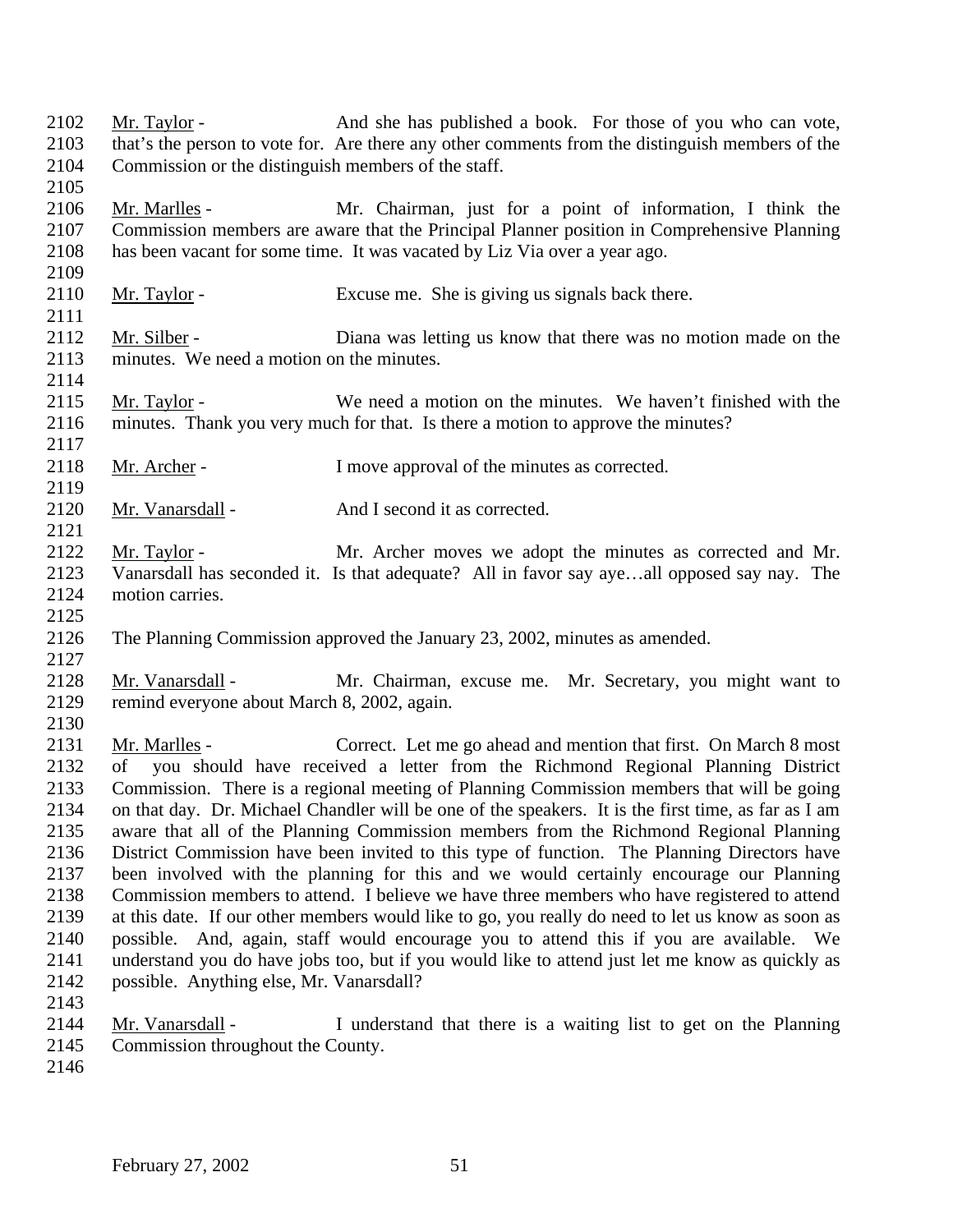Mr. Taylor - And she has published a book. For those of you who can vote, that's the person to vote for. Are there any other comments from the distinguish members of the Commission or the distinguish members of the staff.

Mr. Marlles - Mr. Chairman, just for a point of information, I think the Commission members are aware that the Principal Planner position in Comprehensive Planning has been vacant for some time. It was vacated by Liz Via over a year ago.

Mr. Taylor - Excuse me. She is giving us signals back there.

Mr. Silber - Diana was letting us know that there was no motion made on the minutes. We need a motion on the minutes.

Mr. Taylor - We need a motion on the minutes. We haven't finished with the minutes. Thank you very much for that. Is there a motion to approve the minutes?

Mr. Archer - I move approval of the minutes as corrected.

Mr. Vanarsdall - And I second it as corrected.

Mr. Taylor - Mr. Archer moves we adopt the minutes as corrected and Mr. Vanarsdall has seconded it. Is that adequate? All in favor say aye…all opposed say nay. The motion carries.

The Planning Commission approved the January 23, 2002, minutes as amended.

Mr. Vanarsdall - Mr. Chairman, excuse me. Mr. Secretary, you might want to remind everyone about March 8, 2002, again.

Mr. Marlles - Correct. Let me go ahead and mention that first. On March 8 most of you should have received a letter from the Richmond Regional Planning District Commission. There is a regional meeting of Planning Commission members that will be going on that day. Dr. Michael Chandler will be one of the speakers. It is the first time, as far as I am aware that all of the Planning Commission members from the Richmond Regional Planning District Commission have been invited to this type of function. The Planning Directors have been involved with the planning for this and we would certainly encourage our Planning Commission members to attend. I believe we have three members who have registered to attend at this date. If our other members would like to go, you really do need to let us know as soon as possible. And, again, staff would encourage you to attend this if you are available. We understand you do have jobs too, but if you would like to attend just let me know as quickly as possible. Anything else, Mr. Vanarsdall?

Mr. Vanarsdall - I understand that there is a waiting list to get on the Planning Commission throughout the County.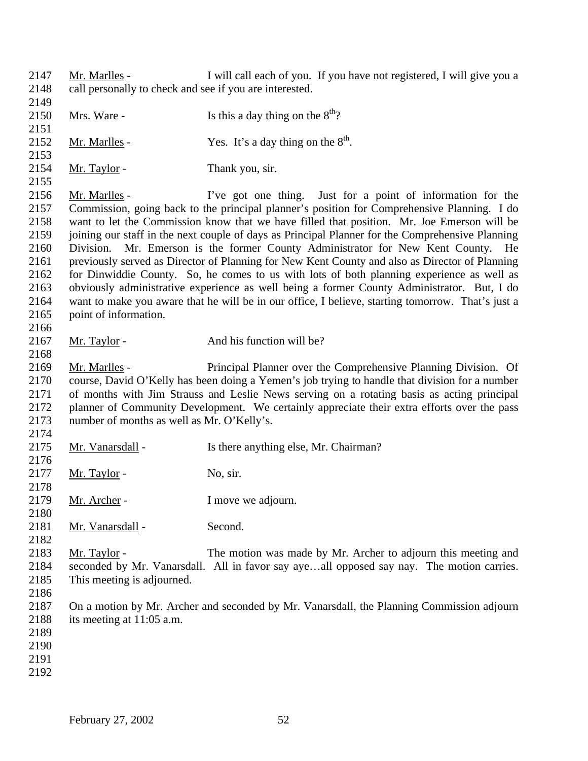Mr. Marlles - I will call each of you. If you have not registered, I will give you a call personally to check and see if you are interested.

Mrs. Ware - Is this a day thing on the 8th?

Mr. Marlles - Yes. It's a day thing on the 8th.

Mr. Taylor - Thank you, sir.

Mr. Marlles - I've got one thing. Just for a point of information for the Commission, going back to the principal planner's position for Comprehensive Planning. I do want to let the Commission know that we have filled that position. Mr. Joe Emerson will be joining our staff in the next couple of days as Principal Planner for the Comprehensive Planning Division. Mr. Emerson is the former County Administrator for New Kent County. He previously served as Director of Planning for New Kent County and also as Director of Planning for Dinwiddie County. So, he comes to us with lots of both planning experience as well as obviously administrative experience as well being a former County Administrator. But, I do want to make you aware that he will be in our office, I believe, starting tomorrow. That's just a point of information.

Mr. Taylor - And his function will be?

Mr. Marlles - Principal Planner over the Comprehensive Planning Division. Of course, David O'Kelly has been doing a Yemen's job trying to handle that division for a number of months with Jim Strauss and Leslie News serving on a rotating basis as acting principal planner of Community Development. We certainly appreciate their extra efforts over the pass number of months as well as Mr. O'Kelly's.

Mr. Vanarsdall - Is there anything else, Mr. Chairman?

Mr. Taylor - No, sir.

Mr. Archer - I move we adjourn.

Mr. Vanarsdall - Second.

Mr. Taylor - The motion was made by Mr. Archer to adjourn this meeting and seconded by Mr. Vanarsdall. All in favor say aye…all opposed say nay. The motion carries. This meeting is adjourned.

On a motion by Mr. Archer and seconded by Mr. Vanarsdall, the Planning Commission adjourn its meeting at 11:05 a.m.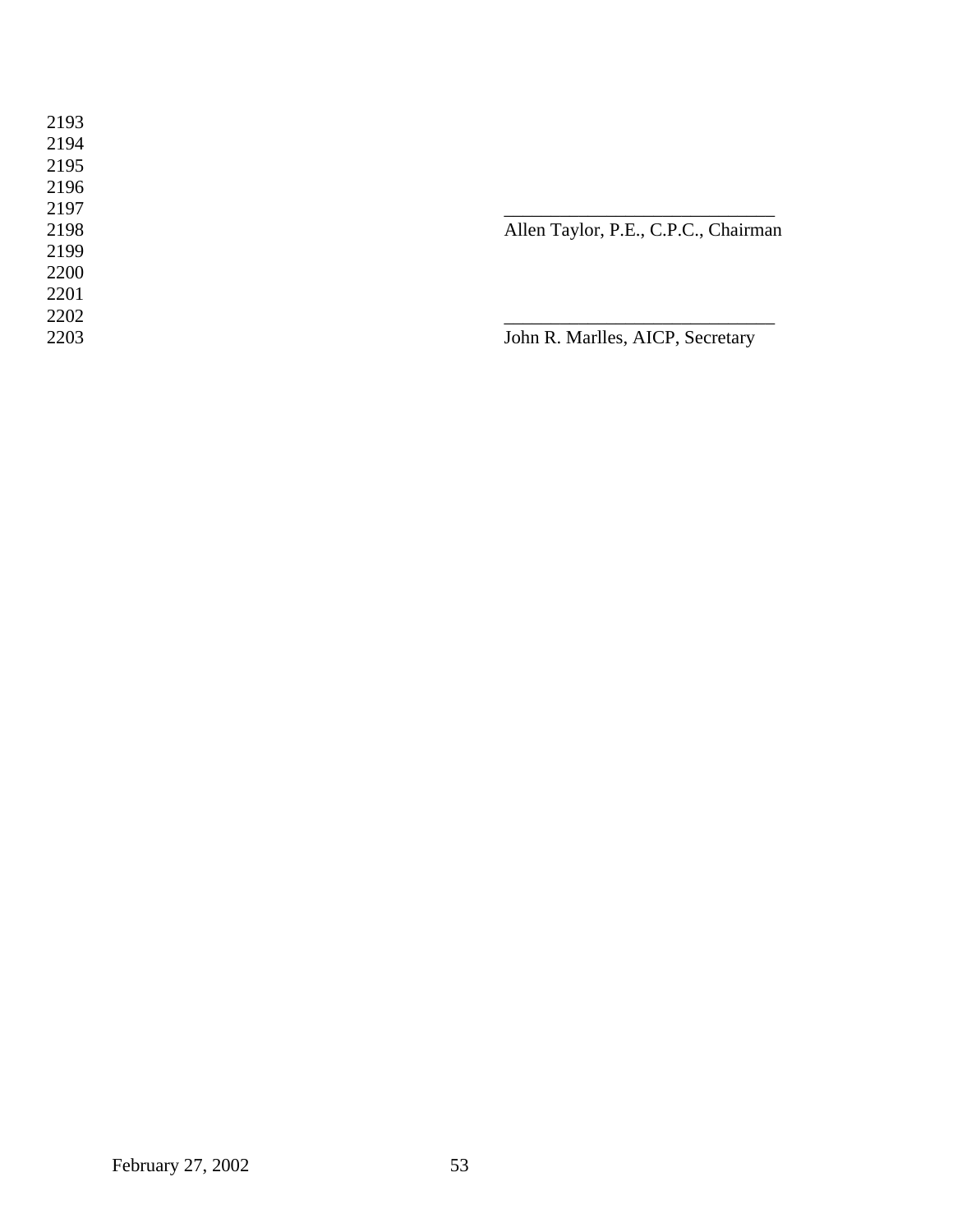_____________________________
Allen Taylor, P.E., C.P.C., Chairman

_____________________________
John R. Marlles, AICP, Secretary